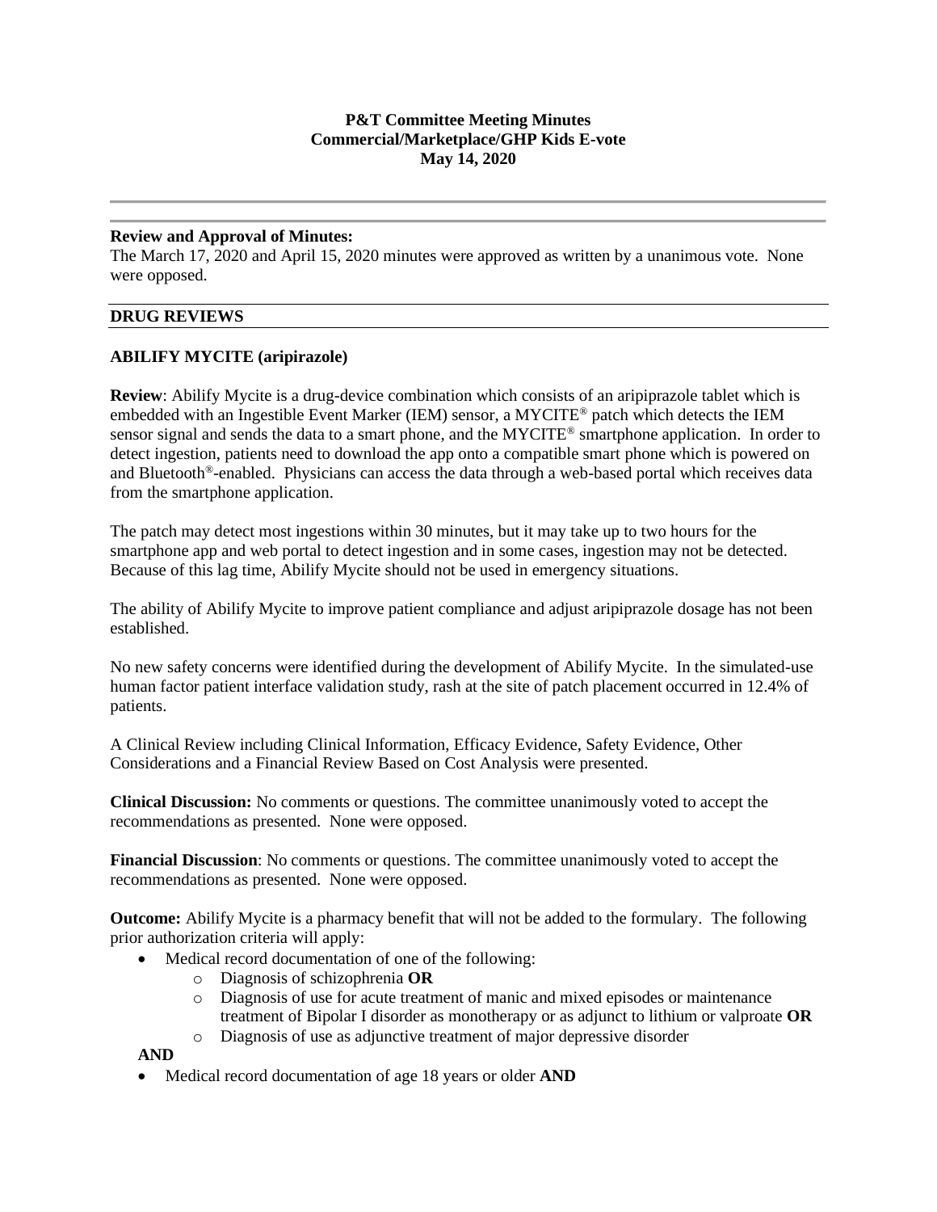**P&T Committee Meeting Minutes**
**Commercial/Marketplace/GHP Kids E-vote**
**May 14, 2020**

---

**Review and Approval of Minutes:**
The March 17, 2020 and April 15, 2020 minutes were approved as written by a unanimous vote. None were opposed.

## DRUG REVIEWS

### ABILIFY MYCITE (aripirazole)

**Review**: Abilify Mycite is a drug-device combination which consists of an aripiprazole tablet which is embedded with an Ingestible Event Marker (IEM) sensor, a MYCITE® patch which detects the IEM sensor signal and sends the data to a smart phone, and the MYCITE® smartphone application. In order to detect ingestion, patients need to download the app onto a compatible smart phone which is powered on and Bluetooth®-enabled. Physicians can access the data through a web-based portal which receives data from the smartphone application.

The patch may detect most ingestions within 30 minutes, but it may take up to two hours for the smartphone app and web portal to detect ingestion and in some cases, ingestion may not be detected. Because of this lag time, Abilify Mycite should not be used in emergency situations.

The ability of Abilify Mycite to improve patient compliance and adjust aripiprazole dosage has not been established.

No new safety concerns were identified during the development of Abilify Mycite. In the simulated-use human factor patient interface validation study, rash at the site of patch placement occurred in 12.4% of patients.

A Clinical Review including Clinical Information, Efficacy Evidence, Safety Evidence, Other Considerations and a Financial Review Based on Cost Analysis were presented.

**Clinical Discussion:** No comments or questions. The committee unanimously voted to accept the recommendations as presented. None were opposed.

**Financial Discussion**: No comments or questions. The committee unanimously voted to accept the recommendations as presented. None were opposed.

**Outcome:** Abilify Mycite is a pharmacy benefit that will not be added to the formulary. The following prior authorization criteria will apply:

- Medical record documentation of one of the following:
  - Diagnosis of schizophrenia **OR**
  - Diagnosis of use for acute treatment of manic and mixed episodes or maintenance treatment of Bipolar I disorder as monotherapy or as adjunct to lithium or valproate **OR**
  - Diagnosis of use as adjunctive treatment of major depressive disorder

**AND**

- Medical record documentation of age 18 years or older **AND**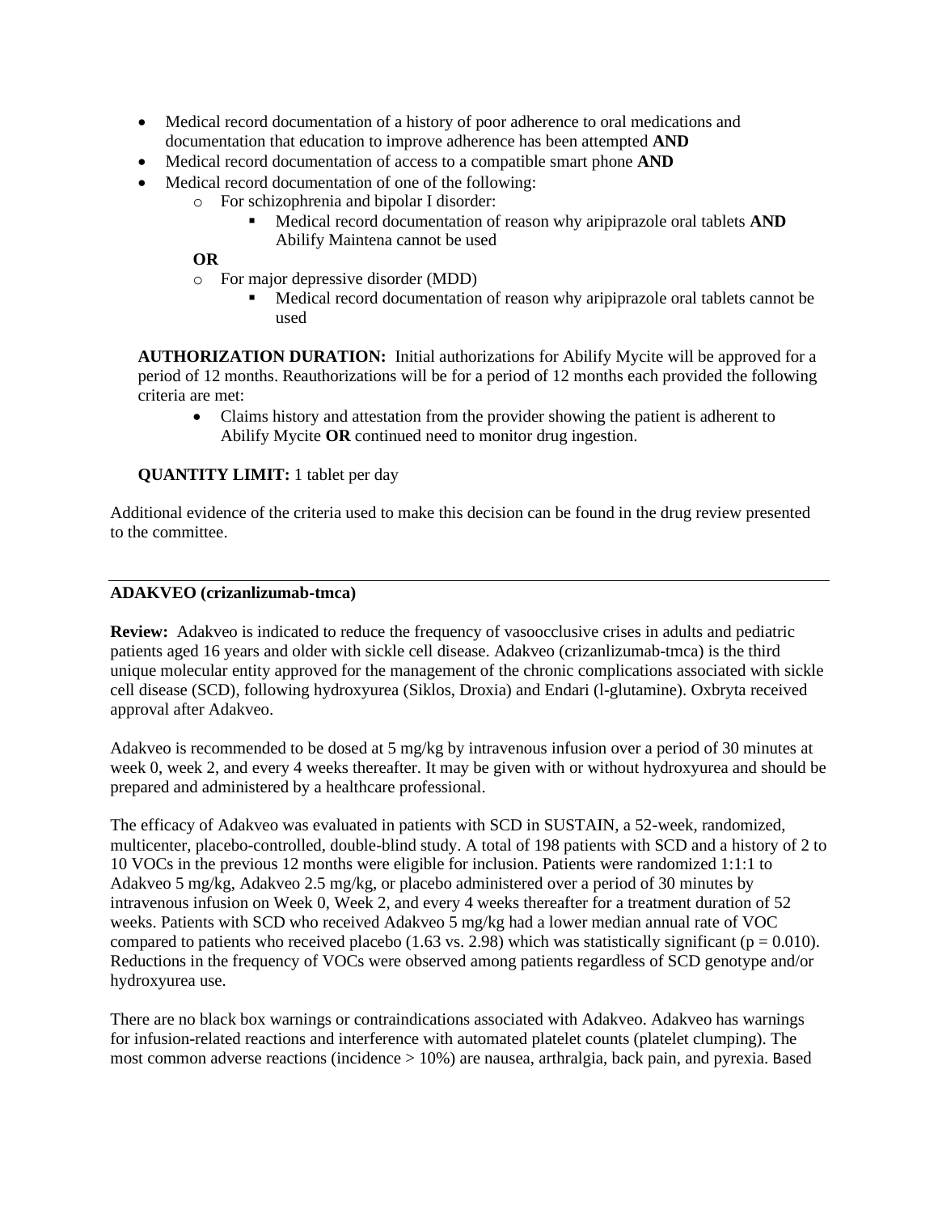- Medical record documentation of a history of poor adherence to oral medications and documentation that education to improve adherence has been attempted **AND**
- Medical record documentation of access to a compatible smart phone **AND**
- Medical record documentation of one of the following:
  - For schizophrenia and bipolar I disorder:
    - Medical record documentation of reason why aripiprazole oral tablets **AND** Abilify Maintena cannot be used

  **OR**

  - For major depressive disorder (MDD)
    - Medical record documentation of reason why aripiprazole oral tablets cannot be used

**AUTHORIZATION DURATION:** Initial authorizations for Abilify Mycite will be approved for a period of 12 months. Reauthorizations will be for a period of 12 months each provided the following criteria are met:

- Claims history and attestation from the provider showing the patient is adherent to Abilify Mycite **OR** continued need to monitor drug ingestion.

**QUANTITY LIMIT:** 1 tablet per day

Additional evidence of the criteria used to make this decision can be found in the drug review presented to the committee.

---

**ADAKVEO (crizanlizumab-tmca)**

**Review:** Adakveo is indicated to reduce the frequency of vasoocclusive crises in adults and pediatric patients aged 16 years and older with sickle cell disease. Adakveo (crizanlizumab-tmca) is the third unique molecular entity approved for the management of the chronic complications associated with sickle cell disease (SCD), following hydroxyurea (Siklos, Droxia) and Endari (l-glutamine). Oxbryta received approval after Adakveo.

Adakveo is recommended to be dosed at 5 mg/kg by intravenous infusion over a period of 30 minutes at week 0, week 2, and every 4 weeks thereafter. It may be given with or without hydroxyurea and should be prepared and administered by a healthcare professional.

The efficacy of Adakveo was evaluated in patients with SCD in SUSTAIN, a 52-week, randomized, multicenter, placebo-controlled, double-blind study. A total of 198 patients with SCD and a history of 2 to 10 VOCs in the previous 12 months were eligible for inclusion. Patients were randomized 1:1:1 to Adakveo 5 mg/kg, Adakveo 2.5 mg/kg, or placebo administered over a period of 30 minutes by intravenous infusion on Week 0, Week 2, and every 4 weeks thereafter for a treatment duration of 52 weeks. Patients with SCD who received Adakveo 5 mg/kg had a lower median annual rate of VOC compared to patients who received placebo (1.63 vs. 2.98) which was statistically significant ($p = 0.010$). Reductions in the frequency of VOCs were observed among patients regardless of SCD genotype and/or hydroxyurea use.

There are no black box warnings or contraindications associated with Adakveo. Adakveo has warnings for infusion-related reactions and interference with automated platelet counts (platelet clumping). The most common adverse reactions (incidence > 10%) are nausea, arthralgia, back pain, and pyrexia. Based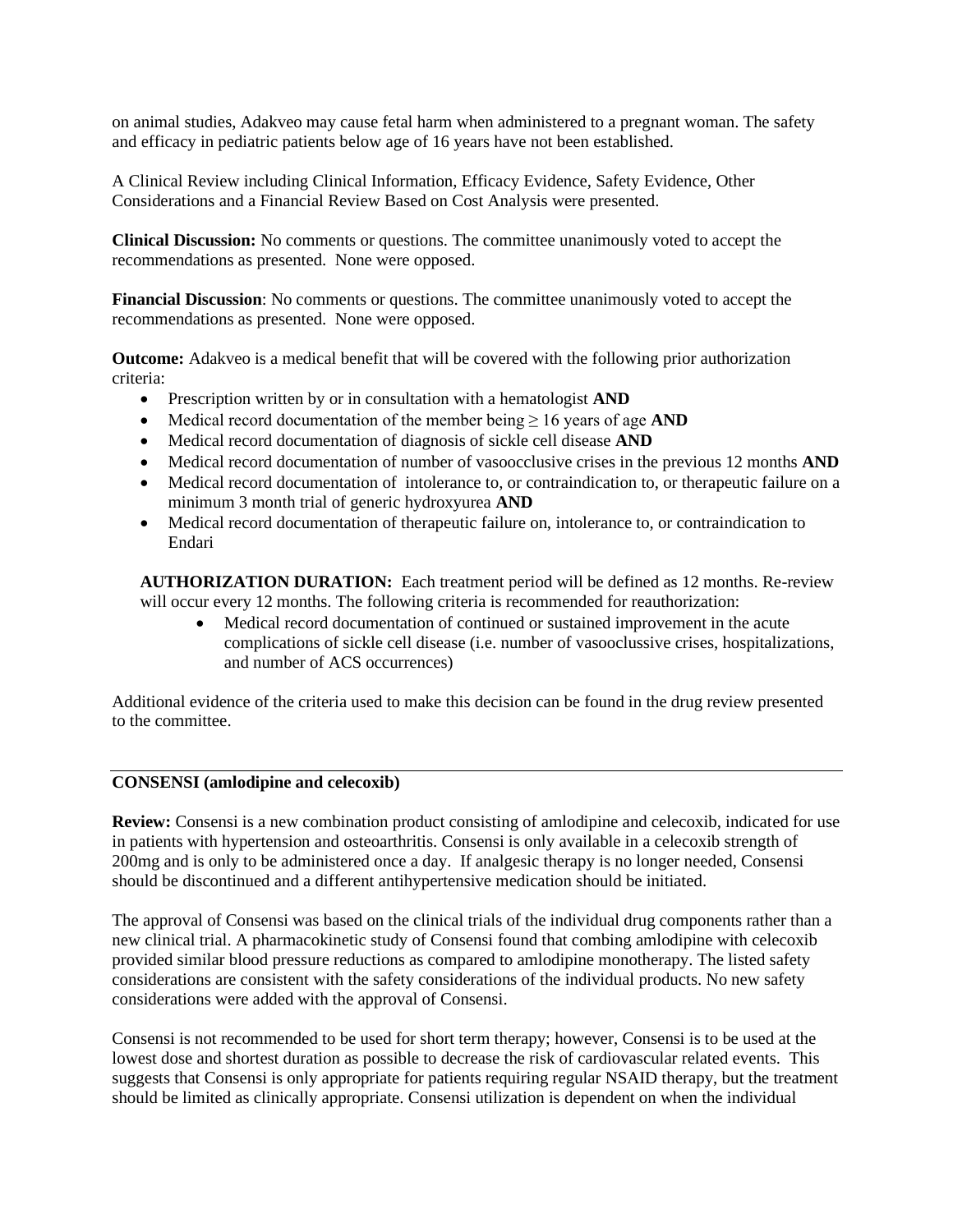on animal studies, Adakveo may cause fetal harm when administered to a pregnant woman. The safety and efficacy in pediatric patients below age of 16 years have not been established.

A Clinical Review including Clinical Information, Efficacy Evidence, Safety Evidence, Other Considerations and a Financial Review Based on Cost Analysis were presented.

**Clinical Discussion:** No comments or questions. The committee unanimously voted to accept the recommendations as presented. None were opposed.

**Financial Discussion**: No comments or questions. The committee unanimously voted to accept the recommendations as presented. None were opposed.

**Outcome:** Adakveo is a medical benefit that will be covered with the following prior authorization criteria:

- Prescription written by or in consultation with a hematologist **AND**
- Medical record documentation of the member being ≥ 16 years of age **AND**
- Medical record documentation of diagnosis of sickle cell disease **AND**
- Medical record documentation of number of vasoocclusive crises in the previous 12 months **AND**
- Medical record documentation of intolerance to, or contraindication to, or therapeutic failure on a minimum 3 month trial of generic hydroxyurea **AND**
- Medical record documentation of therapeutic failure on, intolerance to, or contraindication to Endari

**AUTHORIZATION DURATION:** Each treatment period will be defined as 12 months. Re-review will occur every 12 months. The following criteria is recommended for reauthorization:

- Medical record documentation of continued or sustained improvement in the acute complications of sickle cell disease (i.e. number of vasooclussive crises, hospitalizations, and number of ACS occurrences)

Additional evidence of the criteria used to make this decision can be found in the drug review presented to the committee.

---

**CONSENSI (amlodipine and celecoxib)**

**Review:** Consensi is a new combination product consisting of amlodipine and celecoxib, indicated for use in patients with hypertension and osteoarthritis. Consensi is only available in a celecoxib strength of 200mg and is only to be administered once a day. If analgesic therapy is no longer needed, Consensi should be discontinued and a different antihypertensive medication should be initiated.

The approval of Consensi was based on the clinical trials of the individual drug components rather than a new clinical trial. A pharmacokinetic study of Consensi found that combing amlodipine with celecoxib provided similar blood pressure reductions as compared to amlodipine monotherapy. The listed safety considerations are consistent with the safety considerations of the individual products. No new safety considerations were added with the approval of Consensi.

Consensi is not recommended to be used for short term therapy; however, Consensi is to be used at the lowest dose and shortest duration as possible to decrease the risk of cardiovascular related events. This suggests that Consensi is only appropriate for patients requiring regular NSAID therapy, but the treatment should be limited as clinically appropriate. Consensi utilization is dependent on when the individual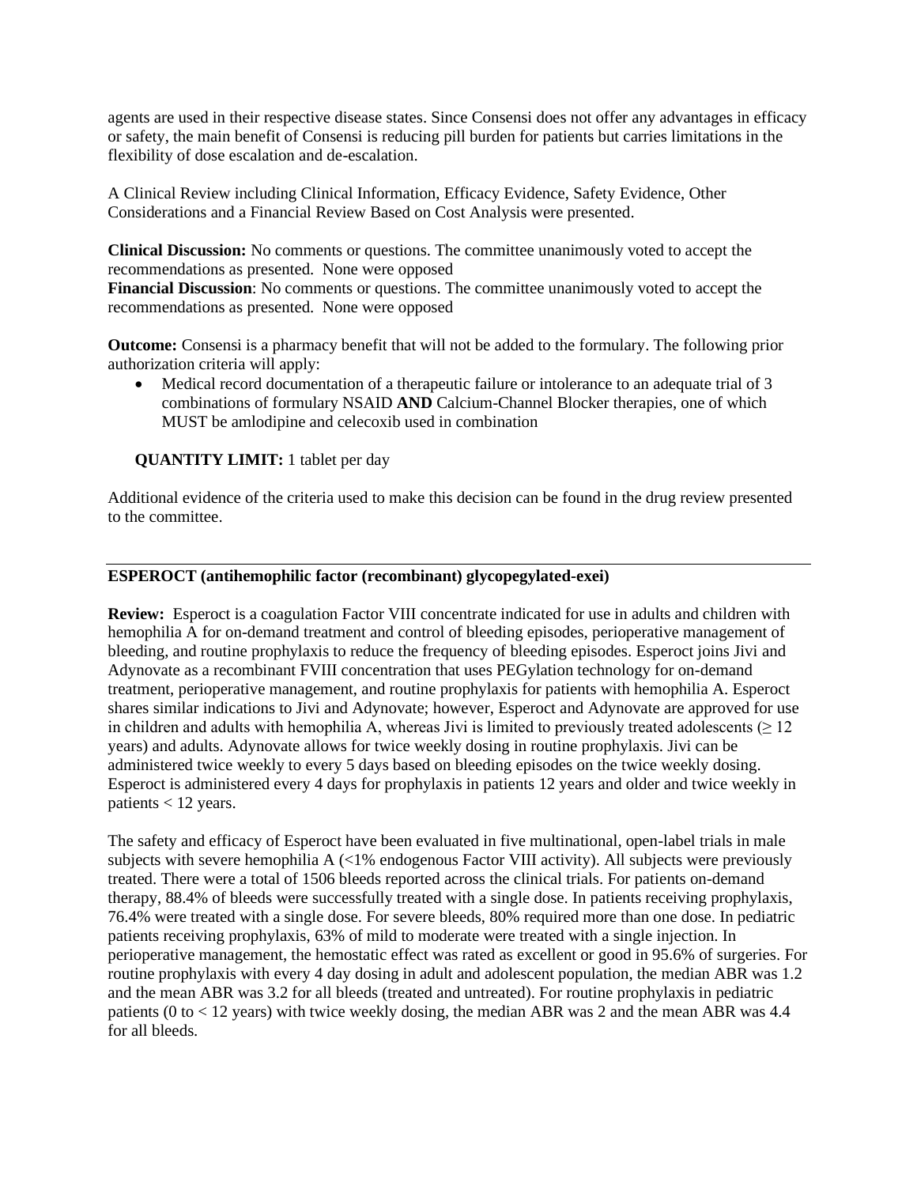agents are used in their respective disease states. Since Consensi does not offer any advantages in efficacy or safety, the main benefit of Consensi is reducing pill burden for patients but carries limitations in the flexibility of dose escalation and de-escalation.

A Clinical Review including Clinical Information, Efficacy Evidence, Safety Evidence, Other Considerations and a Financial Review Based on Cost Analysis were presented.

**Clinical Discussion:** No comments or questions. The committee unanimously voted to accept the recommendations as presented. None were opposed
**Financial Discussion**: No comments or questions. The committee unanimously voted to accept the recommendations as presented. None were opposed

**Outcome:** Consensi is a pharmacy benefit that will not be added to the formulary. The following prior authorization criteria will apply:

- Medical record documentation of a therapeutic failure or intolerance to an adequate trial of 3 combinations of formulary NSAID **AND** Calcium-Channel Blocker therapies, one of which MUST be amlodipine and celecoxib used in combination

**QUANTITY LIMIT:** 1 tablet per day

Additional evidence of the criteria used to make this decision can be found in the drug review presented to the committee.

---

**ESPEROCT (antihemophilic factor (recombinant) glycopegylated-exei)**

**Review:** Esperoct is a coagulation Factor VIII concentrate indicated for use in adults and children with hemophilia A for on-demand treatment and control of bleeding episodes, perioperative management of bleeding, and routine prophylaxis to reduce the frequency of bleeding episodes. Esperoct joins Jivi and Adynovate as a recombinant FVIII concentration that uses PEGylation technology for on-demand treatment, perioperative management, and routine prophylaxis for patients with hemophilia A. Esperoct shares similar indications to Jivi and Adynovate; however, Esperoct and Adynovate are approved for use in children and adults with hemophilia A, whereas Jivi is limited to previously treated adolescents (≥ 12 years) and adults. Adynovate allows for twice weekly dosing in routine prophylaxis. Jivi can be administered twice weekly to every 5 days based on bleeding episodes on the twice weekly dosing. Esperoct is administered every 4 days for prophylaxis in patients 12 years and older and twice weekly in patients < 12 years.

The safety and efficacy of Esperoct have been evaluated in five multinational, open-label trials in male subjects with severe hemophilia A (<1% endogenous Factor VIII activity). All subjects were previously treated. There were a total of 1506 bleeds reported across the clinical trials. For patients on-demand therapy, 88.4% of bleeds were successfully treated with a single dose. In patients receiving prophylaxis, 76.4% were treated with a single dose. For severe bleeds, 80% required more than one dose. In pediatric patients receiving prophylaxis, 63% of mild to moderate were treated with a single injection. In perioperative management, the hemostatic effect was rated as excellent or good in 95.6% of surgeries. For routine prophylaxis with every 4 day dosing in adult and adolescent population, the median ABR was 1.2 and the mean ABR was 3.2 for all bleeds (treated and untreated). For routine prophylaxis in pediatric patients (0 to < 12 years) with twice weekly dosing, the median ABR was 2 and the mean ABR was 4.4 for all bleeds.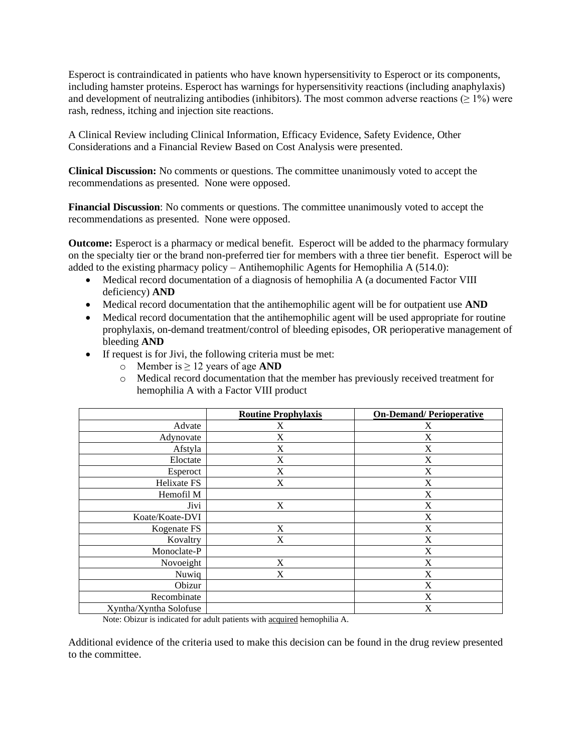Esperoct is contraindicated in patients who have known hypersensitivity to Esperoct or its components, including hamster proteins. Esperoct has warnings for hypersensitivity reactions (including anaphylaxis) and development of neutralizing antibodies (inhibitors). The most common adverse reactions (≥ 1%) were rash, redness, itching and injection site reactions.

A Clinical Review including Clinical Information, Efficacy Evidence, Safety Evidence, Other Considerations and a Financial Review Based on Cost Analysis were presented.

**Clinical Discussion:** No comments or questions. The committee unanimously voted to accept the recommendations as presented. None were opposed.

**Financial Discussion**: No comments or questions. The committee unanimously voted to accept the recommendations as presented. None were opposed.

**Outcome:** Esperoct is a pharmacy or medical benefit. Esperoct will be added to the pharmacy formulary on the specialty tier or the brand non-preferred tier for members with a three tier benefit. Esperoct will be added to the existing pharmacy policy – Antihemophilic Agents for Hemophilia A (514.0):

- Medical record documentation of a diagnosis of hemophilia A (a documented Factor VIII deficiency) **AND**
- Medical record documentation that the antihemophilic agent will be for outpatient use **AND**
- Medical record documentation that the antihemophilic agent will be used appropriate for routine prophylaxis, on-demand treatment/control of bleeding episodes, OR perioperative management of bleeding **AND**
- If request is for Jivi, the following criteria must be met:
    - Member is ≥ 12 years of age **AND**
    - Medical record documentation that the member has previously received treatment for hemophilia A with a Factor VIII product

| | Routine Prophylaxis | On-Demand/ Perioperative |
|---|---|---|
| Advate | X | X |
| Adynovate | X | X |
| Afstyla | X | X |
| Eloctate | X | X |
| Esperoct | X | X |
| Helixate FS | X | X |
| Hemofil M | | X |
| Jivi | X | X |
| Koate/Koate-DVI | | X |
| Kogenate FS | X | X |
| Kovaltry | X | X |
| Monoclate-P | | X |
| Novoeight | X | X |
| Nuwiq | X | X |
| Obizur | | X |
| Recombinate | | X |
| Xyntha/Xyntha Solofuse | | X |

Note: Obizur is indicated for adult patients with acquired hemophilia A.

Additional evidence of the criteria used to make this decision can be found in the drug review presented to the committee.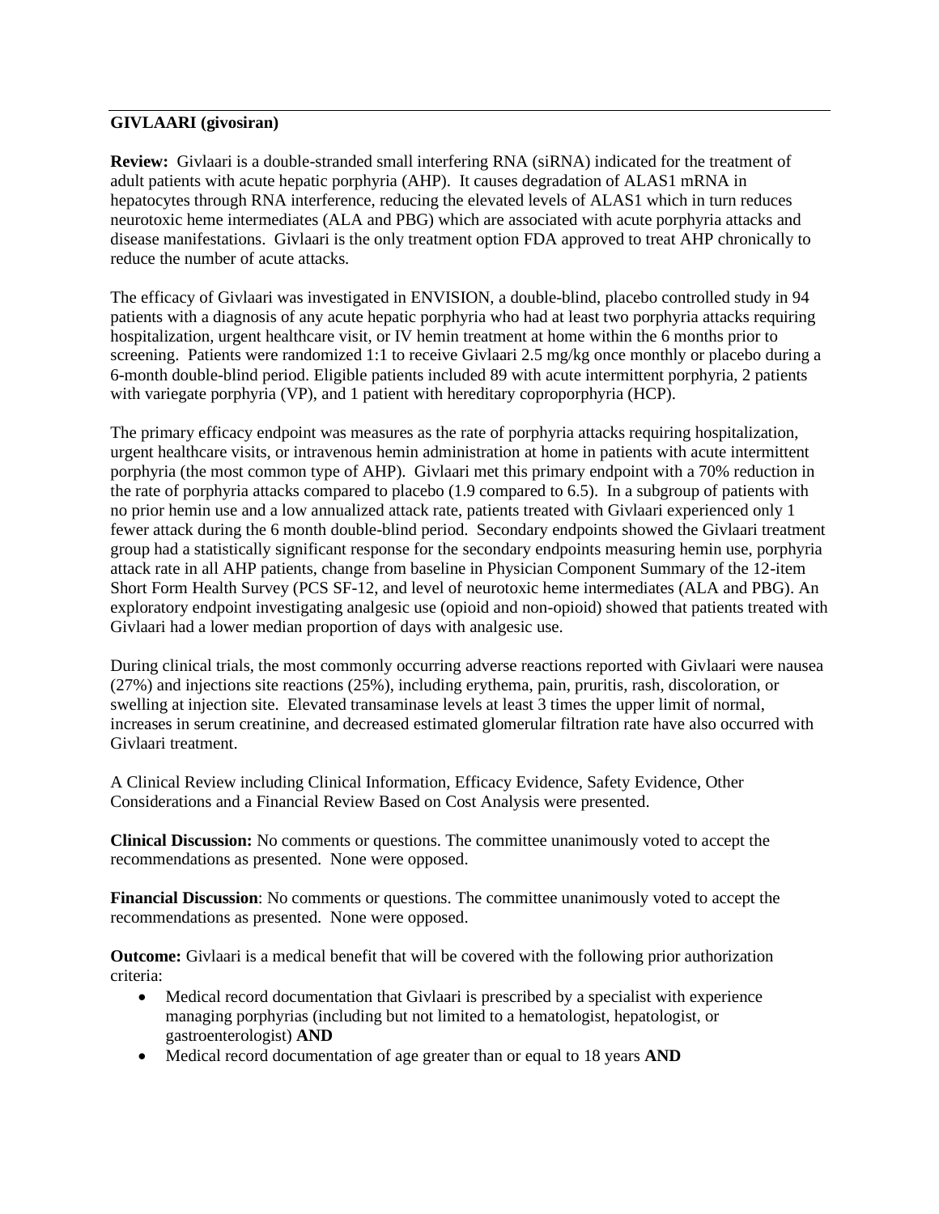**GIVLAARI (givosiran)**

**Review:** Givlaari is a double-stranded small interfering RNA (siRNA) indicated for the treatment of adult patients with acute hepatic porphyria (AHP). It causes degradation of ALAS1 mRNA in hepatocytes through RNA interference, reducing the elevated levels of ALAS1 which in turn reduces neurotoxic heme intermediates (ALA and PBG) which are associated with acute porphyria attacks and disease manifestations. Givlaari is the only treatment option FDA approved to treat AHP chronically to reduce the number of acute attacks.

The efficacy of Givlaari was investigated in ENVISION, a double-blind, placebo controlled study in 94 patients with a diagnosis of any acute hepatic porphyria who had at least two porphyria attacks requiring hospitalization, urgent healthcare visit, or IV hemin treatment at home within the 6 months prior to screening. Patients were randomized 1:1 to receive Givlaari 2.5 mg/kg once monthly or placebo during a 6-month double-blind period. Eligible patients included 89 with acute intermittent porphyria, 2 patients with variegate porphyria (VP), and 1 patient with hereditary coproporphyria (HCP).

The primary efficacy endpoint was measures as the rate of porphyria attacks requiring hospitalization, urgent healthcare visits, or intravenous hemin administration at home in patients with acute intermittent porphyria (the most common type of AHP). Givlaari met this primary endpoint with a 70% reduction in the rate of porphyria attacks compared to placebo (1.9 compared to 6.5). In a subgroup of patients with no prior hemin use and a low annualized attack rate, patients treated with Givlaari experienced only 1 fewer attack during the 6 month double-blind period. Secondary endpoints showed the Givlaari treatment group had a statistically significant response for the secondary endpoints measuring hemin use, porphyria attack rate in all AHP patients, change from baseline in Physician Component Summary of the 12-item Short Form Health Survey (PCS SF-12, and level of neurotoxic heme intermediates (ALA and PBG). An exploratory endpoint investigating analgesic use (opioid and non-opioid) showed that patients treated with Givlaari had a lower median proportion of days with analgesic use.

During clinical trials, the most commonly occurring adverse reactions reported with Givlaari were nausea (27%) and injections site reactions (25%), including erythema, pain, pruritis, rash, discoloration, or swelling at injection site. Elevated transaminase levels at least 3 times the upper limit of normal, increases in serum creatinine, and decreased estimated glomerular filtration rate have also occurred with Givlaari treatment.

A Clinical Review including Clinical Information, Efficacy Evidence, Safety Evidence, Other Considerations and a Financial Review Based on Cost Analysis were presented.

**Clinical Discussion:** No comments or questions. The committee unanimously voted to accept the recommendations as presented. None were opposed.

**Financial Discussion**: No comments or questions. The committee unanimously voted to accept the recommendations as presented. None were opposed.

**Outcome:** Givlaari is a medical benefit that will be covered with the following prior authorization criteria:

- Medical record documentation that Givlaari is prescribed by a specialist with experience managing porphyrias (including but not limited to a hematologist, hepatologist, or gastroenterologist) **AND**
- Medical record documentation of age greater than or equal to 18 years **AND**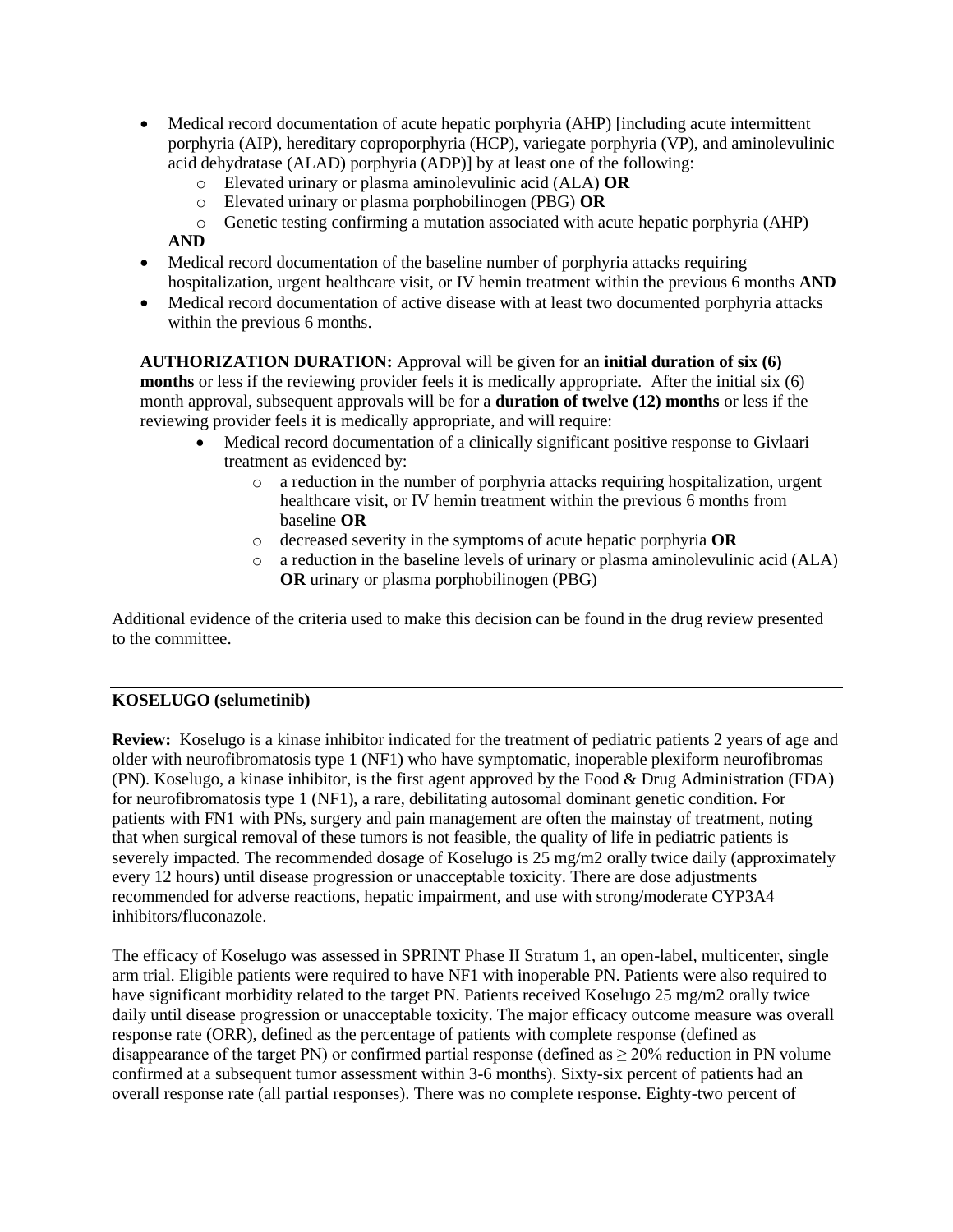- Medical record documentation of acute hepatic porphyria (AHP) [including acute intermittent porphyria (AIP), hereditary coproporphyria (HCP), variegate porphyria (VP), and aminolevulinic acid dehydratase (ALAD) porphyria (ADP)] by at least one of the following:
  - Elevated urinary or plasma aminolevulinic acid (ALA) **OR**
  - Elevated urinary or plasma porphobilinogen (PBG) **OR**
  - Genetic testing confirming a mutation associated with acute hepatic porphyria (AHP)

  **AND**
- Medical record documentation of the baseline number of porphyria attacks requiring hospitalization, urgent healthcare visit, or IV hemin treatment within the previous 6 months **AND**
- Medical record documentation of active disease with at least two documented porphyria attacks within the previous 6 months.

**AUTHORIZATION DURATION:** Approval will be given for an **initial duration of six (6) months** or less if the reviewing provider feels it is medically appropriate. After the initial six (6) month approval, subsequent approvals will be for a **duration of twelve (12) months** or less if the reviewing provider feels it is medically appropriate, and will require:

- Medical record documentation of a clinically significant positive response to Givlaari treatment as evidenced by:
  - a reduction in the number of porphyria attacks requiring hospitalization, urgent healthcare visit, or IV hemin treatment within the previous 6 months from baseline **OR**
  - decreased severity in the symptoms of acute hepatic porphyria **OR**
  - a reduction in the baseline levels of urinary or plasma aminolevulinic acid (ALA) **OR** urinary or plasma porphobilinogen (PBG)

Additional evidence of the criteria used to make this decision can be found in the drug review presented to the committee.

---

**KOSELUGO (selumetinib)**

**Review:** Koselugo is a kinase inhibitor indicated for the treatment of pediatric patients 2 years of age and older with neurofibromatosis type 1 (NF1) who have symptomatic, inoperable plexiform neurofibromas (PN). Koselugo, a kinase inhibitor, is the first agent approved by the Food & Drug Administration (FDA) for neurofibromatosis type 1 (NF1), a rare, debilitating autosomal dominant genetic condition. For patients with FN1 with PNs, surgery and pain management are often the mainstay of treatment, noting that when surgical removal of these tumors is not feasible, the quality of life in pediatric patients is severely impacted. The recommended dosage of Koselugo is 25 mg/m2 orally twice daily (approximately every 12 hours) until disease progression or unacceptable toxicity. There are dose adjustments recommended for adverse reactions, hepatic impairment, and use with strong/moderate CYP3A4 inhibitors/fluconazole.

The efficacy of Koselugo was assessed in SPRINT Phase II Stratum 1, an open-label, multicenter, single arm trial. Eligible patients were required to have NF1 with inoperable PN. Patients were also required to have significant morbidity related to the target PN. Patients received Koselugo 25 mg/m2 orally twice daily until disease progression or unacceptable toxicity. The major efficacy outcome measure was overall response rate (ORR), defined as the percentage of patients with complete response (defined as disappearance of the target PN) or confirmed partial response (defined as ≥ 20% reduction in PN volume confirmed at a subsequent tumor assessment within 3-6 months). Sixty-six percent of patients had an overall response rate (all partial responses). There was no complete response. Eighty-two percent of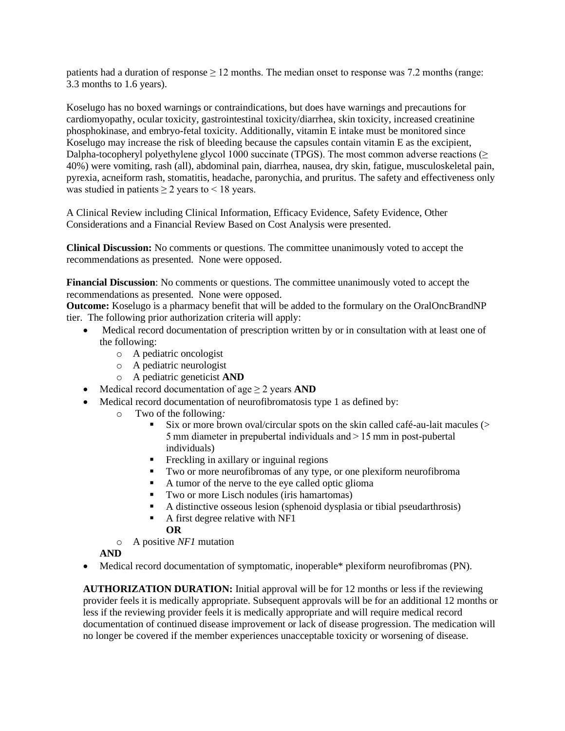patients had a duration of response ≥ 12 months. The median onset to response was 7.2 months (range: 3.3 months to 1.6 years).

Koselugo has no boxed warnings or contraindications, but does have warnings and precautions for cardiomyopathy, ocular toxicity, gastrointestinal toxicity/diarrhea, skin toxicity, increased creatinine phosphokinase, and embryo-fetal toxicity. Additionally, vitamin E intake must be monitored since Koselugo may increase the risk of bleeding because the capsules contain vitamin E as the excipient, Dalpha-tocopheryl polyethylene glycol 1000 succinate (TPGS). The most common adverse reactions (≥ 40%) were vomiting, rash (all), abdominal pain, diarrhea, nausea, dry skin, fatigue, musculoskeletal pain, pyrexia, acneiform rash, stomatitis, headache, paronychia, and pruritus. The safety and effectiveness only was studied in patients ≥ 2 years to < 18 years.

A Clinical Review including Clinical Information, Efficacy Evidence, Safety Evidence, Other Considerations and a Financial Review Based on Cost Analysis were presented.

**Clinical Discussion:** No comments or questions. The committee unanimously voted to accept the recommendations as presented. None were opposed.

**Financial Discussion**: No comments or questions. The committee unanimously voted to accept the recommendations as presented. None were opposed.

**Outcome:** Koselugo is a pharmacy benefit that will be added to the formulary on the OralOncBrandNP tier. The following prior authorization criteria will apply:

- Medical record documentation of prescription written by or in consultation with at least one of the following:
  - A pediatric oncologist
  - A pediatric neurologist
  - A pediatric geneticist **AND**
- Medical record documentation of age ≥ 2 years **AND**
- Medical record documentation of neurofibromatosis type 1 as defined by:
  - Two of the following*:*
    - Six or more brown oval/circular spots on the skin called café-au-lait macules (> 5 mm diameter in prepubertal individuals and > 15 mm in post-pubertal individuals)
    - Freckling in axillary or inguinal regions
    - Two or more neurofibromas of any type, or one plexiform neurofibroma
    - A tumor of the nerve to the eye called optic glioma
    - Two or more Lisch nodules (iris hamartomas)
    - A distinctive osseous lesion (sphenoid dysplasia or tibial pseudarthrosis)
    - A first degree relative with NF1

      **OR**
  - A positive *NF1* mutation

  **AND**
- Medical record documentation of symptomatic, inoperable* plexiform neurofibromas (PN).

**AUTHORIZATION DURATION:** Initial approval will be for 12 months or less if the reviewing provider feels it is medically appropriate. Subsequent approvals will be for an additional 12 months or less if the reviewing provider feels it is medically appropriate and will require medical record documentation of continued disease improvement or lack of disease progression. The medication will no longer be covered if the member experiences unacceptable toxicity or worsening of disease.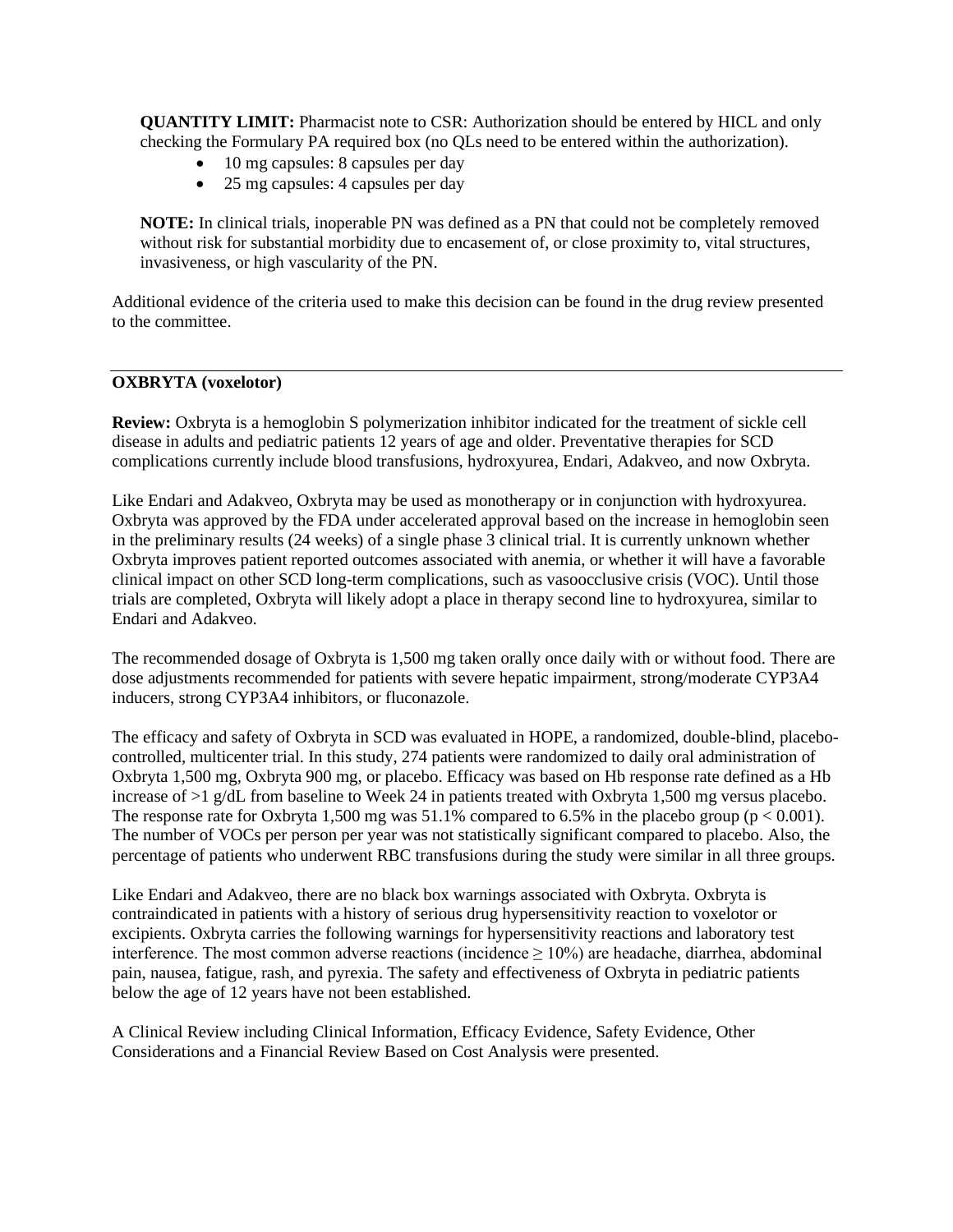**QUANTITY LIMIT:** Pharmacist note to CSR: Authorization should be entered by HICL and only checking the Formulary PA required box (no QLs need to be entered within the authorization).

- 10 mg capsules: 8 capsules per day
- 25 mg capsules: 4 capsules per day

**NOTE:** In clinical trials, inoperable PN was defined as a PN that could not be completely removed without risk for substantial morbidity due to encasement of, or close proximity to, vital structures, invasiveness, or high vascularity of the PN.

Additional evidence of the criteria used to make this decision can be found in the drug review presented to the committee.

---

**OXBRYTA (voxelotor)**

**Review:** Oxbryta is a hemoglobin S polymerization inhibitor indicated for the treatment of sickle cell disease in adults and pediatric patients 12 years of age and older. Preventative therapies for SCD complications currently include blood transfusions, hydroxyurea, Endari, Adakveo, and now Oxbryta.

Like Endari and Adakveo, Oxbryta may be used as monotherapy or in conjunction with hydroxyurea. Oxbryta was approved by the FDA under accelerated approval based on the increase in hemoglobin seen in the preliminary results (24 weeks) of a single phase 3 clinical trial. It is currently unknown whether Oxbryta improves patient reported outcomes associated with anemia, or whether it will have a favorable clinical impact on other SCD long-term complications, such as vasoocclusive crisis (VOC). Until those trials are completed, Oxbryta will likely adopt a place in therapy second line to hydroxyurea, similar to Endari and Adakveo.

The recommended dosage of Oxbryta is 1,500 mg taken orally once daily with or without food. There are dose adjustments recommended for patients with severe hepatic impairment, strong/moderate CYP3A4 inducers, strong CYP3A4 inhibitors, or fluconazole.

The efficacy and safety of Oxbryta in SCD was evaluated in HOPE, a randomized, double-blind, placebo-controlled, multicenter trial. In this study, 274 patients were randomized to daily oral administration of Oxbryta 1,500 mg, Oxbryta 900 mg, or placebo. Efficacy was based on Hb response rate defined as a Hb increase of >1 g/dL from baseline to Week 24 in patients treated with Oxbryta 1,500 mg versus placebo. The response rate for Oxbryta 1,500 mg was 51.1% compared to 6.5% in the placebo group ($p < 0.001$). The number of VOCs per person per year was not statistically significant compared to placebo. Also, the percentage of patients who underwent RBC transfusions during the study were similar in all three groups.

Like Endari and Adakveo, there are no black box warnings associated with Oxbryta. Oxbryta is contraindicated in patients with a history of serious drug hypersensitivity reaction to voxelotor or excipients. Oxbryta carries the following warnings for hypersensitivity reactions and laboratory test interference. The most common adverse reactions (incidence ≥ 10%) are headache, diarrhea, abdominal pain, nausea, fatigue, rash, and pyrexia. The safety and effectiveness of Oxbryta in pediatric patients below the age of 12 years have not been established.

A Clinical Review including Clinical Information, Efficacy Evidence, Safety Evidence, Other Considerations and a Financial Review Based on Cost Analysis were presented.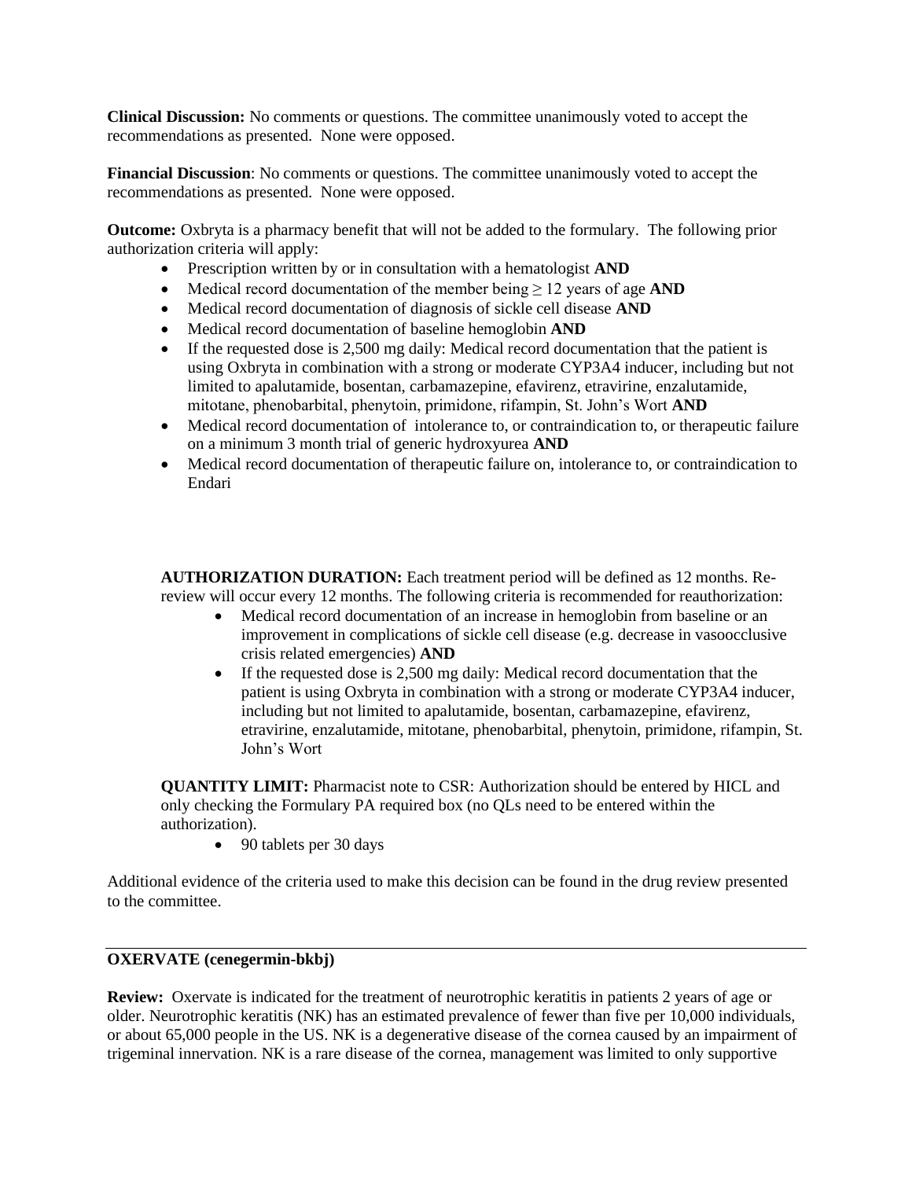**Clinical Discussion:** No comments or questions. The committee unanimously voted to accept the recommendations as presented. None were opposed.

**Financial Discussion**: No comments or questions. The committee unanimously voted to accept the recommendations as presented. None were opposed.

**Outcome:** Oxbryta is a pharmacy benefit that will not be added to the formulary. The following prior authorization criteria will apply:

- Prescription written by or in consultation with a hematologist **AND**
- Medical record documentation of the member being ≥ 12 years of age **AND**
- Medical record documentation of diagnosis of sickle cell disease **AND**
- Medical record documentation of baseline hemoglobin **AND**
- If the requested dose is 2,500 mg daily: Medical record documentation that the patient is using Oxbryta in combination with a strong or moderate CYP3A4 inducer, including but not limited to apalutamide, bosentan, carbamazepine, efavirenz, etravirine, enzalutamide, mitotane, phenobarbital, phenytoin, primidone, rifampin, St. John's Wort **AND**
- Medical record documentation of intolerance to, or contraindication to, or therapeutic failure on a minimum 3 month trial of generic hydroxyurea **AND**
- Medical record documentation of therapeutic failure on, intolerance to, or contraindication to Endari

**AUTHORIZATION DURATION:** Each treatment period will be defined as 12 months. Re-review will occur every 12 months. The following criteria is recommended for reauthorization:

- Medical record documentation of an increase in hemoglobin from baseline or an improvement in complications of sickle cell disease (e.g. decrease in vasoocclusive crisis related emergencies) **AND**
- If the requested dose is 2,500 mg daily: Medical record documentation that the patient is using Oxbryta in combination with a strong or moderate CYP3A4 inducer, including but not limited to apalutamide, bosentan, carbamazepine, efavirenz, etravirine, enzalutamide, mitotane, phenobarbital, phenytoin, primidone, rifampin, St. John's Wort

**QUANTITY LIMIT:** Pharmacist note to CSR: Authorization should be entered by HICL and only checking the Formulary PA required box (no QLs need to be entered within the authorization).

- 90 tablets per 30 days

Additional evidence of the criteria used to make this decision can be found in the drug review presented to the committee.

## OXERVATE (cenegermin-bkbj)

**Review:** Oxervate is indicated for the treatment of neurotrophic keratitis in patients 2 years of age or older. Neurotrophic keratitis (NK) has an estimated prevalence of fewer than five per 10,000 individuals, or about 65,000 people in the US. NK is a degenerative disease of the cornea caused by an impairment of trigeminal innervation. NK is a rare disease of the cornea, management was limited to only supportive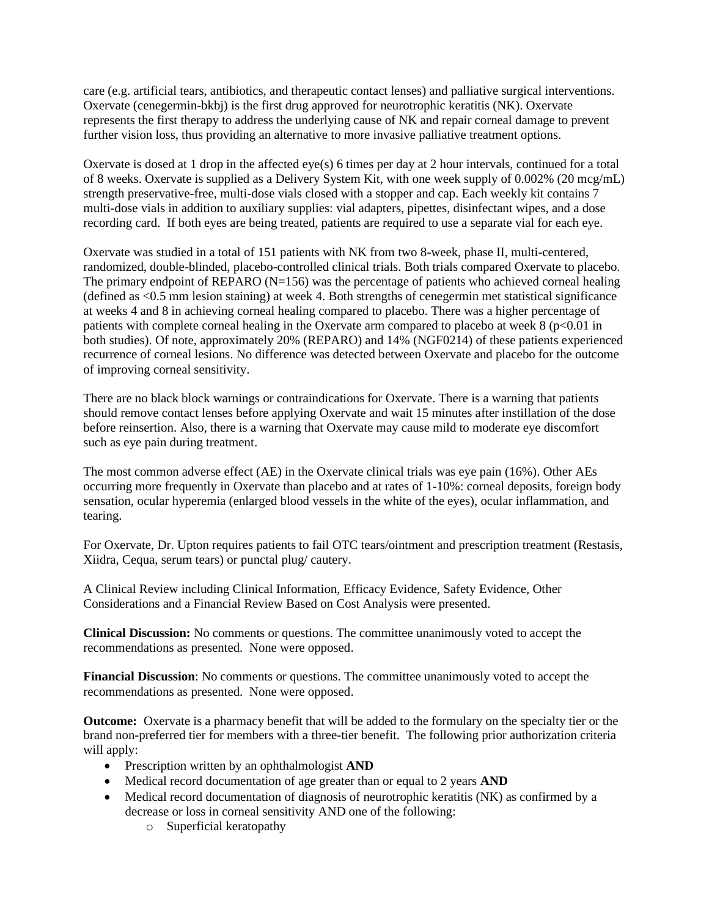care (e.g. artificial tears, antibiotics, and therapeutic contact lenses) and palliative surgical interventions. Oxervate (cenegermin-bkbj) is the first drug approved for neurotrophic keratitis (NK). Oxervate represents the first therapy to address the underlying cause of NK and repair corneal damage to prevent further vision loss, thus providing an alternative to more invasive palliative treatment options.

Oxervate is dosed at 1 drop in the affected eye(s) 6 times per day at 2 hour intervals, continued for a total of 8 weeks. Oxervate is supplied as a Delivery System Kit, with one week supply of 0.002% (20 mcg/mL) strength preservative-free, multi-dose vials closed with a stopper and cap. Each weekly kit contains 7 multi-dose vials in addition to auxiliary supplies: vial adapters, pipettes, disinfectant wipes, and a dose recording card. If both eyes are being treated, patients are required to use a separate vial for each eye.

Oxervate was studied in a total of 151 patients with NK from two 8-week, phase II, multi-centered, randomized, double-blinded, placebo-controlled clinical trials. Both trials compared Oxervate to placebo. The primary endpoint of REPARO (N=156) was the percentage of patients who achieved corneal healing (defined as <0.5 mm lesion staining) at week 4. Both strengths of cenegermin met statistical significance at weeks 4 and 8 in achieving corneal healing compared to placebo. There was a higher percentage of patients with complete corneal healing in the Oxervate arm compared to placebo at week 8 ($p<0.01$ in both studies). Of note, approximately 20% (REPARO) and 14% (NGF0214) of these patients experienced recurrence of corneal lesions. No difference was detected between Oxervate and placebo for the outcome of improving corneal sensitivity.

There are no black block warnings or contraindications for Oxervate. There is a warning that patients should remove contact lenses before applying Oxervate and wait 15 minutes after instillation of the dose before reinsertion. Also, there is a warning that Oxervate may cause mild to moderate eye discomfort such as eye pain during treatment.

The most common adverse effect (AE) in the Oxervate clinical trials was eye pain (16%). Other AEs occurring more frequently in Oxervate than placebo and at rates of 1-10%: corneal deposits, foreign body sensation, ocular hyperemia (enlarged blood vessels in the white of the eyes), ocular inflammation, and tearing.

For Oxervate, Dr. Upton requires patients to fail OTC tears/ointment and prescription treatment (Restasis, Xiidra, Cequa, serum tears) or punctal plug/ cautery.

A Clinical Review including Clinical Information, Efficacy Evidence, Safety Evidence, Other Considerations and a Financial Review Based on Cost Analysis were presented.

**Clinical Discussion:** No comments or questions. The committee unanimously voted to accept the recommendations as presented. None were opposed.

**Financial Discussion**: No comments or questions. The committee unanimously voted to accept the recommendations as presented. None were opposed.

**Outcome:** Oxervate is a pharmacy benefit that will be added to the formulary on the specialty tier or the brand non-preferred tier for members with a three-tier benefit. The following prior authorization criteria will apply:

- Prescription written by an ophthalmologist **AND**
- Medical record documentation of age greater than or equal to 2 years **AND**
- Medical record documentation of diagnosis of neurotrophic keratitis (NK) as confirmed by a decrease or loss in corneal sensitivity AND one of the following:
    - Superficial keratopathy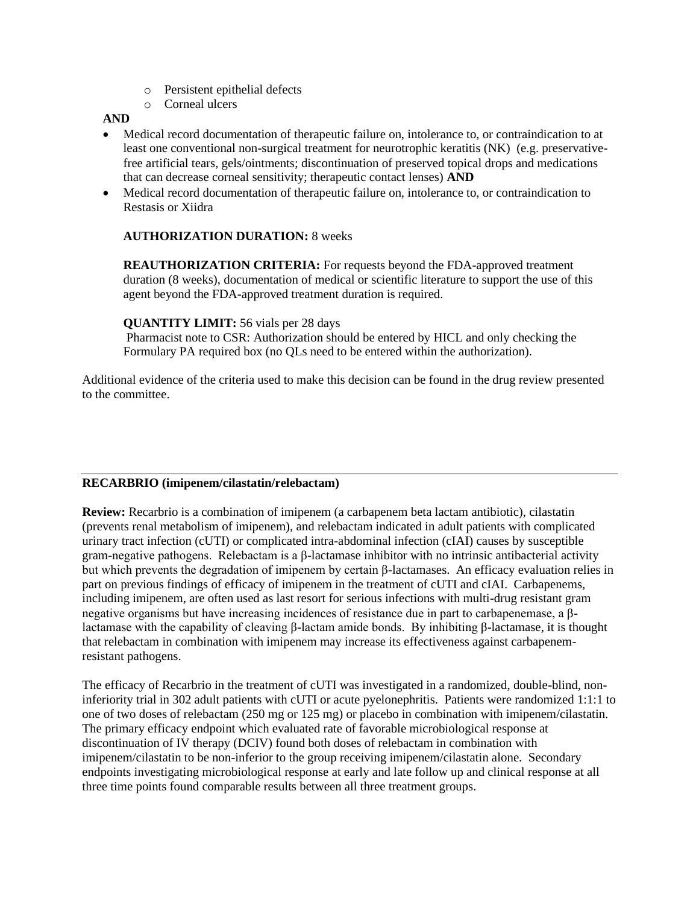- Persistent epithelial defects
  - Corneal ulcers

**AND**

- Medical record documentation of therapeutic failure on, intolerance to, or contraindication to at least one conventional non-surgical treatment for neurotrophic keratitis (NK) (e.g. preservative-free artificial tears, gels/ointments; discontinuation of preserved topical drops and medications that can decrease corneal sensitivity; therapeutic contact lenses) **AND**
- Medical record documentation of therapeutic failure on, intolerance to, or contraindication to Restasis or Xiidra

**AUTHORIZATION DURATION:** 8 weeks

**REAUTHORIZATION CRITERIA:** For requests beyond the FDA-approved treatment duration (8 weeks), documentation of medical or scientific literature to support the use of this agent beyond the FDA-approved treatment duration is required.

**QUANTITY LIMIT:** 56 vials per 28 days
Pharmacist note to CSR: Authorization should be entered by HICL and only checking the Formulary PA required box (no QLs need to be entered within the authorization).

Additional evidence of the criteria used to make this decision can be found in the drug review presented to the committee.

---

**RECARBRIO (imipenem/cilastatin/relebactam)**

**Review:** Recarbrio is a combination of imipenem (a carbapenem beta lactam antibiotic), cilastatin (prevents renal metabolism of imipenem), and relebactam indicated in adult patients with complicated urinary tract infection (cUTI) or complicated intra-abdominal infection (cIAI) causes by susceptible gram-negative pathogens. Relebactam is a β-lactamase inhibitor with no intrinsic antibacterial activity but which prevents the degradation of imipenem by certain β-lactamases. An efficacy evaluation relies in part on previous findings of efficacy of imipenem in the treatment of cUTI and cIAI. Carbapenems, including imipenem, are often used as last resort for serious infections with multi-drug resistant gram negative organisms but have increasing incidences of resistance due in part to carbapenemase, a β-lactamase with the capability of cleaving β-lactam amide bonds. By inhibiting β-lactamase, it is thought that relebactam in combination with imipenem may increase its effectiveness against carbapenem-resistant pathogens.

The efficacy of Recarbrio in the treatment of cUTI was investigated in a randomized, double-blind, non-inferiority trial in 302 adult patients with cUTI or acute pyelonephritis. Patients were randomized 1:1:1 to one of two doses of relebactam (250 mg or 125 mg) or placebo in combination with imipenem/cilastatin. The primary efficacy endpoint which evaluated rate of favorable microbiological response at discontinuation of IV therapy (DCIV) found both doses of relebactam in combination with imipenem/cilastatin to be non-inferior to the group receiving imipenem/cilastatin alone. Secondary endpoints investigating microbiological response at early and late follow up and clinical response at all three time points found comparable results between all three treatment groups.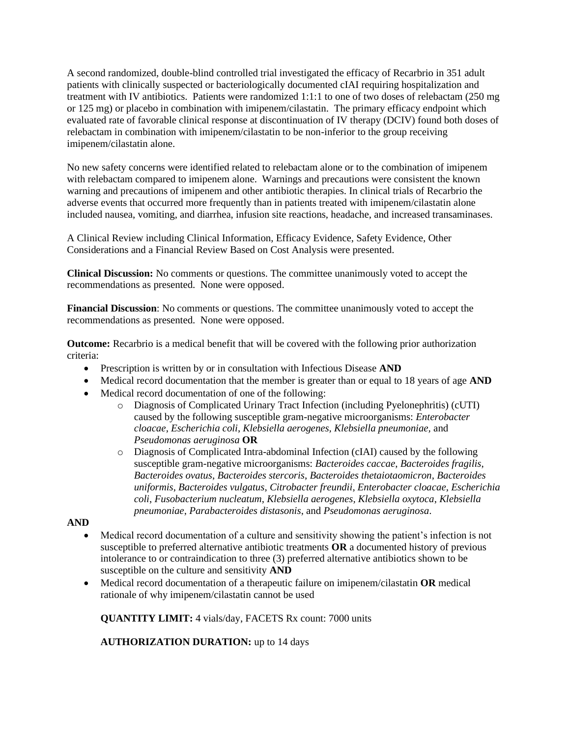A second randomized, double-blind controlled trial investigated the efficacy of Recarbrio in 351 adult patients with clinically suspected or bacteriologically documented cIAI requiring hospitalization and treatment with IV antibiotics. Patients were randomized 1:1:1 to one of two doses of relebactam (250 mg or 125 mg) or placebo in combination with imipenem/cilastatin. The primary efficacy endpoint which evaluated rate of favorable clinical response at discontinuation of IV therapy (DCIV) found both doses of relebactam in combination with imipenem/cilastatin to be non-inferior to the group receiving imipenem/cilastatin alone.

No new safety concerns were identified related to relebactam alone or to the combination of imipenem with relebactam compared to imipenem alone. Warnings and precautions were consistent the known warning and precautions of imipenem and other antibiotic therapies. In clinical trials of Recarbrio the adverse events that occurred more frequently than in patients treated with imipenem/cilastatin alone included nausea, vomiting, and diarrhea, infusion site reactions, headache, and increased transaminases.

A Clinical Review including Clinical Information, Efficacy Evidence, Safety Evidence, Other Considerations and a Financial Review Based on Cost Analysis were presented.

**Clinical Discussion:** No comments or questions. The committee unanimously voted to accept the recommendations as presented. None were opposed.

**Financial Discussion**: No comments or questions. The committee unanimously voted to accept the recommendations as presented. None were opposed.

**Outcome:** Recarbrio is a medical benefit that will be covered with the following prior authorization criteria:

- Prescription is written by or in consultation with Infectious Disease **AND**
- Medical record documentation that the member is greater than or equal to 18 years of age **AND**
- Medical record documentation of one of the following:
  - Diagnosis of Complicated Urinary Tract Infection (including Pyelonephritis) (cUTI) caused by the following susceptible gram-negative microorganisms: *Enterobacter cloacae*, *Escherichia coli*, *Klebsiella aerogenes*, *Klebsiella pneumoniae*, and *Pseudomonas aeruginosa* **OR**
  - Diagnosis of Complicated Intra-abdominal Infection (cIAI) caused by the following susceptible gram-negative microorganisms: *Bacteroides caccae*, *Bacteroides fragilis*, *Bacteroides ovatus*, *Bacteroides stercoris*, *Bacteroides thetaiotaomicron*, *Bacteroides uniformis*, *Bacteroides vulgatus*, *Citrobacter freundii*, *Enterobacter cloacae*, *Escherichia coli*, *Fusobacterium nucleatum*, *Klebsiella aerogenes*, *Klebsiella oxytoca*, *Klebsiella pneumoniae*, *Parabacteroides distasonis*, and *Pseudomonas aeruginosa*.

**AND**

- Medical record documentation of a culture and sensitivity showing the patient's infection is not susceptible to preferred alternative antibiotic treatments **OR** a documented history of previous intolerance to or contraindication to three (3) preferred alternative antibiotics shown to be susceptible on the culture and sensitivity **AND**
- Medical record documentation of a therapeutic failure on imipenem/cilastatin **OR** medical rationale of why imipenem/cilastatin cannot be used

**QUANTITY LIMIT:** 4 vials/day, FACETS Rx count: 7000 units

**AUTHORIZATION DURATION:** up to 14 days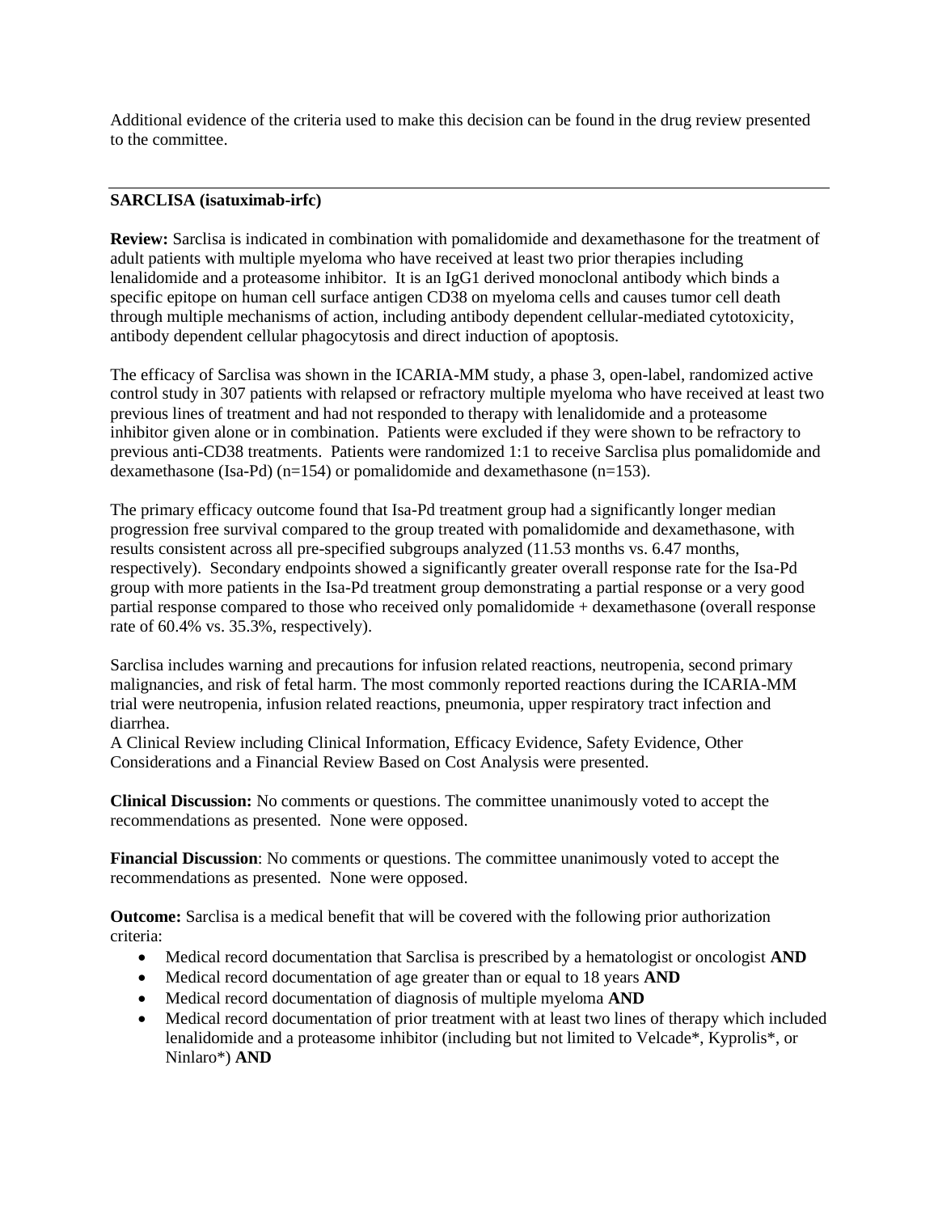Additional evidence of the criteria used to make this decision can be found in the drug review presented to the committee.

---

**SARCLISA (isatuximab-irfc)**

**Review:** Sarclisa is indicated in combination with pomalidomide and dexamethasone for the treatment of adult patients with multiple myeloma who have received at least two prior therapies including lenalidomide and a proteasome inhibitor. It is an IgG1 derived monoclonal antibody which binds a specific epitope on human cell surface antigen CD38 on myeloma cells and causes tumor cell death through multiple mechanisms of action, including antibody dependent cellular-mediated cytotoxicity, antibody dependent cellular phagocytosis and direct induction of apoptosis.

The efficacy of Sarclisa was shown in the ICARIA-MM study, a phase 3, open-label, randomized active control study in 307 patients with relapsed or refractory multiple myeloma who have received at least two previous lines of treatment and had not responded to therapy with lenalidomide and a proteasome inhibitor given alone or in combination. Patients were excluded if they were shown to be refractory to previous anti-CD38 treatments. Patients were randomized 1:1 to receive Sarclisa plus pomalidomide and dexamethasone (Isa-Pd) (n=154) or pomalidomide and dexamethasone (n=153).

The primary efficacy outcome found that Isa-Pd treatment group had a significantly longer median progression free survival compared to the group treated with pomalidomide and dexamethasone, with results consistent across all pre-specified subgroups analyzed (11.53 months vs. 6.47 months, respectively). Secondary endpoints showed a significantly greater overall response rate for the Isa-Pd group with more patients in the Isa-Pd treatment group demonstrating a partial response or a very good partial response compared to those who received only pomalidomide + dexamethasone (overall response rate of 60.4% vs. 35.3%, respectively).

Sarclisa includes warning and precautions for infusion related reactions, neutropenia, second primary malignancies, and risk of fetal harm. The most commonly reported reactions during the ICARIA-MM trial were neutropenia, infusion related reactions, pneumonia, upper respiratory tract infection and diarrhea.
A Clinical Review including Clinical Information, Efficacy Evidence, Safety Evidence, Other Considerations and a Financial Review Based on Cost Analysis were presented.

**Clinical Discussion:** No comments or questions. The committee unanimously voted to accept the recommendations as presented. None were opposed.

**Financial Discussion**: No comments or questions. The committee unanimously voted to accept the recommendations as presented. None were opposed.

**Outcome:** Sarclisa is a medical benefit that will be covered with the following prior authorization criteria:

- Medical record documentation that Sarclisa is prescribed by a hematologist or oncologist **AND**
- Medical record documentation of age greater than or equal to 18 years **AND**
- Medical record documentation of diagnosis of multiple myeloma **AND**
- Medical record documentation of prior treatment with at least two lines of therapy which included lenalidomide and a proteasome inhibitor (including but not limited to Velcade*, Kyprolis*, or Ninlaro*) **AND**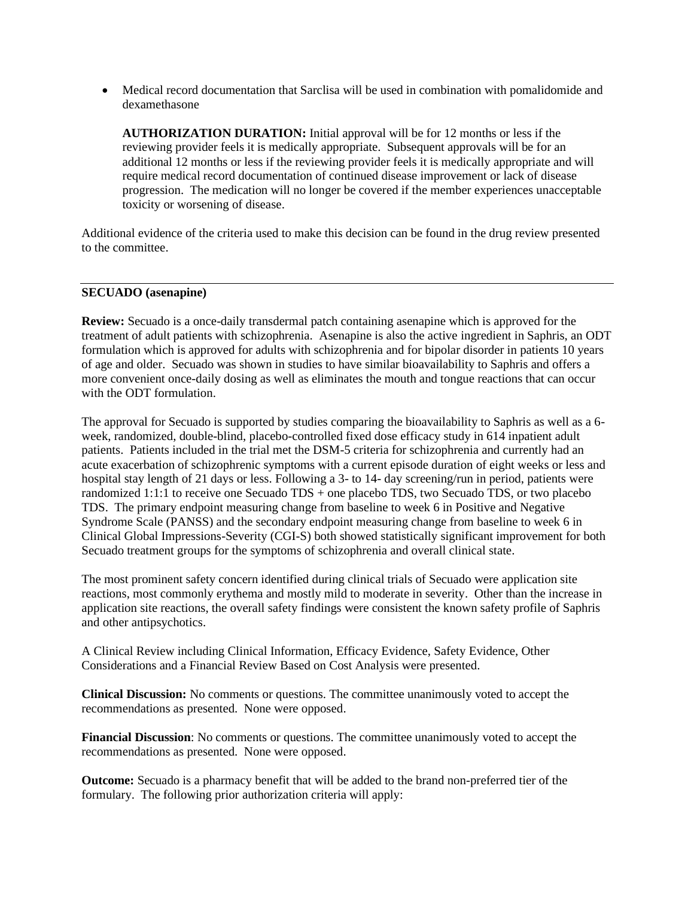- Medical record documentation that Sarclisa will be used in combination with pomalidomide and dexamethasone

  **AUTHORIZATION DURATION:** Initial approval will be for 12 months or less if the reviewing provider feels it is medically appropriate. Subsequent approvals will be for an additional 12 months or less if the reviewing provider feels it is medically appropriate and will require medical record documentation of continued disease improvement or lack of disease progression. The medication will no longer be covered if the member experiences unacceptable toxicity or worsening of disease.

Additional evidence of the criteria used to make this decision can be found in the drug review presented to the committee.

---

**SECUADO (asenapine)**

**Review:** Secuado is a once-daily transdermal patch containing asenapine which is approved for the treatment of adult patients with schizophrenia. Asenapine is also the active ingredient in Saphris, an ODT formulation which is approved for adults with schizophrenia and for bipolar disorder in patients 10 years of age and older. Secuado was shown in studies to have similar bioavailability to Saphris and offers a more convenient once-daily dosing as well as eliminates the mouth and tongue reactions that can occur with the ODT formulation.

The approval for Secuado is supported by studies comparing the bioavailability to Saphris as well as a 6-week, randomized, double-blind, placebo-controlled fixed dose efficacy study in 614 inpatient adult patients. Patients included in the trial met the DSM-5 criteria for schizophrenia and currently had an acute exacerbation of schizophrenic symptoms with a current episode duration of eight weeks or less and hospital stay length of 21 days or less. Following a 3- to 14- day screening/run in period, patients were randomized 1:1:1 to receive one Secuado TDS + one placebo TDS, two Secuado TDS, or two placebo TDS. The primary endpoint measuring change from baseline to week 6 in Positive and Negative Syndrome Scale (PANSS) and the secondary endpoint measuring change from baseline to week 6 in Clinical Global Impressions-Severity (CGI-S) both showed statistically significant improvement for both Secuado treatment groups for the symptoms of schizophrenia and overall clinical state.

The most prominent safety concern identified during clinical trials of Secuado were application site reactions, most commonly erythema and mostly mild to moderate in severity. Other than the increase in application site reactions, the overall safety findings were consistent the known safety profile of Saphris and other antipsychotics.

A Clinical Review including Clinical Information, Efficacy Evidence, Safety Evidence, Other Considerations and a Financial Review Based on Cost Analysis were presented.

**Clinical Discussion:** No comments or questions. The committee unanimously voted to accept the recommendations as presented. None were opposed.

**Financial Discussion**: No comments or questions. The committee unanimously voted to accept the recommendations as presented. None were opposed.

**Outcome:** Secuado is a pharmacy benefit that will be added to the brand non-preferred tier of the formulary. The following prior authorization criteria will apply: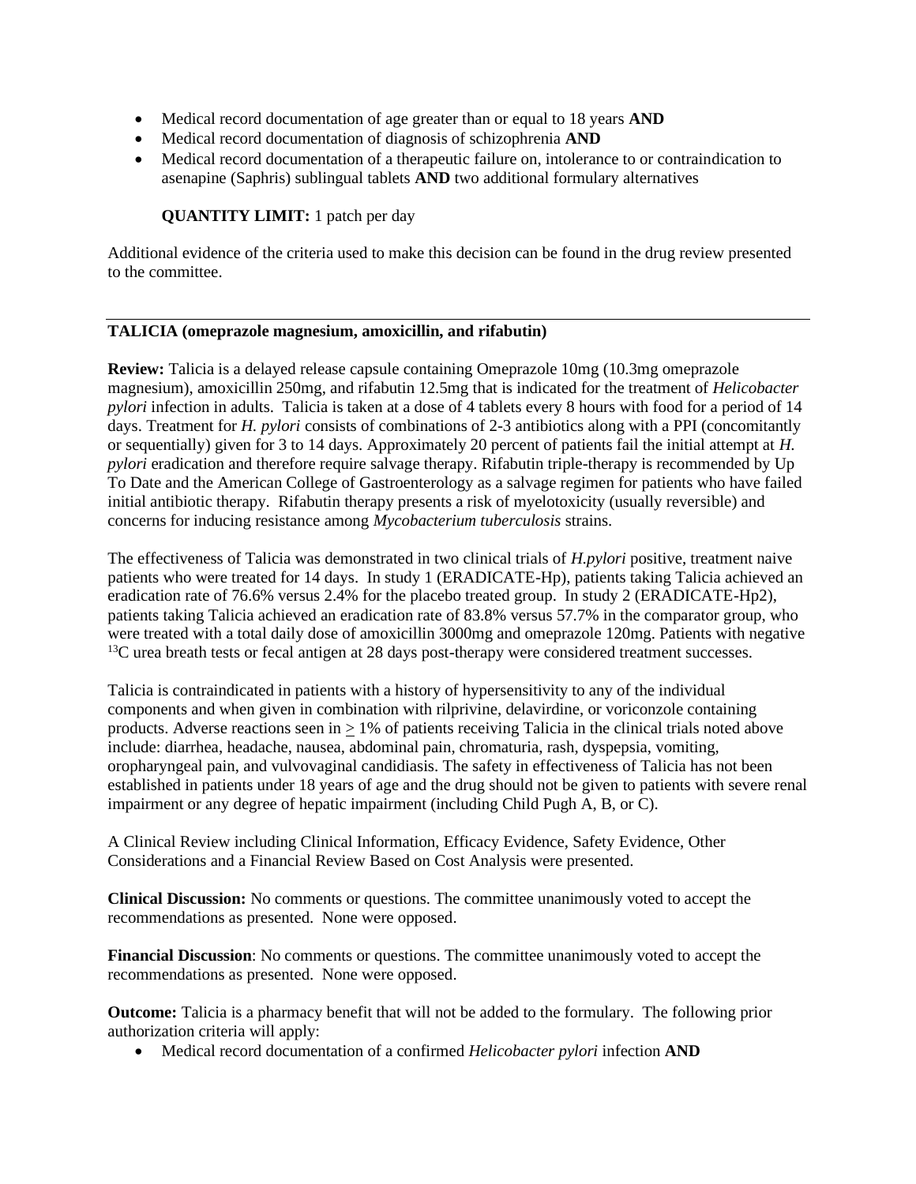- Medical record documentation of age greater than or equal to 18 years **AND**
- Medical record documentation of diagnosis of schizophrenia **AND**
- Medical record documentation of a therapeutic failure on, intolerance to or contraindication to asenapine (Saphris) sublingual tablets **AND** two additional formulary alternatives

    **QUANTITY LIMIT:** 1 patch per day

Additional evidence of the criteria used to make this decision can be found in the drug review presented to the committee.

---

**TALICIA (omeprazole magnesium, amoxicillin, and rifabutin)**

**Review:** Talicia is a delayed release capsule containing Omeprazole 10mg (10.3mg omeprazole magnesium), amoxicillin 250mg, and rifabutin 12.5mg that is indicated for the treatment of *Helicobacter pylori* infection in adults. Talicia is taken at a dose of 4 tablets every 8 hours with food for a period of 14 days. Treatment for *H. pylori* consists of combinations of 2-3 antibiotics along with a PPI (concomitantly or sequentially) given for 3 to 14 days. Approximately 20 percent of patients fail the initial attempt at *H. pylori* eradication and therefore require salvage therapy. Rifabutin triple-therapy is recommended by Up To Date and the American College of Gastroenterology as a salvage regimen for patients who have failed initial antibiotic therapy. Rifabutin therapy presents a risk of myelotoxicity (usually reversible) and concerns for inducing resistance among *Mycobacterium tuberculosis* strains.

The effectiveness of Talicia was demonstrated in two clinical trials of *H.pylori* positive, treatment naive patients who were treated for 14 days. In study 1 (ERADICATE-Hp), patients taking Talicia achieved an eradication rate of 76.6% versus 2.4% for the placebo treated group. In study 2 (ERADICATE-Hp2), patients taking Talicia achieved an eradication rate of 83.8% versus 57.7% in the comparator group, who were treated with a total daily dose of amoxicillin 3000mg and omeprazole 120mg. Patients with negative $^{13}$C urea breath tests or fecal antigen at 28 days post-therapy were considered treatment successes.

Talicia is contraindicated in patients with a history of hypersensitivity to any of the individual components and when given in combination with rilprivine, delavirdine, or voriconzole containing products. Adverse reactions seen in $\geq$ 1% of patients receiving Talicia in the clinical trials noted above include: diarrhea, headache, nausea, abdominal pain, chromaturia, rash, dyspepsia, vomiting, oropharyngeal pain, and vulvovaginal candidiasis. The safety in effectiveness of Talicia has not been established in patients under 18 years of age and the drug should not be given to patients with severe renal impairment or any degree of hepatic impairment (including Child Pugh A, B, or C).

A Clinical Review including Clinical Information, Efficacy Evidence, Safety Evidence, Other Considerations and a Financial Review Based on Cost Analysis were presented.

**Clinical Discussion:** No comments or questions. The committee unanimously voted to accept the recommendations as presented. None were opposed.

**Financial Discussion**: No comments or questions. The committee unanimously voted to accept the recommendations as presented. None were opposed.

**Outcome:** Talicia is a pharmacy benefit that will not be added to the formulary. The following prior authorization criteria will apply:

- Medical record documentation of a confirmed *Helicobacter pylori* infection **AND**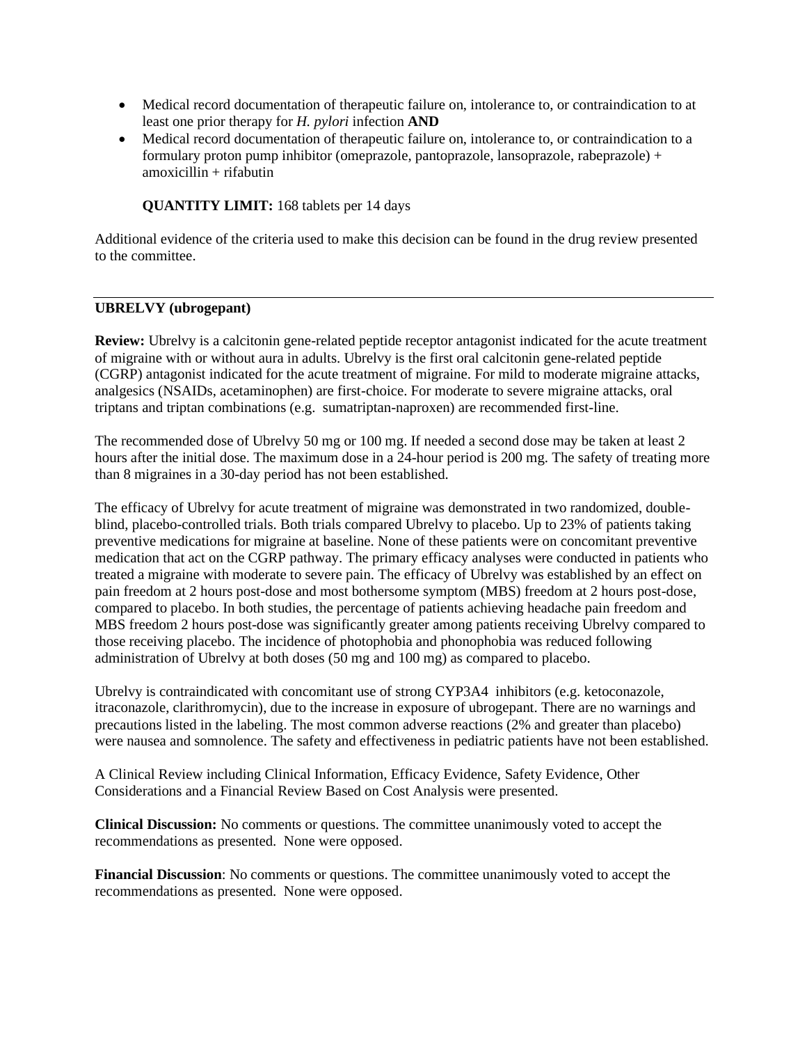- Medical record documentation of therapeutic failure on, intolerance to, or contraindication to at least one prior therapy for *H. pylori* infection **AND**
- Medical record documentation of therapeutic failure on, intolerance to, or contraindication to a formulary proton pump inhibitor (omeprazole, pantoprazole, lansoprazole, rabeprazole) + amoxicillin + rifabutin

**QUANTITY LIMIT:** 168 tablets per 14 days

Additional evidence of the criteria used to make this decision can be found in the drug review presented to the committee.

---

**UBRELVY (ubrogepant)**

**Review:** Ubrelvy is a calcitonin gene-related peptide receptor antagonist indicated for the acute treatment of migraine with or without aura in adults. Ubrelvy is the first oral calcitonin gene-related peptide (CGRP) antagonist indicated for the acute treatment of migraine. For mild to moderate migraine attacks, analgesics (NSAIDs, acetaminophen) are first-choice. For moderate to severe migraine attacks, oral triptans and triptan combinations (e.g. sumatriptan-naproxen) are recommended first-line.

The recommended dose of Ubrelvy 50 mg or 100 mg. If needed a second dose may be taken at least 2 hours after the initial dose. The maximum dose in a 24-hour period is 200 mg. The safety of treating more than 8 migraines in a 30-day period has not been established.

The efficacy of Ubrelvy for acute treatment of migraine was demonstrated in two randomized, double-blind, placebo-controlled trials. Both trials compared Ubrelvy to placebo. Up to 23% of patients taking preventive medications for migraine at baseline. None of these patients were on concomitant preventive medication that act on the CGRP pathway. The primary efficacy analyses were conducted in patients who treated a migraine with moderate to severe pain. The efficacy of Ubrelvy was established by an effect on pain freedom at 2 hours post-dose and most bothersome symptom (MBS) freedom at 2 hours post-dose, compared to placebo. In both studies, the percentage of patients achieving headache pain freedom and MBS freedom 2 hours post-dose was significantly greater among patients receiving Ubrelvy compared to those receiving placebo. The incidence of photophobia and phonophobia was reduced following administration of Ubrelvy at both doses (50 mg and 100 mg) as compared to placebo.

Ubrelvy is contraindicated with concomitant use of strong CYP3A4 inhibitors (e.g. ketoconazole, itraconazole, clarithromycin), due to the increase in exposure of ubrogepant. There are no warnings and precautions listed in the labeling. The most common adverse reactions (2% and greater than placebo) were nausea and somnolence. The safety and effectiveness in pediatric patients have not been established.

A Clinical Review including Clinical Information, Efficacy Evidence, Safety Evidence, Other Considerations and a Financial Review Based on Cost Analysis were presented.

**Clinical Discussion:** No comments or questions. The committee unanimously voted to accept the recommendations as presented. None were opposed.

**Financial Discussion**: No comments or questions. The committee unanimously voted to accept the recommendations as presented. None were opposed.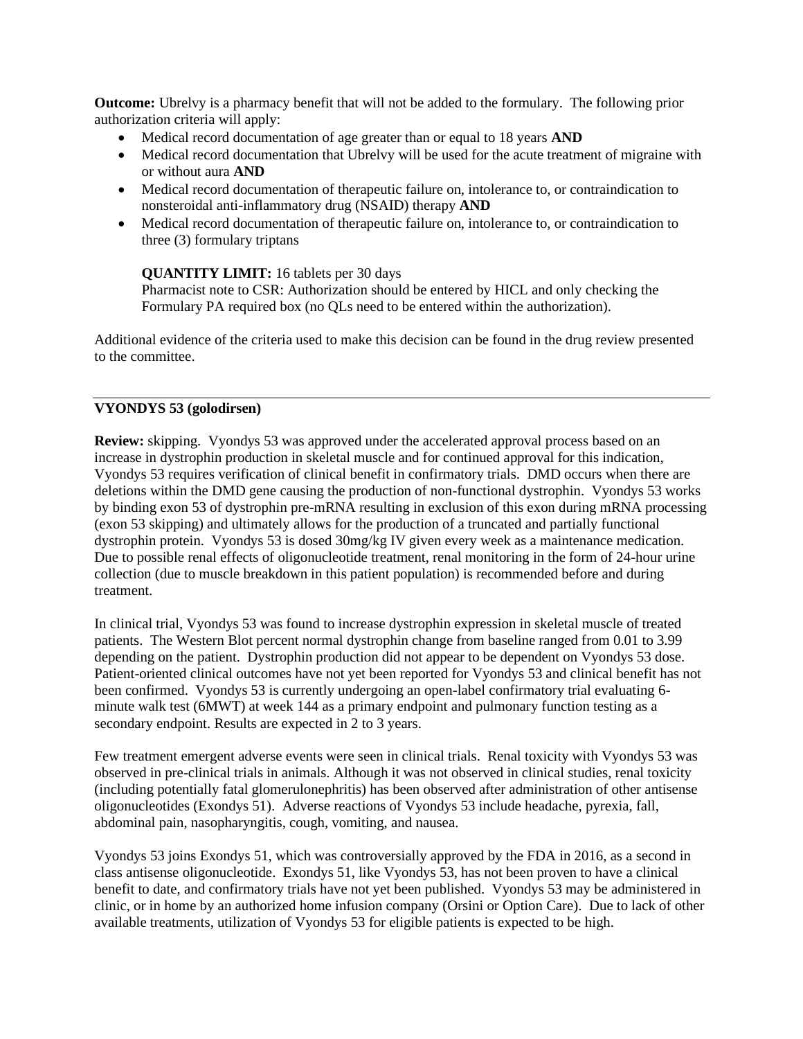**Outcome:** Ubrelvy is a pharmacy benefit that will not be added to the formulary. The following prior authorization criteria will apply:

- Medical record documentation of age greater than or equal to 18 years **AND**
- Medical record documentation that Ubrelvy will be used for the acute treatment of migraine with or without aura **AND**
- Medical record documentation of therapeutic failure on, intolerance to, or contraindication to nonsteroidal anti-inflammatory drug (NSAID) therapy **AND**
- Medical record documentation of therapeutic failure on, intolerance to, or contraindication to three (3) formulary triptans

  **QUANTITY LIMIT:** 16 tablets per 30 days
  Pharmacist note to CSR: Authorization should be entered by HICL and only checking the Formulary PA required box (no QLs need to be entered within the authorization).

Additional evidence of the criteria used to make this decision can be found in the drug review presented to the committee.

---

**VYONDYS 53 (golodirsen)**

**Review:** skipping. Vyondys 53 was approved under the accelerated approval process based on an increase in dystrophin production in skeletal muscle and for continued approval for this indication, Vyondys 53 requires verification of clinical benefit in confirmatory trials. DMD occurs when there are deletions within the DMD gene causing the production of non-functional dystrophin. Vyondys 53 works by binding exon 53 of dystrophin pre-mRNA resulting in exclusion of this exon during mRNA processing (exon 53 skipping) and ultimately allows for the production of a truncated and partially functional dystrophin protein. Vyondys 53 is dosed 30mg/kg IV given every week as a maintenance medication. Due to possible renal effects of oligonucleotide treatment, renal monitoring in the form of 24-hour urine collection (due to muscle breakdown in this patient population) is recommended before and during treatment.

In clinical trial, Vyondys 53 was found to increase dystrophin expression in skeletal muscle of treated patients. The Western Blot percent normal dystrophin change from baseline ranged from 0.01 to 3.99 depending on the patient. Dystrophin production did not appear to be dependent on Vyondys 53 dose. Patient-oriented clinical outcomes have not yet been reported for Vyondys 53 and clinical benefit has not been confirmed. Vyondys 53 is currently undergoing an open-label confirmatory trial evaluating 6-minute walk test (6MWT) at week 144 as a primary endpoint and pulmonary function testing as a secondary endpoint. Results are expected in 2 to 3 years.

Few treatment emergent adverse events were seen in clinical trials. Renal toxicity with Vyondys 53 was observed in pre-clinical trials in animals. Although it was not observed in clinical studies, renal toxicity (including potentially fatal glomerulonephritis) has been observed after administration of other antisense oligonucleotides (Exondys 51). Adverse reactions of Vyondys 53 include headache, pyrexia, fall, abdominal pain, nasopharyngitis, cough, vomiting, and nausea.

Vyondys 53 joins Exondys 51, which was controversially approved by the FDA in 2016, as a second in class antisense oligonucleotide. Exondys 51, like Vyondys 53, has not been proven to have a clinical benefit to date, and confirmatory trials have not yet been published. Vyondys 53 may be administered in clinic, or in home by an authorized home infusion company (Orsini or Option Care). Due to lack of other available treatments, utilization of Vyondys 53 for eligible patients is expected to be high.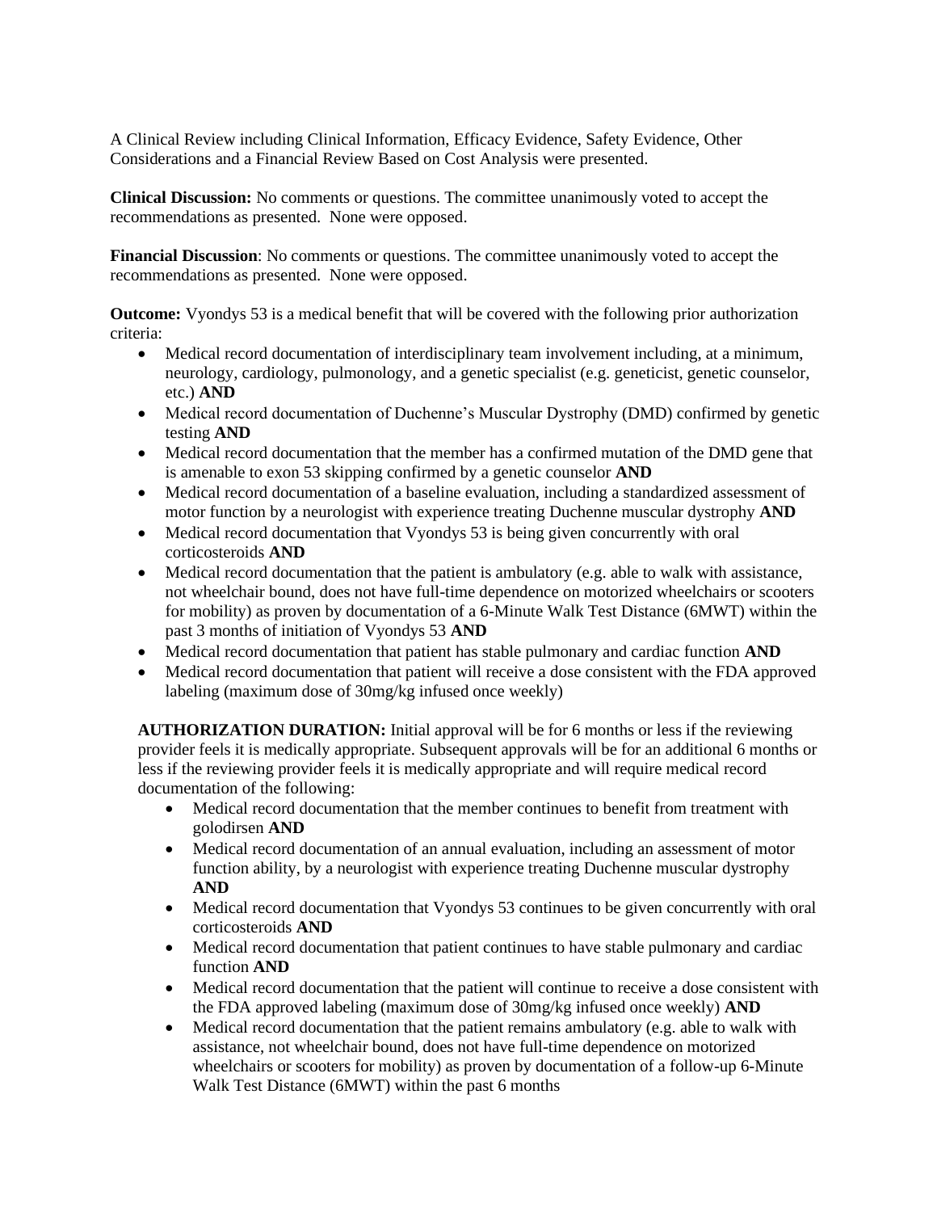A Clinical Review including Clinical Information, Efficacy Evidence, Safety Evidence, Other Considerations and a Financial Review Based on Cost Analysis were presented.

**Clinical Discussion:** No comments or questions. The committee unanimously voted to accept the recommendations as presented. None were opposed.

**Financial Discussion**: No comments or questions. The committee unanimously voted to accept the recommendations as presented. None were opposed.

**Outcome:** Vyondys 53 is a medical benefit that will be covered with the following prior authorization criteria:

- Medical record documentation of interdisciplinary team involvement including, at a minimum, neurology, cardiology, pulmonology, and a genetic specialist (e.g. geneticist, genetic counselor, etc.) **AND**
- Medical record documentation of Duchenne's Muscular Dystrophy (DMD) confirmed by genetic testing **AND**
- Medical record documentation that the member has a confirmed mutation of the DMD gene that is amenable to exon 53 skipping confirmed by a genetic counselor **AND**
- Medical record documentation of a baseline evaluation, including a standardized assessment of motor function by a neurologist with experience treating Duchenne muscular dystrophy **AND**
- Medical record documentation that Vyondys 53 is being given concurrently with oral corticosteroids **AND**
- Medical record documentation that the patient is ambulatory (e.g. able to walk with assistance, not wheelchair bound, does not have full-time dependence on motorized wheelchairs or scooters for mobility) as proven by documentation of a 6-Minute Walk Test Distance (6MWT) within the past 3 months of initiation of Vyondys 53 **AND**
- Medical record documentation that patient has stable pulmonary and cardiac function **AND**
- Medical record documentation that patient will receive a dose consistent with the FDA approved labeling (maximum dose of 30mg/kg infused once weekly)

**AUTHORIZATION DURATION:** Initial approval will be for 6 months or less if the reviewing provider feels it is medically appropriate. Subsequent approvals will be for an additional 6 months or less if the reviewing provider feels it is medically appropriate and will require medical record documentation of the following:

- Medical record documentation that the member continues to benefit from treatment with golodirsen **AND**
- Medical record documentation of an annual evaluation, including an assessment of motor function ability, by a neurologist with experience treating Duchenne muscular dystrophy **AND**
- Medical record documentation that Vyondys 53 continues to be given concurrently with oral corticosteroids **AND**
- Medical record documentation that patient continues to have stable pulmonary and cardiac function **AND**
- Medical record documentation that the patient will continue to receive a dose consistent with the FDA approved labeling (maximum dose of 30mg/kg infused once weekly) **AND**
- Medical record documentation that the patient remains ambulatory (e.g. able to walk with assistance, not wheelchair bound, does not have full-time dependence on motorized wheelchairs or scooters for mobility) as proven by documentation of a follow-up 6-Minute Walk Test Distance (6MWT) within the past 6 months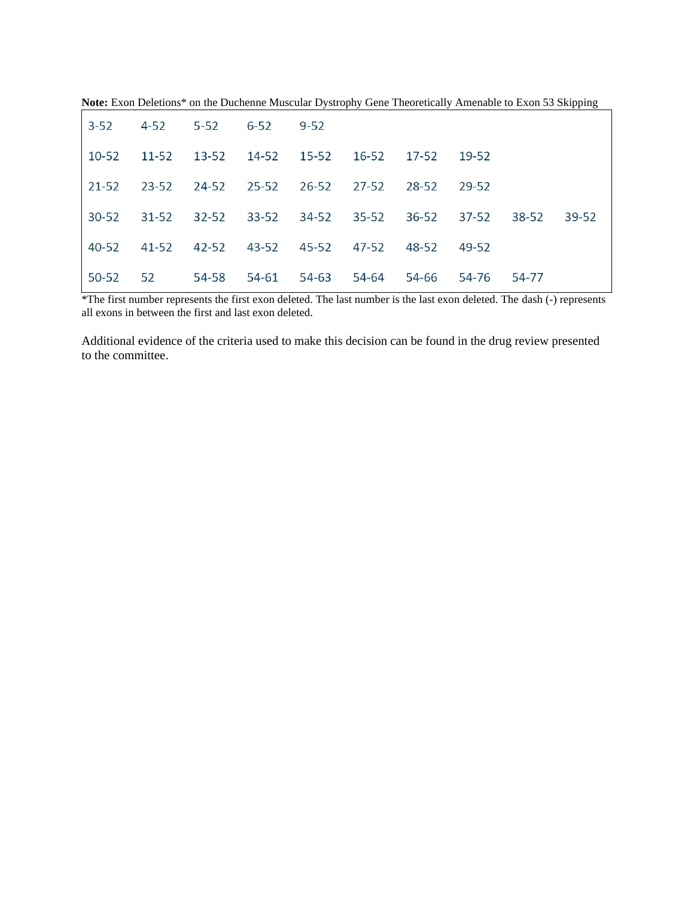**Note:** Exon Deletions* on the Duchenne Muscular Dystrophy Gene Theoretically Amenable to Exon 53 Skipping

| | | | | | | | | | |
|---|---|---|---|---|---|---|---|---|---|
| 3-52 | 4-52 | 5-52 | 6-52 | 9-52 | | | | | |
| 10-52 | 11-52 | 13-52 | 14-52 | 15-52 | 16-52 | 17-52 | 19-52 | | |
| 21-52 | 23-52 | 24-52 | 25-52 | 26-52 | 27-52 | 28-52 | 29-52 | | |
| 30-52 | 31-52 | 32-52 | 33-52 | 34-52 | 35-52 | 36-52 | 37-52 | 38-52 | 39-52 |
| 40-52 | 41-52 | 42-52 | 43-52 | 45-52 | 47-52 | 48-52 | 49-52 | | |
| 50-52 | 52 | 54-58 | 54-61 | 54-63 | 54-64 | 54-66 | 54-76 | 54-77 | |

*The first number represents the first exon deleted. The last number is the last exon deleted. The dash (-) represents all exons in between the first and last exon deleted.

Additional evidence of the criteria used to make this decision can be found in the drug review presented to the committee.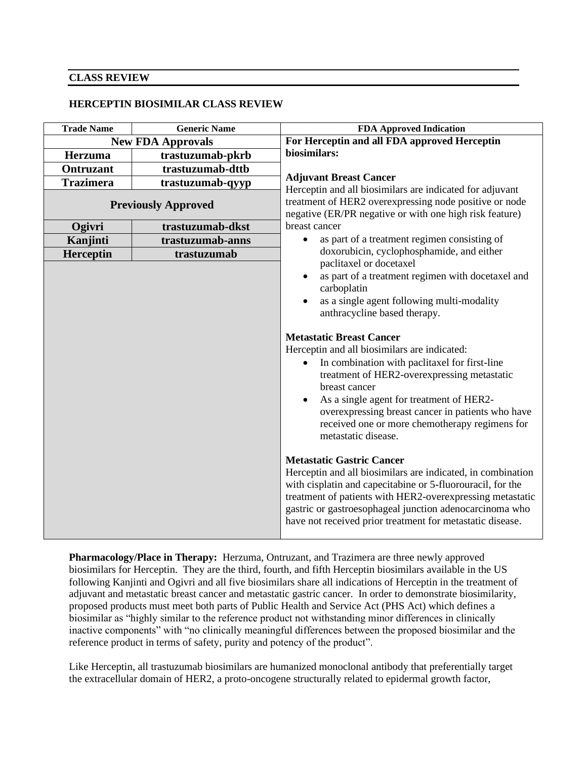## CLASS REVIEW

### HERCEPTIN BIOSIMILAR CLASS REVIEW

| Trade Name | Generic Name | FDA Approved Indication |
|---|---|---|
| **New FDA Approvals** | | **For Herceptin and all FDA approved Herceptin biosimilars:**<br><br>**Adjuvant Breast Cancer**<br>Herceptin and all biosimilars are indicated for adjuvant treatment of HER2 overexpressing node positive or node negative (ER/PR negative or with one high risk feature) breast cancer<br>• as part of a treatment regimen consisting of doxorubicin, cyclophosphamide, and either paclitaxel or docetaxel<br>• as part of a treatment regimen with docetaxel and carboplatin<br>• as a single agent following multi-modality anthracycline based therapy.<br><br>**Metastatic Breast Cancer**<br>Herceptin and all biosimilars are indicated:<br>• In combination with paclitaxel for first-line treatment of HER2-overexpressing metastatic breast cancer<br>• As a single agent for treatment of HER2-overexpressing breast cancer in patients who have received one or more chemotherapy regimens for metastatic disease.<br><br>**Metastatic Gastric Cancer**<br>Herceptin and all biosimilars are indicated, in combination with cisplatin and capecitabine or 5-fluorouracil, for the treatment of patients with HER2-overexpressing metastatic gastric or gastroesophageal junction adenocarcinoma who have not received prior treatment for metastatic disease. |
| **Herzuma** | **trastuzumab-pkrb** | |
| **Ontruzant** | **trastuzumab-dttb** | |
| **Trazimera** | **trastuzumab-qyyp** | |
| **Previously Approved** | | |
| **Ogivri** | **trastuzumab-dkst** | |
| **Kanjinti** | **trastuzumab-anns** | |
| **Herceptin** | **trastuzumab** | |

**Pharmacology/Place in Therapy:** Herzuma, Ontruzant, and Trazimera are three newly approved biosimilars for Herceptin. They are the third, fourth, and fifth Herceptin biosimilars available in the US following Kanjinti and Ogivri and all five biosimilars share all indications of Herceptin in the treatment of adjuvant and metastatic breast cancer and metastatic gastric cancer. In order to demonstrate biosimilarity, proposed products must meet both parts of Public Health and Service Act (PHS Act) which defines a biosimilar as "highly similar to the reference product not withstanding minor differences in clinically inactive components" with "no clinically meaningful differences between the proposed biosimilar and the reference product in terms of safety, purity and potency of the product".

Like Herceptin, all trastuzumab biosimilars are humanized monoclonal antibody that preferentially target the extracellular domain of HER2, a proto-oncogene structurally related to epidermal growth factor,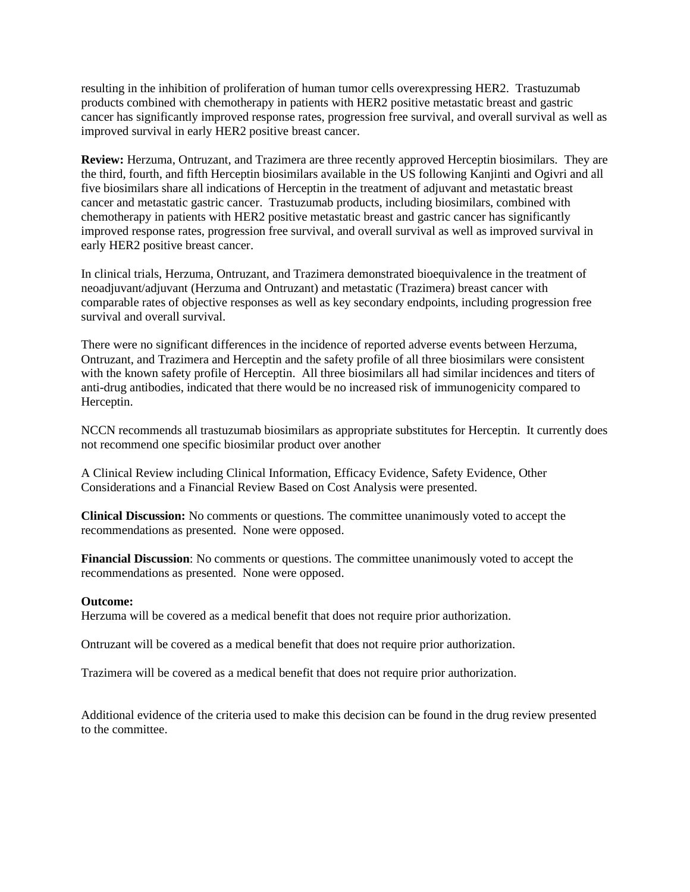resulting in the inhibition of proliferation of human tumor cells overexpressing HER2. Trastuzumab products combined with chemotherapy in patients with HER2 positive metastatic breast and gastric cancer has significantly improved response rates, progression free survival, and overall survival as well as improved survival in early HER2 positive breast cancer.

**Review:** Herzuma, Ontruzant, and Trazimera are three recently approved Herceptin biosimilars. They are the third, fourth, and fifth Herceptin biosimilars available in the US following Kanjinti and Ogivri and all five biosimilars share all indications of Herceptin in the treatment of adjuvant and metastatic breast cancer and metastatic gastric cancer. Trastuzumab products, including biosimilars, combined with chemotherapy in patients with HER2 positive metastatic breast and gastric cancer has significantly improved response rates, progression free survival, and overall survival as well as improved survival in early HER2 positive breast cancer.

In clinical trials, Herzuma, Ontruzant, and Trazimera demonstrated bioequivalence in the treatment of neoadjuvant/adjuvant (Herzuma and Ontruzant) and metastatic (Trazimera) breast cancer with comparable rates of objective responses as well as key secondary endpoints, including progression free survival and overall survival.

There were no significant differences in the incidence of reported adverse events between Herzuma, Ontruzant, and Trazimera and Herceptin and the safety profile of all three biosimilars were consistent with the known safety profile of Herceptin. All three biosimilars all had similar incidences and titers of anti-drug antibodies, indicated that there would be no increased risk of immunogenicity compared to Herceptin.

NCCN recommends all trastuzumab biosimilars as appropriate substitutes for Herceptin. It currently does not recommend one specific biosimilar product over another

A Clinical Review including Clinical Information, Efficacy Evidence, Safety Evidence, Other Considerations and a Financial Review Based on Cost Analysis were presented.

**Clinical Discussion:** No comments or questions. The committee unanimously voted to accept the recommendations as presented. None were opposed.

**Financial Discussion**: No comments or questions. The committee unanimously voted to accept the recommendations as presented. None were opposed.

**Outcome:**
Herzuma will be covered as a medical benefit that does not require prior authorization.

Ontruzant will be covered as a medical benefit that does not require prior authorization.

Trazimera will be covered as a medical benefit that does not require prior authorization.

Additional evidence of the criteria used to make this decision can be found in the drug review presented to the committee.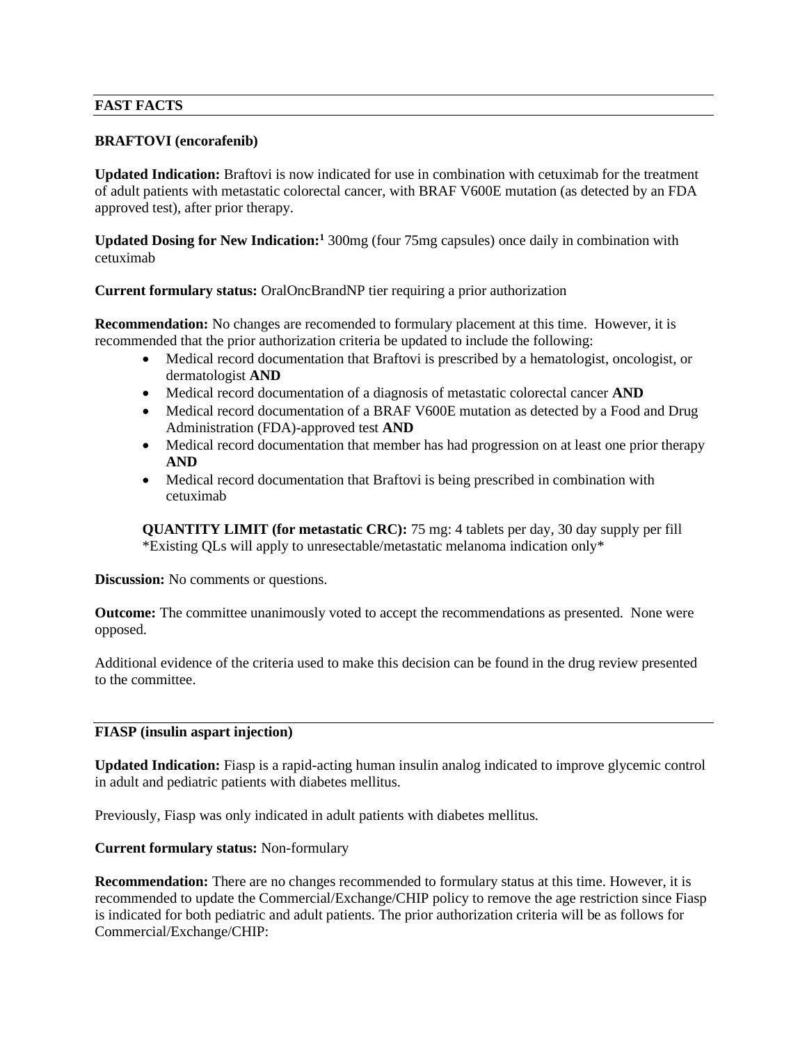## FAST FACTS

### BRAFTOVI (encorafenib)

**Updated Indication:** Braftovi is now indicated for use in combination with cetuximab for the treatment of adult patients with metastatic colorectal cancer, with BRAF V600E mutation (as detected by an FDA approved test), after prior therapy.

**Updated Dosing for New Indication:**[1] 300mg (four 75mg capsules) once daily in combination with cetuximab

**Current formulary status:** OralOncBrandNP tier requiring a prior authorization

**Recommendation:** No changes are recomended to formulary placement at this time. However, it is recommended that the prior authorization criteria be updated to include the following:

- Medical record documentation that Braftovi is prescribed by a hematologist, oncologist, or dermatologist **AND**
- Medical record documentation of a diagnosis of metastatic colorectal cancer **AND**
- Medical record documentation of a BRAF V600E mutation as detected by a Food and Drug Administration (FDA)-approved test **AND**
- Medical record documentation that member has had progression on at least one prior therapy **AND**
- Medical record documentation that Braftovi is being prescribed in combination with cetuximab

**QUANTITY LIMIT (for metastatic CRC):** 75 mg: 4 tablets per day, 30 day supply per fill
*Existing QLs will apply to unresectable/metastatic melanoma indication only*

**Discussion:** No comments or questions.

**Outcome:** The committee unanimously voted to accept the recommendations as presented. None were opposed.

Additional evidence of the criteria used to make this decision can be found in the drug review presented to the committee.

### FIASP (insulin aspart injection)

**Updated Indication:** Fiasp is a rapid-acting human insulin analog indicated to improve glycemic control in adult and pediatric patients with diabetes mellitus.

Previously, Fiasp was only indicated in adult patients with diabetes mellitus.

**Current formulary status:** Non-formulary

**Recommendation:** There are no changes recommended to formulary status at this time. However, it is recommended to update the Commercial/Exchange/CHIP policy to remove the age restriction since Fiasp is indicated for both pediatric and adult patients. The prior authorization criteria will be as follows for Commercial/Exchange/CHIP: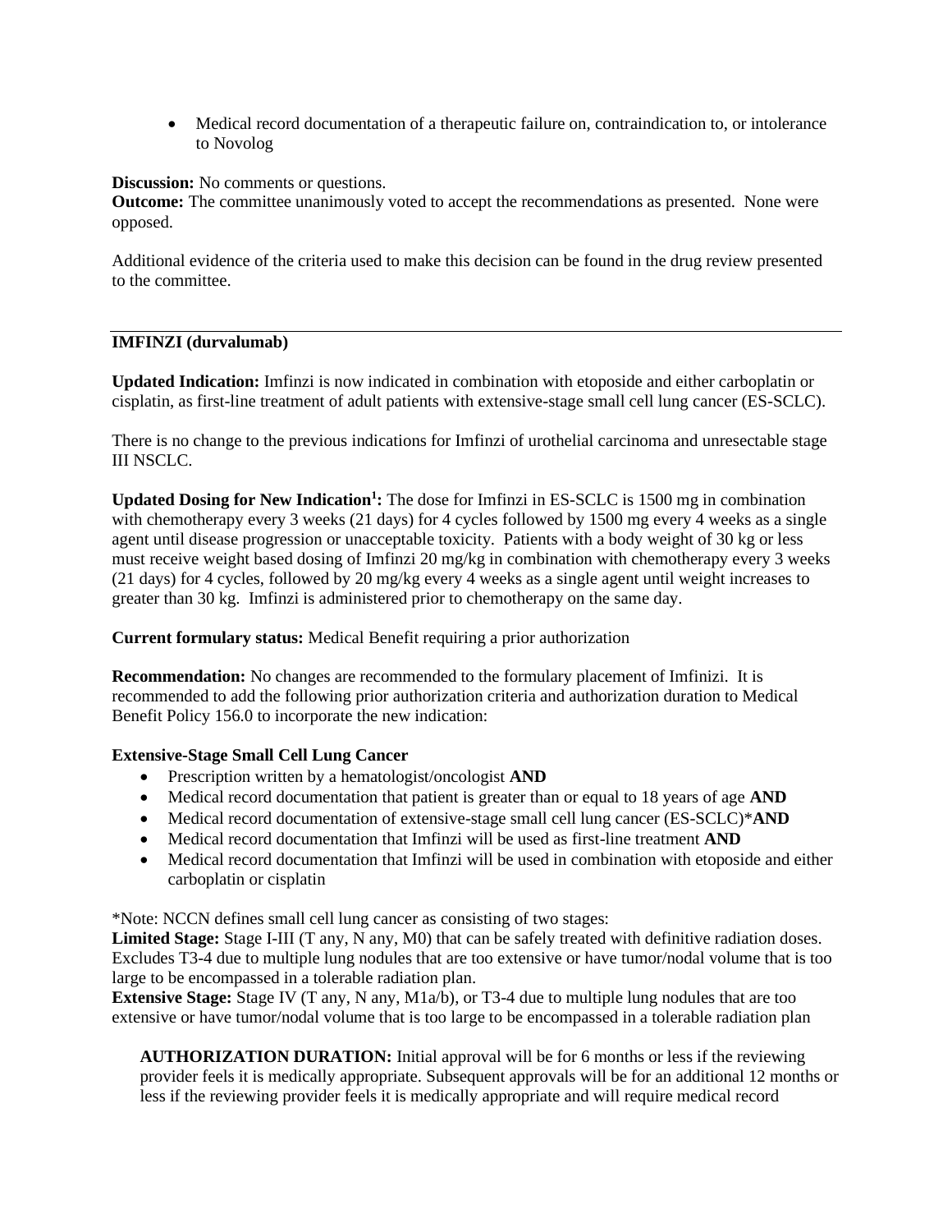- Medical record documentation of a therapeutic failure on, contraindication to, or intolerance to Novolog

**Discussion:** No comments or questions.
**Outcome:** The committee unanimously voted to accept the recommendations as presented. None were opposed.

Additional evidence of the criteria used to make this decision can be found in the drug review presented to the committee.

---

**IMFINZI (durvalumab)**

**Updated Indication:** Imfinzi is now indicated in combination with etoposide and either carboplatin or cisplatin, as first-line treatment of adult patients with extensive-stage small cell lung cancer (ES-SCLC).

There is no change to the previous indications for Imfinzi of urothelial carcinoma and unresectable stage III NSCLC.

**Updated Dosing for New Indication[1]:** The dose for Imfinzi in ES-SCLC is 1500 mg in combination with chemotherapy every 3 weeks (21 days) for 4 cycles followed by 1500 mg every 4 weeks as a single agent until disease progression or unacceptable toxicity. Patients with a body weight of 30 kg or less must receive weight based dosing of Imfinzi 20 mg/kg in combination with chemotherapy every 3 weeks (21 days) for 4 cycles, followed by 20 mg/kg every 4 weeks as a single agent until weight increases to greater than 30 kg. Imfinzi is administered prior to chemotherapy on the same day.

**Current formulary status:** Medical Benefit requiring a prior authorization

**Recommendation:** No changes are recommended to the formulary placement of Imfinizi. It is recommended to add the following prior authorization criteria and authorization duration to Medical Benefit Policy 156.0 to incorporate the new indication:

**Extensive-Stage Small Cell Lung Cancer**

- Prescription written by a hematologist/oncologist **AND**
- Medical record documentation that patient is greater than or equal to 18 years of age **AND**
- Medical record documentation of extensive-stage small cell lung cancer (ES-SCLC)***AND**
- Medical record documentation that Imfinzi will be used as first-line treatment **AND**
- Medical record documentation that Imfinzi will be used in combination with etoposide and either carboplatin or cisplatin

*Note: NCCN defines small cell lung cancer as consisting of two stages:
**Limited Stage:** Stage I-III (T any, N any, M0) that can be safely treated with definitive radiation doses. Excludes T3-4 due to multiple lung nodules that are too extensive or have tumor/nodal volume that is too large to be encompassed in a tolerable radiation plan.
**Extensive Stage:** Stage IV (T any, N any, M1a/b), or T3-4 due to multiple lung nodules that are too extensive or have tumor/nodal volume that is too large to be encompassed in a tolerable radiation plan

**AUTHORIZATION DURATION:** Initial approval will be for 6 months or less if the reviewing provider feels it is medically appropriate. Subsequent approvals will be for an additional 12 months or less if the reviewing provider feels it is medically appropriate and will require medical record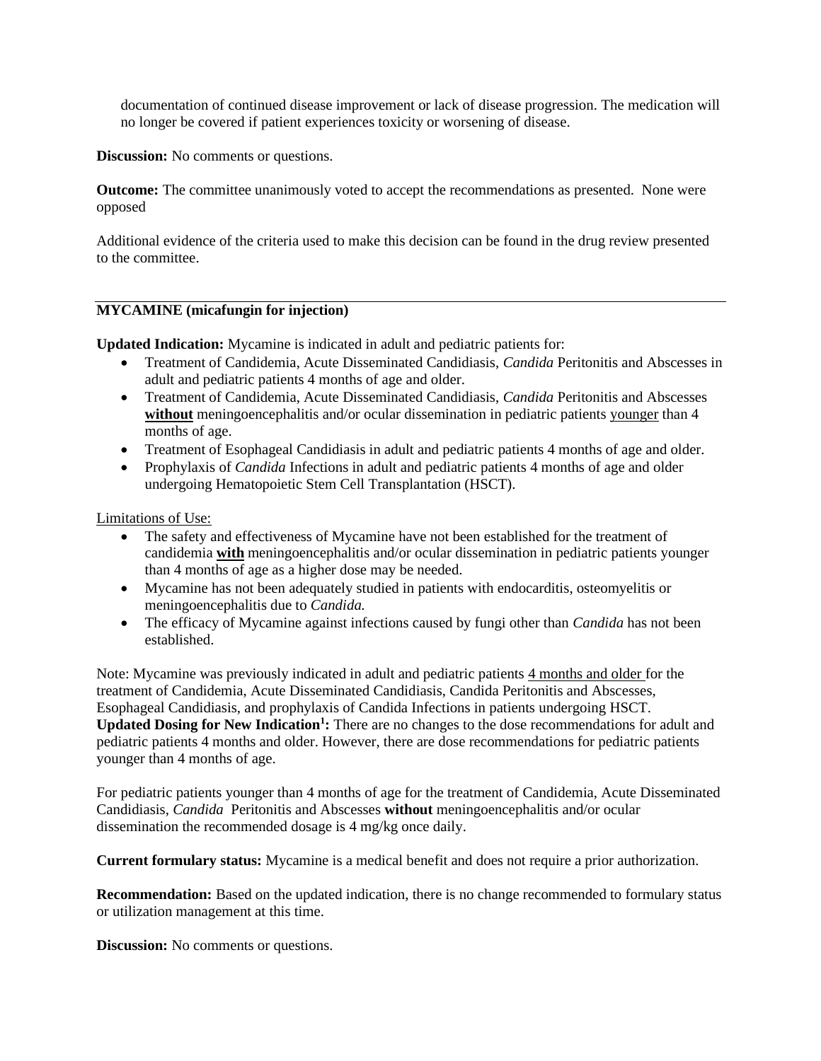documentation of continued disease improvement or lack of disease progression. The medication will no longer be covered if patient experiences toxicity or worsening of disease.

**Discussion:** No comments or questions.

**Outcome:** The committee unanimously voted to accept the recommendations as presented. None were opposed

Additional evidence of the criteria used to make this decision can be found in the drug review presented to the committee.

---

**MYCAMINE (micafungin for injection)**

**Updated Indication:** Mycamine is indicated in adult and pediatric patients for:

- Treatment of Candidemia, Acute Disseminated Candidiasis, *Candida* Peritonitis and Abscesses in adult and pediatric patients 4 months of age and older.
- Treatment of Candidemia, Acute Disseminated Candidiasis, *Candida* Peritonitis and Abscesses **without** meningoencephalitis and/or ocular dissemination in pediatric patients younger than 4 months of age.
- Treatment of Esophageal Candidiasis in adult and pediatric patients 4 months of age and older.
- Prophylaxis of *Candida* Infections in adult and pediatric patients 4 months of age and older undergoing Hematopoietic Stem Cell Transplantation (HSCT).

Limitations of Use:

- The safety and effectiveness of Mycamine have not been established for the treatment of candidemia **with** meningoencephalitis and/or ocular dissemination in pediatric patients younger than 4 months of age as a higher dose may be needed.
- Mycamine has not been adequately studied in patients with endocarditis, osteomyelitis or meningoencephalitis due to *Candida.*
- The efficacy of Mycamine against infections caused by fungi other than *Candida* has not been established.

Note: Mycamine was previously indicated in adult and pediatric patients 4 months and older for the treatment of Candidemia, Acute Disseminated Candidiasis, Candida Peritonitis and Abscesses, Esophageal Candidiasis, and prophylaxis of Candida Infections in patients undergoing HSCT.
**Updated Dosing for New Indication[1]:** There are no changes to the dose recommendations for adult and pediatric patients 4 months and older. However, there are dose recommendations for pediatric patients younger than 4 months of age.

For pediatric patients younger than 4 months of age for the treatment of Candidemia, Acute Disseminated Candidiasis, *Candida* Peritonitis and Abscesses **without** meningoencephalitis and/or ocular dissemination the recommended dosage is 4 mg/kg once daily.

**Current formulary status:** Mycamine is a medical benefit and does not require a prior authorization.

**Recommendation:** Based on the updated indication, there is no change recommended to formulary status or utilization management at this time.

**Discussion:** No comments or questions.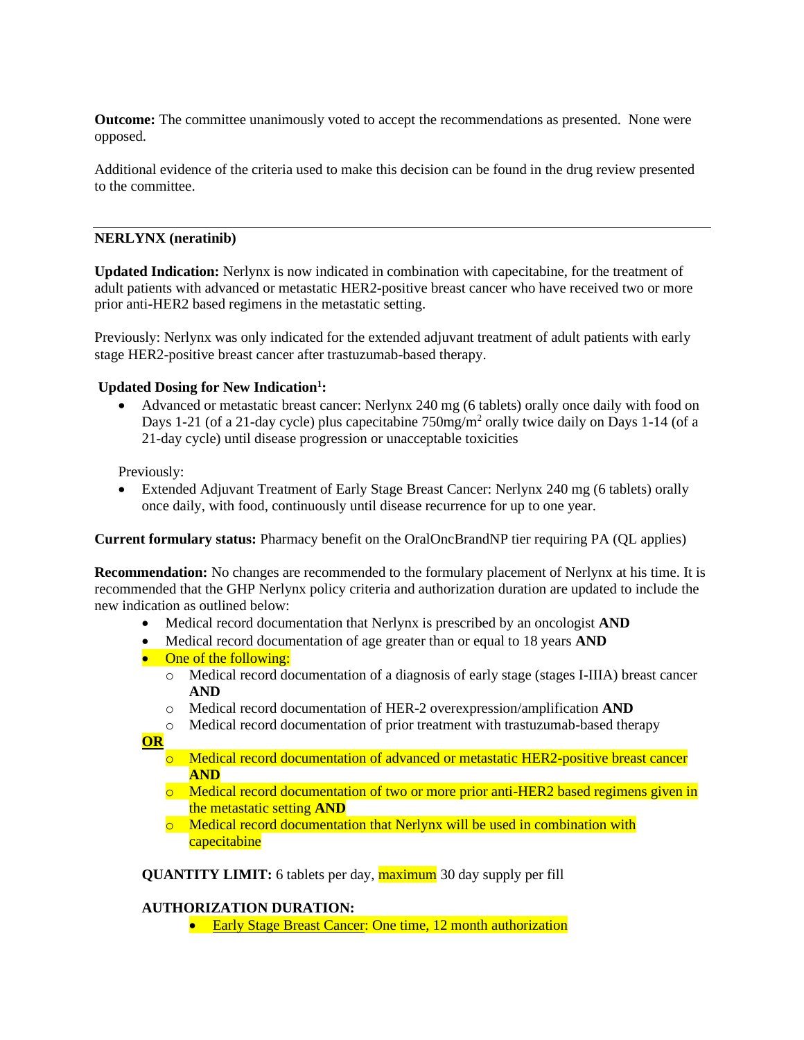**Outcome:** The committee unanimously voted to accept the recommendations as presented. None were opposed.

Additional evidence of the criteria used to make this decision can be found in the drug review presented to the committee.

---

**NERLYNX (neratinib)**

**Updated Indication:** Nerlynx is now indicated in combination with capecitabine, for the treatment of adult patients with advanced or metastatic HER2-positive breast cancer who have received two or more prior anti-HER2 based regimens in the metastatic setting.

Previously: Nerlynx was only indicated for the extended adjuvant treatment of adult patients with early stage HER2-positive breast cancer after trastuzumab-based therapy.

**Updated Dosing for New Indication[1]:**

- Advanced or metastatic breast cancer: Nerlynx 240 mg (6 tablets) orally once daily with food on Days 1-21 (of a 21-day cycle) plus capecitabine 750mg/m$^2$ orally twice daily on Days 1-14 (of a 21-day cycle) until disease progression or unacceptable toxicities

Previously:

- Extended Adjuvant Treatment of Early Stage Breast Cancer: Nerlynx 240 mg (6 tablets) orally once daily, with food, continuously until disease recurrence for up to one year.

**Current formulary status:** Pharmacy benefit on the OralOncBrandNP tier requiring PA (QL applies)

**Recommendation:** No changes are recommended to the formulary placement of Nerlynx at his time. It is recommended that the GHP Nerlynx policy criteria and authorization duration are updated to include the new indication as outlined below:

- Medical record documentation that Nerlynx is prescribed by an oncologist **AND**
- Medical record documentation of age greater than or equal to 18 years **AND**
- One of the following:
  - Medical record documentation of a diagnosis of early stage (stages I-IIIA) breast cancer **AND**
  - Medical record documentation of HER-2 overexpression/amplification **AND**
  - Medical record documentation of prior treatment with trastuzumab-based therapy

**OR**

  - Medical record documentation of advanced or metastatic HER2-positive breast cancer **AND**
  - Medical record documentation of two or more prior anti-HER2 based regimens given in the metastatic setting **AND**
  - Medical record documentation that Nerlynx will be used in combination with capecitabine

**QUANTITY LIMIT:** 6 tablets per day, maximum 30 day supply per fill

**AUTHORIZATION DURATION:**

- Early Stage Breast Cancer: One time, 12 month authorization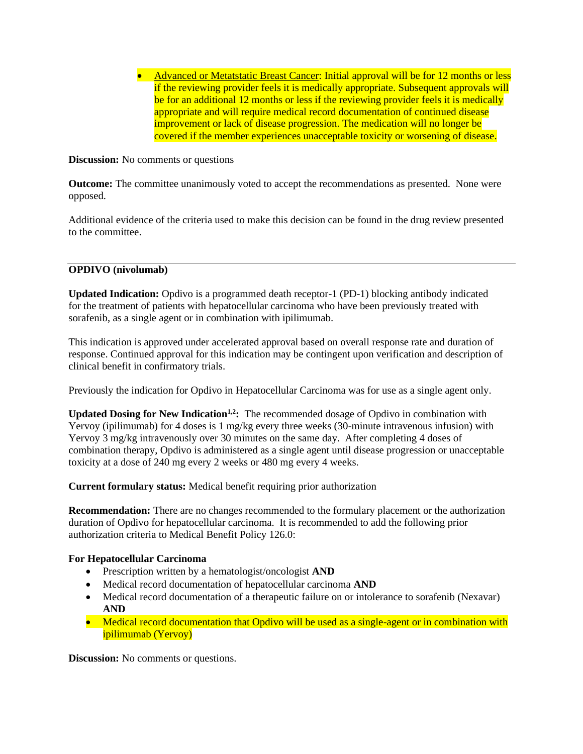- Advanced or Metatstatic Breast Cancer: Initial approval will be for 12 months or less if the reviewing provider feels it is medically appropriate. Subsequent approvals will be for an additional 12 months or less if the reviewing provider feels it is medically appropriate and will require medical record documentation of continued disease improvement or lack of disease progression. The medication will no longer be covered if the member experiences unacceptable toxicity or worsening of disease.

**Discussion:** No comments or questions

**Outcome:** The committee unanimously voted to accept the recommendations as presented. None were opposed.

Additional evidence of the criteria used to make this decision can be found in the drug review presented to the committee.

---

**OPDIVO (nivolumab)**

**Updated Indication:** Opdivo is a programmed death receptor-1 (PD-1) blocking antibody indicated for the treatment of patients with hepatocellular carcinoma who have been previously treated with sorafenib, as a single agent or in combination with ipilimumab.

This indication is approved under accelerated approval based on overall response rate and duration of response. Continued approval for this indication may be contingent upon verification and description of clinical benefit in confirmatory trials.

Previously the indication for Opdivo in Hepatocellular Carcinoma was for use as a single agent only.

**Updated Dosing for New Indication[1,2]:** The recommended dosage of Opdivo in combination with Yervoy (ipilimumab) for 4 doses is 1 mg/kg every three weeks (30-minute intravenous infusion) with Yervoy 3 mg/kg intravenously over 30 minutes on the same day. After completing 4 doses of combination therapy, Opdivo is administered as a single agent until disease progression or unacceptable toxicity at a dose of 240 mg every 2 weeks or 480 mg every 4 weeks.

**Current formulary status:** Medical benefit requiring prior authorization

**Recommendation:** There are no changes recommended to the formulary placement or the authorization duration of Opdivo for hepatocellular carcinoma. It is recommended to add the following prior authorization criteria to Medical Benefit Policy 126.0:

**For Hepatocellular Carcinoma**

- Prescription written by a hematologist/oncologist **AND**
- Medical record documentation of hepatocellular carcinoma **AND**
- Medical record documentation of a therapeutic failure on or intolerance to sorafenib (Nexavar) **AND**
- Medical record documentation that Opdivo will be used as a single-agent or in combination with ipilimumab (Yervoy)

**Discussion:** No comments or questions.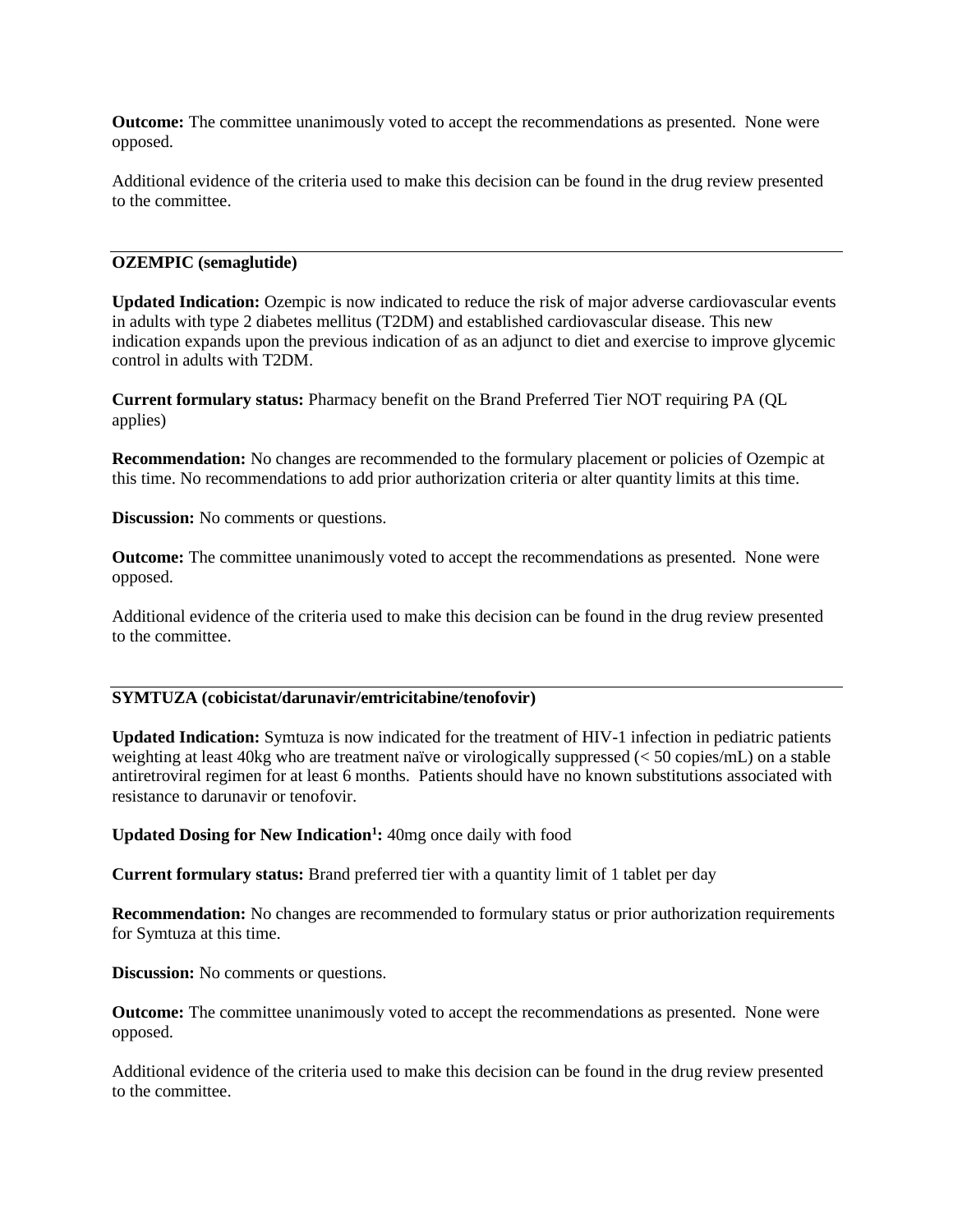**Outcome:** The committee unanimously voted to accept the recommendations as presented. None were opposed.

Additional evidence of the criteria used to make this decision can be found in the drug review presented to the committee.

---

**OZEMPIC (semaglutide)**

**Updated Indication:** Ozempic is now indicated to reduce the risk of major adverse cardiovascular events in adults with type 2 diabetes mellitus (T2DM) and established cardiovascular disease. This new indication expands upon the previous indication of as an adjunct to diet and exercise to improve glycemic control in adults with T2DM.

**Current formulary status:** Pharmacy benefit on the Brand Preferred Tier NOT requiring PA (QL applies)

**Recommendation:** No changes are recommended to the formulary placement or policies of Ozempic at this time. No recommendations to add prior authorization criteria or alter quantity limits at this time.

**Discussion:** No comments or questions.

**Outcome:** The committee unanimously voted to accept the recommendations as presented. None were opposed.

Additional evidence of the criteria used to make this decision can be found in the drug review presented to the committee.

---

**SYMTUZA (cobicistat/darunavir/emtricitabine/tenofovir)**

**Updated Indication:** Symtuza is now indicated for the treatment of HIV-1 infection in pediatric patients weighting at least 40kg who are treatment naïve or virologically suppressed (< 50 copies/mL) on a stable antiretroviral regimen for at least 6 months. Patients should have no known substitutions associated with resistance to darunavir or tenofovir.

**Updated Dosing for New Indication[1]:** 40mg once daily with food

**Current formulary status:** Brand preferred tier with a quantity limit of 1 tablet per day

**Recommendation:** No changes are recommended to formulary status or prior authorization requirements for Symtuza at this time.

**Discussion:** No comments or questions.

**Outcome:** The committee unanimously voted to accept the recommendations as presented. None were opposed.

Additional evidence of the criteria used to make this decision can be found in the drug review presented to the committee.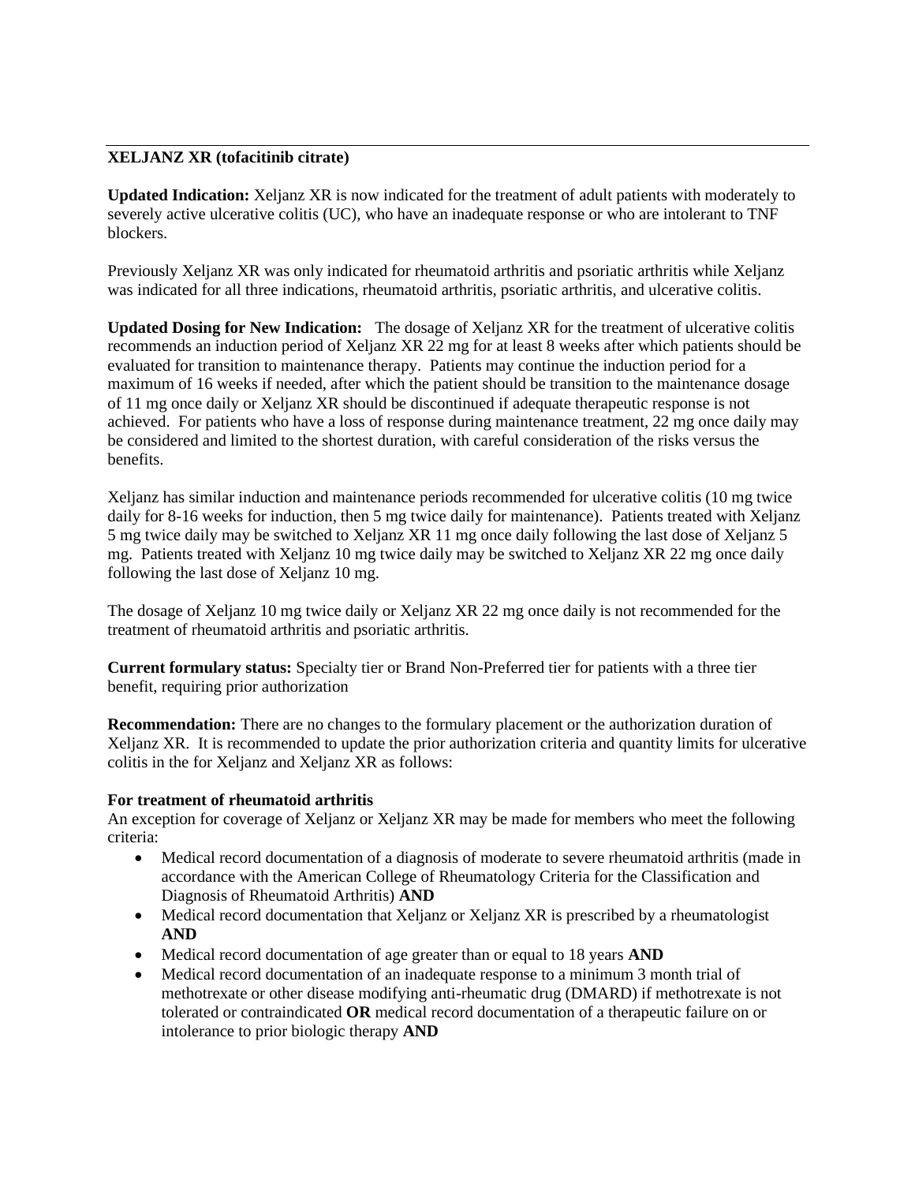**XELJANZ XR (tofacitinib citrate)**

**Updated Indication:** Xeljanz XR is now indicated for the treatment of adult patients with moderately to severely active ulcerative colitis (UC), who have an inadequate response or who are intolerant to TNF blockers.

Previously Xeljanz XR was only indicated for rheumatoid arthritis and psoriatic arthritis while Xeljanz was indicated for all three indications, rheumatoid arthritis, psoriatic arthritis, and ulcerative colitis.

**Updated Dosing for New Indication:** The dosage of Xeljanz XR for the treatment of ulcerative colitis recommends an induction period of Xeljanz XR 22 mg for at least 8 weeks after which patients should be evaluated for transition to maintenance therapy. Patients may continue the induction period for a maximum of 16 weeks if needed, after which the patient should be transition to the maintenance dosage of 11 mg once daily or Xeljanz XR should be discontinued if adequate therapeutic response is not achieved. For patients who have a loss of response during maintenance treatment, 22 mg once daily may be considered and limited to the shortest duration, with careful consideration of the risks versus the benefits.

Xeljanz has similar induction and maintenance periods recommended for ulcerative colitis (10 mg twice daily for 8-16 weeks for induction, then 5 mg twice daily for maintenance). Patients treated with Xeljanz 5 mg twice daily may be switched to Xeljanz XR 11 mg once daily following the last dose of Xeljanz 5 mg. Patients treated with Xeljanz 10 mg twice daily may be switched to Xeljanz XR 22 mg once daily following the last dose of Xeljanz 10 mg.

The dosage of Xeljanz 10 mg twice daily or Xeljanz XR 22 mg once daily is not recommended for the treatment of rheumatoid arthritis and psoriatic arthritis.

**Current formulary status:** Specialty tier or Brand Non-Preferred tier for patients with a three tier benefit, requiring prior authorization

**Recommendation:** There are no changes to the formulary placement or the authorization duration of Xeljanz XR. It is recommended to update the prior authorization criteria and quantity limits for ulcerative colitis in the for Xeljanz and Xeljanz XR as follows:

**For treatment of rheumatoid arthritis**

An exception for coverage of Xeljanz or Xeljanz XR may be made for members who meet the following criteria:

- Medical record documentation of a diagnosis of moderate to severe rheumatoid arthritis (made in accordance with the American College of Rheumatology Criteria for the Classification and Diagnosis of Rheumatoid Arthritis) **AND**
- Medical record documentation that Xeljanz or Xeljanz XR is prescribed by a rheumatologist **AND**
- Medical record documentation of age greater than or equal to 18 years **AND**
- Medical record documentation of an inadequate response to a minimum 3 month trial of methotrexate or other disease modifying anti-rheumatic drug (DMARD) if methotrexate is not tolerated or contraindicated **OR** medical record documentation of a therapeutic failure on or intolerance to prior biologic therapy **AND**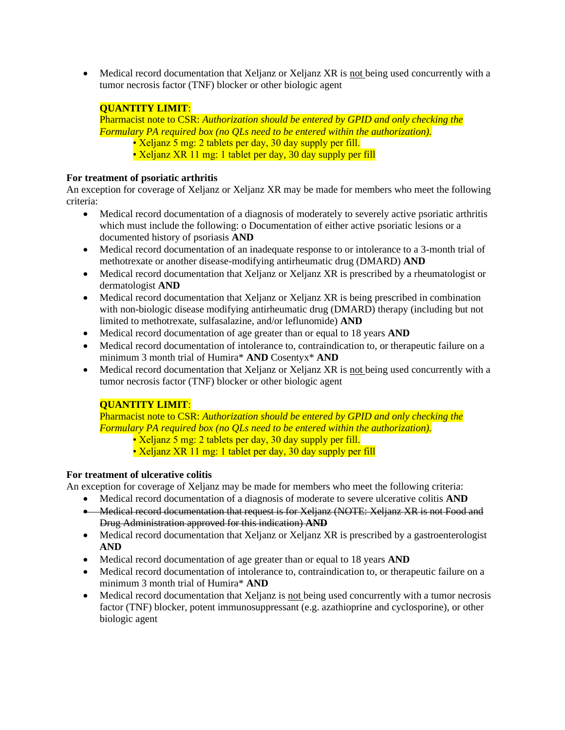- Medical record documentation that Xeljanz or Xeljanz XR is <u>not</u> being used concurrently with a tumor necrosis factor (TNF) blocker or other biologic agent

  **QUANTITY LIMIT**:
  Pharmacist note to CSR: *Authorization should be entered by GPID and only checking the Formulary PA required box (no QLs need to be entered within the authorization).*
  - Xeljanz 5 mg: 2 tablets per day, 30 day supply per fill.
  - Xeljanz XR 11 mg: 1 tablet per day, 30 day supply per fill

**For treatment of psoriatic arthritis**

An exception for coverage of Xeljanz or Xeljanz XR may be made for members who meet the following criteria:

- Medical record documentation of a diagnosis of moderately to severely active psoriatic arthritis which must include the following: o Documentation of either active psoriatic lesions or a documented history of psoriasis **AND**
- Medical record documentation of an inadequate response to or intolerance to a 3-month trial of methotrexate or another disease-modifying antirheumatic drug (DMARD) **AND**
- Medical record documentation that Xeljanz or Xeljanz XR is prescribed by a rheumatologist or dermatologist **AND**
- Medical record documentation that Xeljanz or Xeljanz XR is being prescribed in combination with non-biologic disease modifying antirheumatic drug (DMARD) therapy (including but not limited to methotrexate, sulfasalazine, and/or leflunomide) **AND**
- Medical record documentation of age greater than or equal to 18 years **AND**
- Medical record documentation of intolerance to, contraindication to, or therapeutic failure on a minimum 3 month trial of Humira* **AND** Cosentyx* **AND**
- Medical record documentation that Xeljanz or Xeljanz XR is <u>not</u> being used concurrently with a tumor necrosis factor (TNF) blocker or other biologic agent

  **QUANTITY LIMIT**:
  Pharmacist note to CSR: *Authorization should be entered by GPID and only checking the Formulary PA required box (no QLs need to be entered within the authorization).*
  - Xeljanz 5 mg: 2 tablets per day, 30 day supply per fill.
  - Xeljanz XR 11 mg: 1 tablet per day, 30 day supply per fill

**For treatment of ulcerative colitis**

An exception for coverage of Xeljanz may be made for members who meet the following criteria:

- Medical record documentation of a diagnosis of moderate to severe ulcerative colitis **AND**
- ~~Medical record documentation that request is for Xeljanz (NOTE: Xeljanz XR is not Food and Drug Administration approved for this indication) **AND**~~
- Medical record documentation that Xeljanz or Xeljanz XR is prescribed by a gastroenterologist **AND**
- Medical record documentation of age greater than or equal to 18 years **AND**
- Medical record documentation of intolerance to, contraindication to, or therapeutic failure on a minimum 3 month trial of Humira* **AND**
- Medical record documentation that Xeljanz is <u>not</u> being used concurrently with a tumor necrosis factor (TNF) blocker, potent immunosuppressant (e.g. azathioprine and cyclosporine), or other biologic agent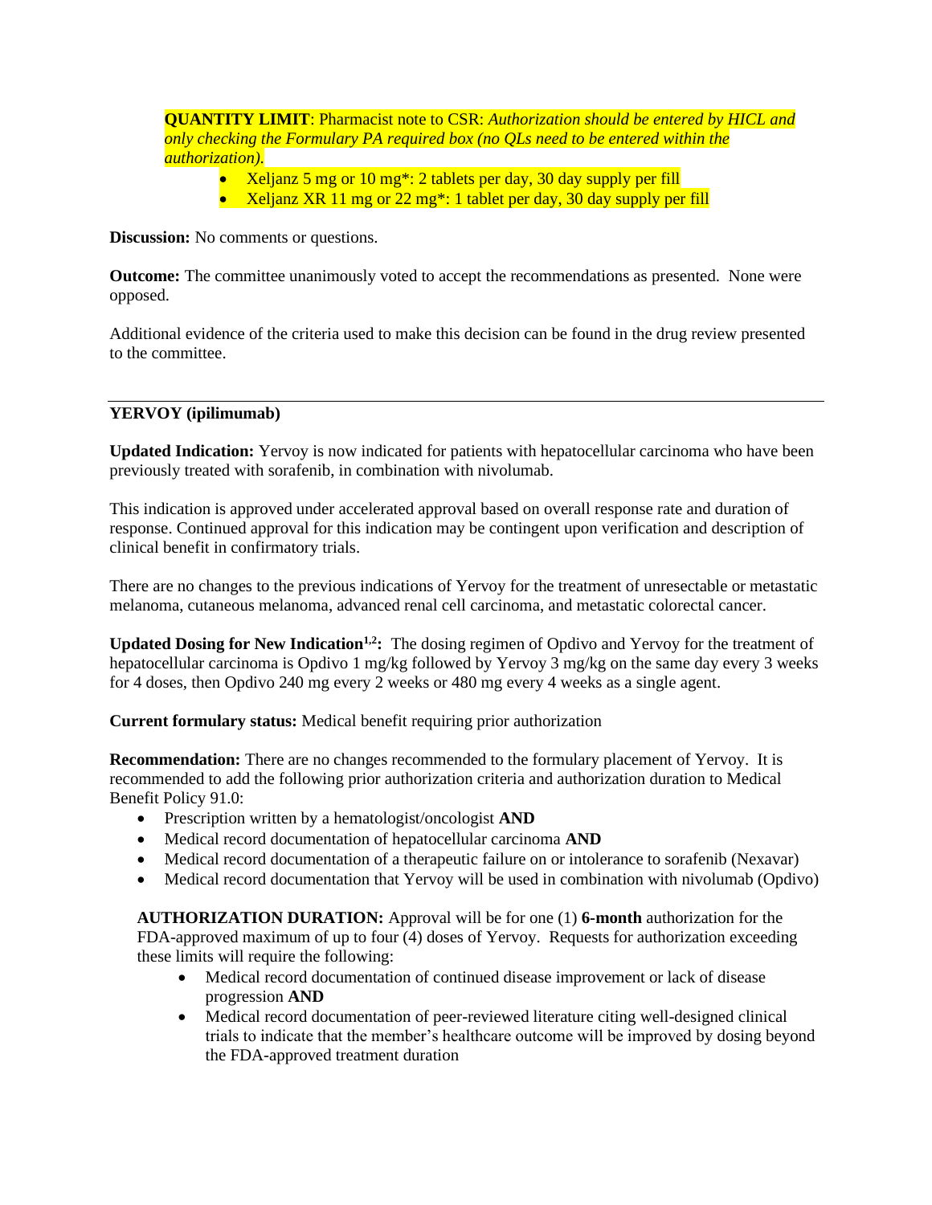**QUANTITY LIMIT**: Pharmacist note to CSR: *Authorization should be entered by HICL and only checking the Formulary PA required box (no QLs need to be entered within the authorization).*

- Xeljanz 5 mg or 10 mg*: 2 tablets per day, 30 day supply per fill
- Xeljanz XR 11 mg or 22 mg*: 1 tablet per day, 30 day supply per fill

**Discussion:** No comments or questions.

**Outcome:** The committee unanimously voted to accept the recommendations as presented. None were opposed.

Additional evidence of the criteria used to make this decision can be found in the drug review presented to the committee.

---

**YERVOY (ipilimumab)**

**Updated Indication:** Yervoy is now indicated for patients with hepatocellular carcinoma who have been previously treated with sorafenib, in combination with nivolumab.

This indication is approved under accelerated approval based on overall response rate and duration of response. Continued approval for this indication may be contingent upon verification and description of clinical benefit in confirmatory trials.

There are no changes to the previous indications of Yervoy for the treatment of unresectable or metastatic melanoma, cutaneous melanoma, advanced renal cell carcinoma, and metastatic colorectal cancer.

**Updated Dosing for New Indication[1,2]:** The dosing regimen of Opdivo and Yervoy for the treatment of hepatocellular carcinoma is Opdivo 1 mg/kg followed by Yervoy 3 mg/kg on the same day every 3 weeks for 4 doses, then Opdivo 240 mg every 2 weeks or 480 mg every 4 weeks as a single agent.

**Current formulary status:** Medical benefit requiring prior authorization

**Recommendation:** There are no changes recommended to the formulary placement of Yervoy. It is recommended to add the following prior authorization criteria and authorization duration to Medical Benefit Policy 91.0:

- Prescription written by a hematologist/oncologist **AND**
- Medical record documentation of hepatocellular carcinoma **AND**
- Medical record documentation of a therapeutic failure on or intolerance to sorafenib (Nexavar)
- Medical record documentation that Yervoy will be used in combination with nivolumab (Opdivo)

**AUTHORIZATION DURATION:** Approval will be for one (1) **6-month** authorization for the FDA-approved maximum of up to four (4) doses of Yervoy. Requests for authorization exceeding these limits will require the following:

- Medical record documentation of continued disease improvement or lack of disease progression **AND**
- Medical record documentation of peer-reviewed literature citing well-designed clinical trials to indicate that the member's healthcare outcome will be improved by dosing beyond the FDA-approved treatment duration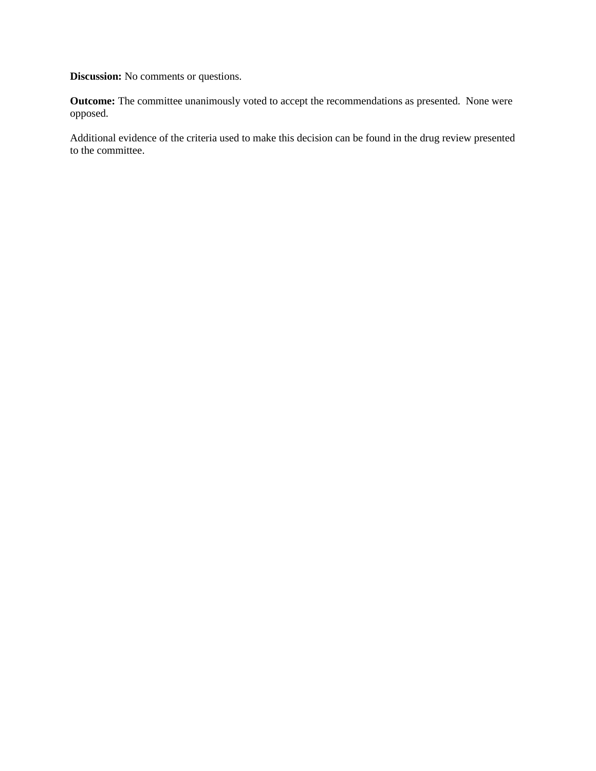**Discussion:** No comments or questions.

**Outcome:** The committee unanimously voted to accept the recommendations as presented. None were opposed.

Additional evidence of the criteria used to make this decision can be found in the drug review presented to the committee.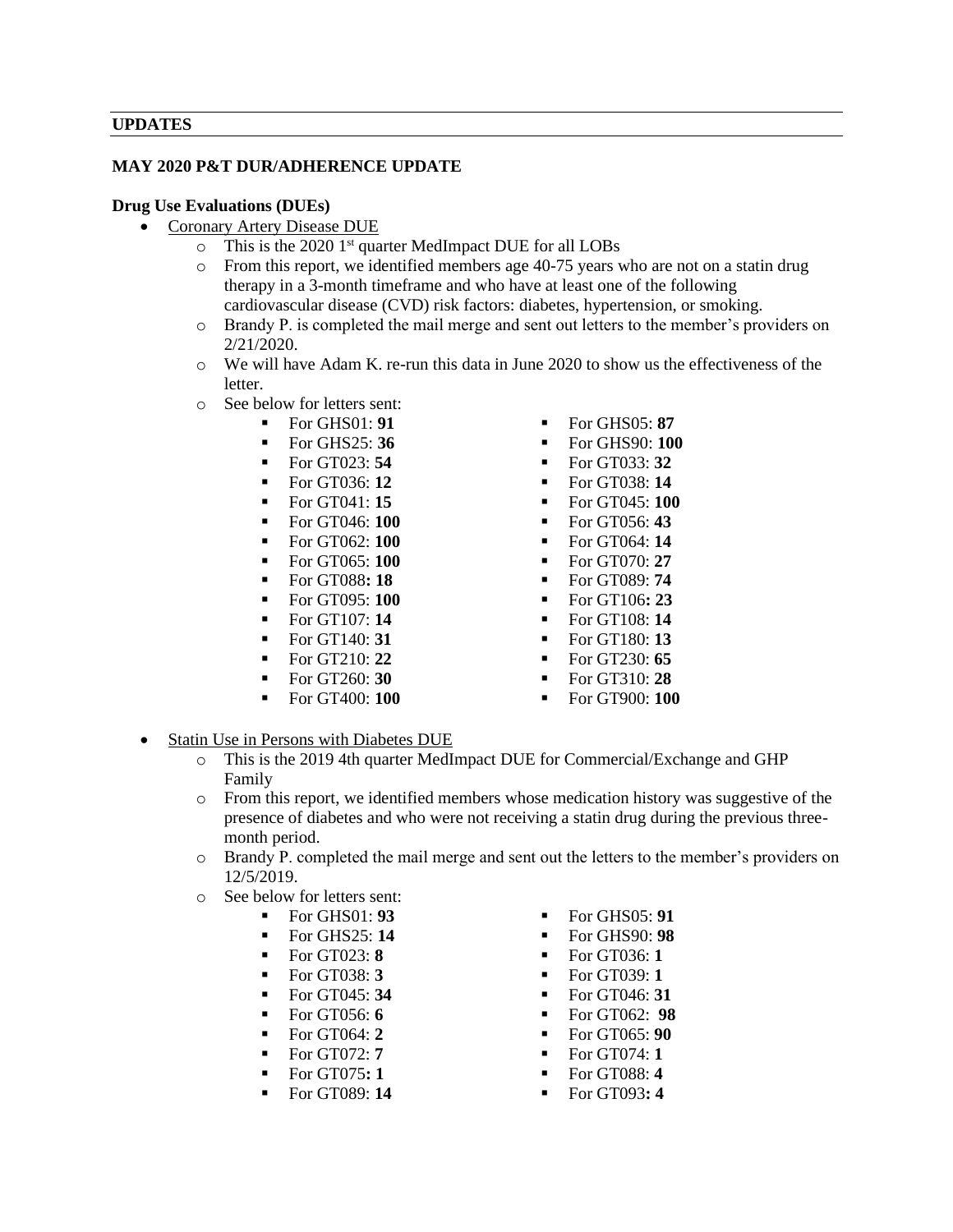## UPDATES

### MAY 2020 P&T DUR/ADHERENCE UPDATE

**Drug Use Evaluations (DUEs)**

- Coronary Artery Disease DUE
  - This is the 2020 1st quarter MedImpact DUE for all LOBs
  - From this report, we identified members age 40-75 years who are not on a statin drug therapy in a 3-month timeframe and who have at least one of the following cardiovascular disease (CVD) risk factors: diabetes, hypertension, or smoking.
  - Brandy P. is completed the mail merge and sent out letters to the member's providers on 2/21/2020.
  - We will have Adam K. re-run this data in June 2020 to show us the effectiveness of the letter.
  - See below for letters sent:
    - For GHS01: **91**
    - For GHS05: **87**
    - For GHS25: **36**
    - For GHS90: **100**
    - For GT023: **54**
    - For GT033: **32**
    - For GT036: **12**
    - For GT038: **14**
    - For GT041: **15**
    - For GT045: **100**
    - For GT046: **100**
    - For GT056: **43**
    - For GT062: **100**
    - For GT064: **14**
    - For GT065: **100**
    - For GT070: **27**
    - For GT088**: 18**
    - For GT089: **74**
    - For GT095: **100**
    - For GT106**: 23**
    - For GT107: **14**
    - For GT108: **14**
    - For GT140: **31**
    - For GT180: **13**
    - For GT210: **22**
    - For GT230: **65**
    - For GT260: **30**
    - For GT310: **28**
    - For GT400: **100**
    - For GT900: **100**

- Statin Use in Persons with Diabetes DUE
  - This is the 2019 4th quarter MedImpact DUE for Commercial/Exchange and GHP Family
  - From this report, we identified members whose medication history was suggestive of the presence of diabetes and who were not receiving a statin drug during the previous three-month period.
  - Brandy P. completed the mail merge and sent out the letters to the member's providers on 12/5/2019.
  - See below for letters sent:
    - For GHS01: **93**
    - For GHS05: **91**
    - For GHS25: **14**
    - For GHS90: **98**
    - For GT023: **8**
    - For GT036: **1**
    - For GT038: **3**
    - For GT039: **1**
    - For GT045: **34**
    - For GT046: **31**
    - For GT056: **6**
    - For GT062: **98**
    - For GT064: **2**
    - For GT065: **90**
    - For GT072: **7**
    - For GT074: **1**
    - For GT075**: 1**
    - For GT088: **4**
    - For GT089: **14**
    - For GT093**: 4**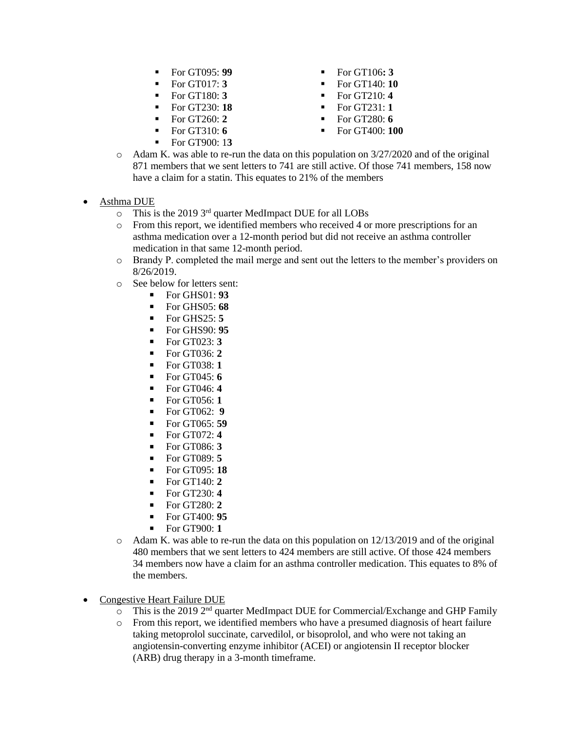- For GT095: **99**
    - For GT017: **3**
    - For GT180: **3**
    - For GT230: **18**
    - For GT260: **2**
    - For GT310: **6**
    - For GT900: 1**3**
    - For GT106**: 3**
    - For GT140: **10**
    - For GT210: **4**
    - For GT231: **1**
    - For GT280: **6**
    - For GT400: **100**
  - Adam K. was able to re-run the data on this population on 3/27/2020 and of the original 871 members that we sent letters to 741 are still active. Of those 741 members, 158 now have a claim for a statin. This equates to 21% of the members

- Asthma DUE
  - This is the 2019 3rd quarter MedImpact DUE for all LOBs
  - From this report, we identified members who received 4 or more prescriptions for an asthma medication over a 12-month period but did not receive an asthma controller medication in that same 12-month period.
  - Brandy P. completed the mail merge and sent out the letters to the member's providers on 8/26/2019.
  - See below for letters sent:
    - For GHS01: **93**
    - For GHS05: **68**
    - For GHS25: **5**
    - For GHS90: **95**
    - For GT023: **3**
    - For GT036: **2**
    - For GT038: **1**
    - For GT045: **6**
    - For GT046: **4**
    - For GT056: **1**
    - For GT062: **9**
    - For GT065: **59**
    - For GT072: **4**
    - For GT086: **3**
    - For GT089: **5**
    - For GT095: **18**
    - For GT140: **2**
    - For GT230: **4**
    - For GT280: **2**
    - For GT400: **95**
    - For GT900: **1**
  - Adam K. was able to re-run the data on this population on 12/13/2019 and of the original 480 members that we sent letters to 424 members are still active. Of those 424 members 34 members now have a claim for an asthma controller medication. This equates to 8% of the members.

- Congestive Heart Failure DUE
  - This is the 2019 2nd quarter MedImpact DUE for Commercial/Exchange and GHP Family
  - From this report, we identified members who have a presumed diagnosis of heart failure taking metoprolol succinate, carvedilol, or bisoprolol, and who were not taking an angiotensin-converting enzyme inhibitor (ACEI) or angiotensin II receptor blocker (ARB) drug therapy in a 3-month timeframe.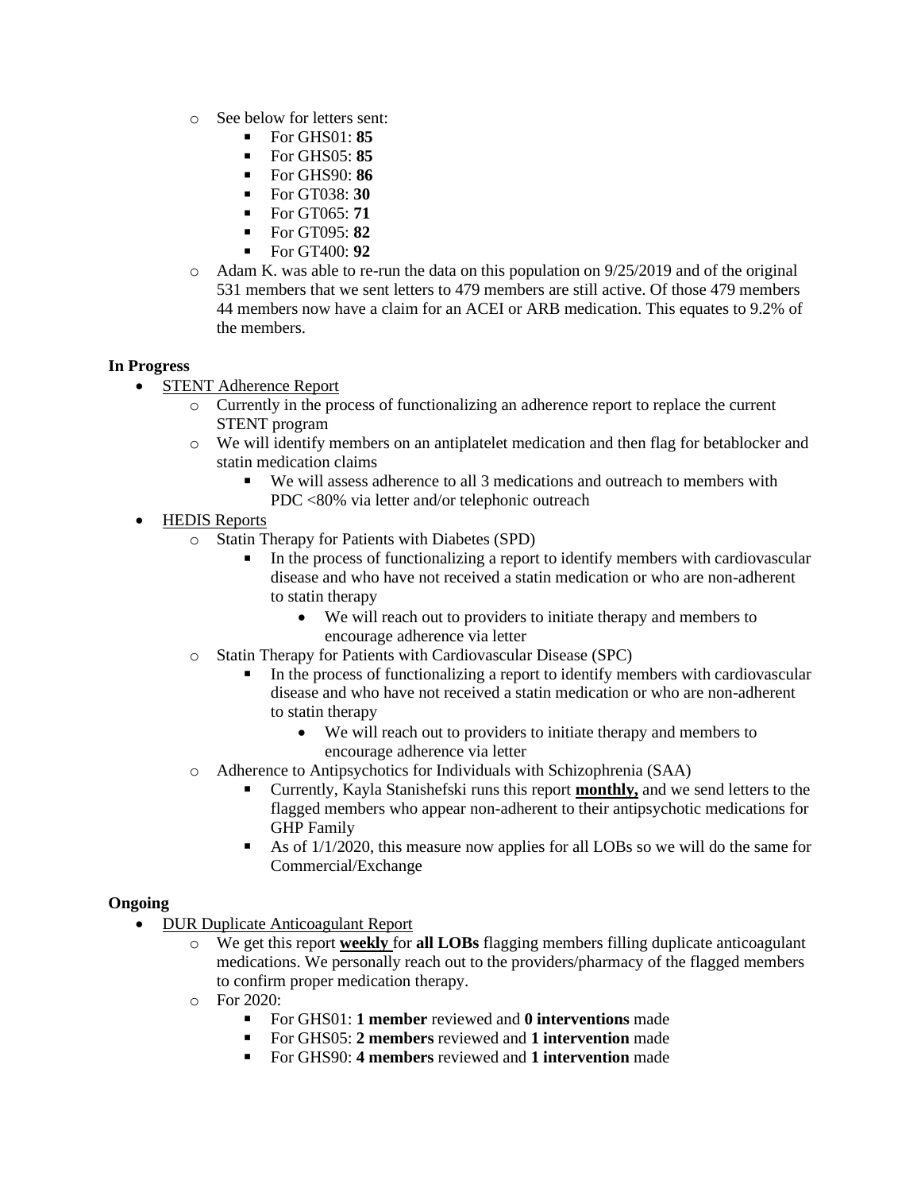- See below for letters sent:
    - For GHS01: **85**
    - For GHS05: **85**
    - For GHS90: **86**
    - For GT038: **30**
    - For GT065: **71**
    - For GT095: **82**
    - For GT400: **92**
- Adam K. was able to re-run the data on this population on 9/25/2019 and of the original 531 members that we sent letters to 479 members are still active. Of those 479 members 44 members now have a claim for an ACEI or ARB medication. This equates to 9.2% of the members.

**In Progress**

- <u>STENT Adherence Report</u>
    - Currently in the process of functionalizing an adherence report to replace the current STENT program
    - We will identify members on an antiplatelet medication and then flag for betablocker and statin medication claims
        - We will assess adherence to all 3 medications and outreach to members with PDC <80% via letter and/or telephonic outreach
- <u>HEDIS Reports</u>
    - Statin Therapy for Patients with Diabetes (SPD)
        - In the process of functionalizing a report to identify members with cardiovascular disease and who have not received a statin medication or who are non-adherent to statin therapy
            - We will reach out to providers to initiate therapy and members to encourage adherence via letter
    - Statin Therapy for Patients with Cardiovascular Disease (SPC)
        - In the process of functionalizing a report to identify members with cardiovascular disease and who have not received a statin medication or who are non-adherent to statin therapy
            - We will reach out to providers to initiate therapy and members to encourage adherence via letter
    - Adherence to Antipsychotics for Individuals with Schizophrenia (SAA)
        - Currently, Kayla Stanishefski runs this report **<u>monthly,</u>** and we send letters to the flagged members who appear non-adherent to their antipsychotic medications for GHP Family
        - As of 1/1/2020, this measure now applies for all LOBs so we will do the same for Commercial/Exchange

**Ongoing**

- <u>DUR Duplicate Anticoagulant Report</u>
    - We get this report **<u>weekly</u>** for **all LOBs** flagging members filling duplicate anticoagulant medications. We personally reach out to the providers/pharmacy of the flagged members to confirm proper medication therapy.
    - For 2020:
        - For GHS01: **1 member** reviewed and **0 interventions** made
        - For GHS05: **2 members** reviewed and **1 intervention** made
        - For GHS90: **4 members** reviewed and **1 intervention** made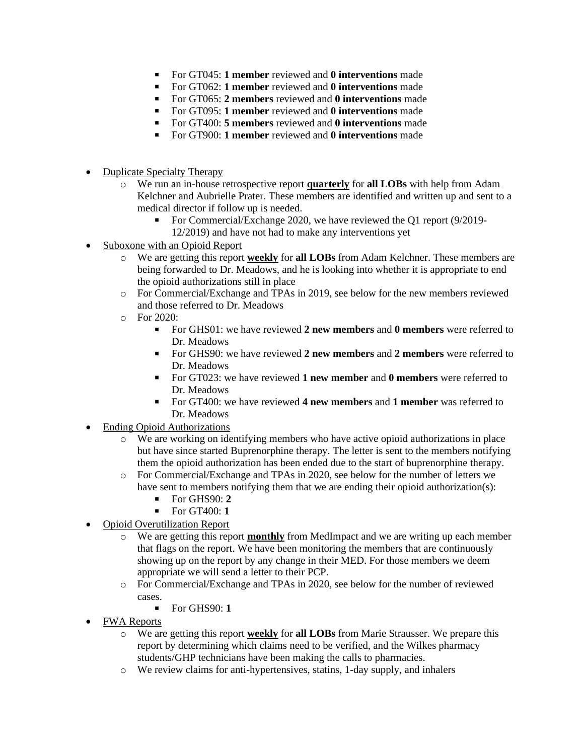- For GT045: **1 member** reviewed and **0 interventions** made
        - For GT062: **1 member** reviewed and **0 interventions** made
        - For GT065: **2 members** reviewed and **0 interventions** made
        - For GT095: **1 member** reviewed and **0 interventions** made
        - For GT400: **5 members** reviewed and **0 interventions** made
        - For GT900: **1 member** reviewed and **0 interventions** made

- <u>Duplicate Specialty Therapy</u>
    - We run an in-house retrospective report <u>**quarterly**</u> for **all LOBs** with help from Adam Kelchner and Aubrielle Prater. These members are identified and written up and sent to a medical director if follow up is needed.
        - For Commercial/Exchange 2020, we have reviewed the Q1 report (9/2019-12/2019) and have not had to make any interventions yet
- <u>Suboxone with an Opioid Report</u>
    - We are getting this report <u>**weekly**</u> for **all LOBs** from Adam Kelchner. These members are being forwarded to Dr. Meadows, and he is looking into whether it is appropriate to end the opioid authorizations still in place
    - For Commercial/Exchange and TPAs in 2019, see below for the new members reviewed and those referred to Dr. Meadows
    - For 2020:
        - For GHS01: we have reviewed **2 new members** and **0 members** were referred to Dr. Meadows
        - For GHS90: we have reviewed **2 new members** and **2 members** were referred to Dr. Meadows
        - For GT023: we have reviewed **1 new member** and **0 members** were referred to Dr. Meadows
        - For GT400: we have reviewed **4 new members** and **1 member** was referred to Dr. Meadows
- <u>Ending Opioid Authorizations</u>
    - We are working on identifying members who have active opioid authorizations in place but have since started Buprenorphine therapy. The letter is sent to the members notifying them the opioid authorization has been ended due to the start of buprenorphine therapy.
    - For Commercial/Exchange and TPAs in 2020, see below for the number of letters we have sent to members notifying them that we are ending their opioid authorization(s):
        - For GHS90: **2**
        - For GT400: **1**
- <u>Opioid Overutilization Report</u>
    - We are getting this report <u>**monthly**</u> from MedImpact and we are writing up each member that flags on the report. We have been monitoring the members that are continuously showing up on the report by any change in their MED. For those members we deem appropriate we will send a letter to their PCP.
    - For Commercial/Exchange and TPAs in 2020, see below for the number of reviewed cases.
        - For GHS90: **1**
- <u>FWA Reports</u>
    - We are getting this report <u>**weekly**</u> for **all LOBs** from Marie Strausser. We prepare this report by determining which claims need to be verified, and the Wilkes pharmacy students/GHP technicians have been making the calls to pharmacies.
    - We review claims for anti-hypertensives, statins, 1-day supply, and inhalers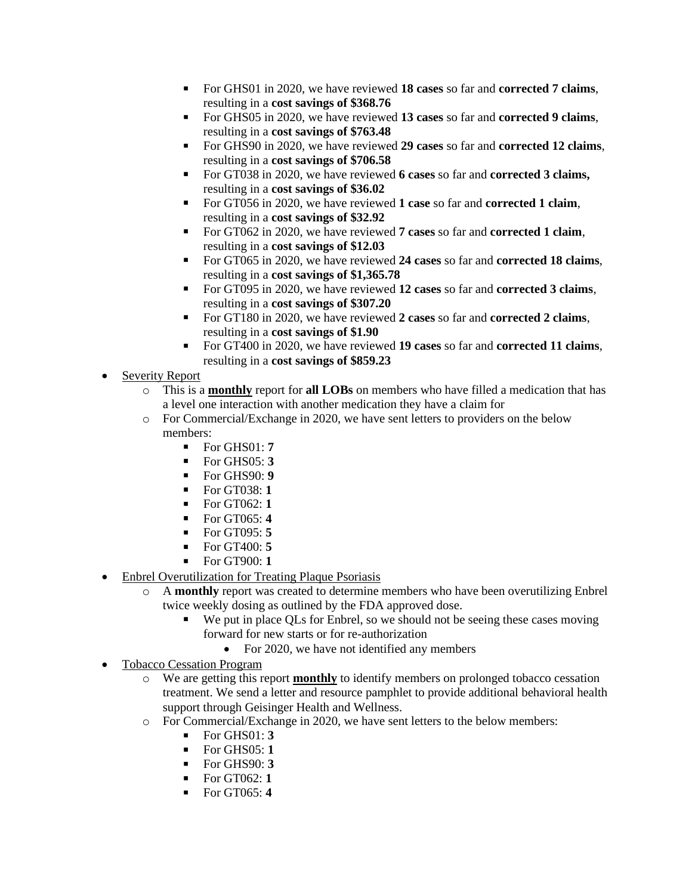- For GHS01 in 2020, we have reviewed **18 cases** so far and **corrected 7 claims**, resulting in a **cost savings of $368.76**
    - For GHS05 in 2020, we have reviewed **13 cases** so far and **corrected 9 claims**, resulting in a **cost savings of $763.48**
    - For GHS90 in 2020, we have reviewed **29 cases** so far and **corrected 12 claims**, resulting in a **cost savings of $706.58**
    - For GT038 in 2020, we have reviewed **6 cases** so far and **corrected 3 claims,** resulting in a **cost savings of $36.02**
    - For GT056 in 2020, we have reviewed **1 case** so far and **corrected 1 claim**, resulting in a **cost savings of $32.92**
    - For GT062 in 2020, we have reviewed **7 cases** so far and **corrected 1 claim**, resulting in a **cost savings of $12.03**
    - For GT065 in 2020, we have reviewed **24 cases** so far and **corrected 18 claims**, resulting in a **cost savings of $1,365.78**
    - For GT095 in 2020, we have reviewed **12 cases** so far and **corrected 3 claims**, resulting in a **cost savings of $307.20**
    - For GT180 in 2020, we have reviewed **2 cases** so far and **corrected 2 claims**, resulting in a **cost savings of $1.90**
    - For GT400 in 2020, we have reviewed **19 cases** so far and **corrected 11 claims**, resulting in a **cost savings of $859.23**

- <u>Severity Report</u>
  - This is a <u>**monthly**</u> report for **all LOBs** on members who have filled a medication that has a level one interaction with another medication they have a claim for
  - For Commercial/Exchange in 2020, we have sent letters to providers on the below members:
    - For GHS01: **7**
    - For GHS05: **3**
    - For GHS90: **9**
    - For GT038: **1**
    - For GT062: **1**
    - For GT065: **4**
    - For GT095: **5**
    - For GT400: **5**
    - For GT900: **1**
- <u>Enbrel Overutilization for Treating Plaque Psoriasis</u>
  - A **monthly** report was created to determine members who have been overutilizing Enbrel twice weekly dosing as outlined by the FDA approved dose.
    - We put in place QLs for Enbrel, so we should not be seeing these cases moving forward for new starts or for re-authorization
      - For 2020, we have not identified any members
- <u>Tobacco Cessation Program</u>
  - We are getting this report <u>**monthly**</u> to identify members on prolonged tobacco cessation treatment. We send a letter and resource pamphlet to provide additional behavioral health support through Geisinger Health and Wellness.
  - For Commercial/Exchange in 2020, we have sent letters to the below members:
    - For GHS01: **3**
    - For GHS05: **1**
    - For GHS90: **3**
    - For GT062: **1**
    - For GT065: **4**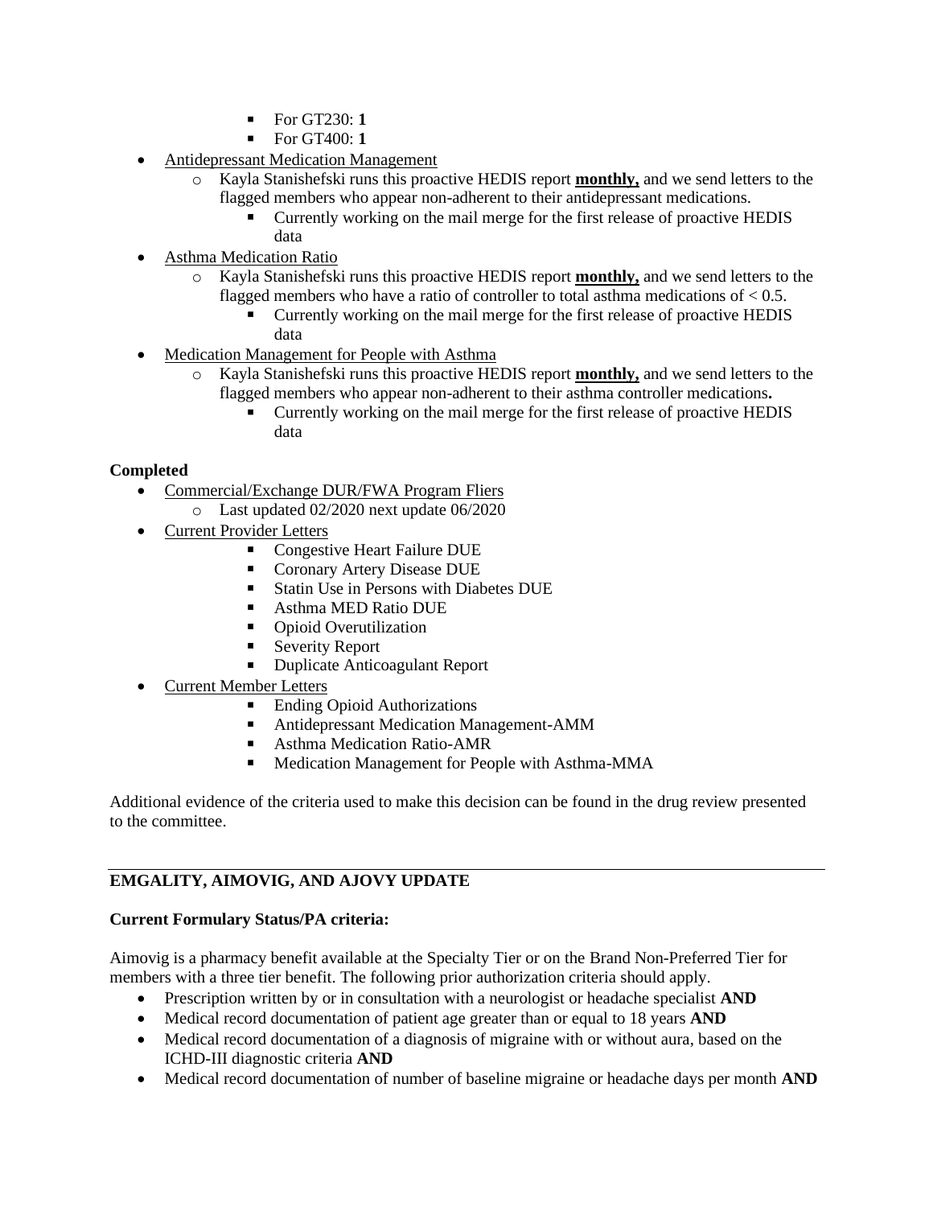- For GT230: **1**
        - For GT400: **1**
- <u>Antidepressant Medication Management</u>
    - Kayla Stanishefski runs this proactive HEDIS report **<u>monthly,</u>** and we send letters to the flagged members who appear non-adherent to their antidepressant medications.
        - Currently working on the mail merge for the first release of proactive HEDIS data
- <u>Asthma Medication Ratio</u>
    - Kayla Stanishefski runs this proactive HEDIS report **<u>monthly,</u>** and we send letters to the flagged members who have a ratio of controller to total asthma medications of < 0.5.
        - Currently working on the mail merge for the first release of proactive HEDIS data
- <u>Medication Management for People with Asthma</u>
    - Kayla Stanishefski runs this proactive HEDIS report **<u>monthly,</u>** and we send letters to the flagged members who appear non-adherent to their asthma controller medications**.**
        - Currently working on the mail merge for the first release of proactive HEDIS data

**Completed**

- <u>Commercial/Exchange DUR/FWA Program Fliers</u>
    - Last updated 02/2020 next update 06/2020
- <u>Current Provider Letters</u>
    - Congestive Heart Failure DUE
    - Coronary Artery Disease DUE
    - Statin Use in Persons with Diabetes DUE
    - Asthma MED Ratio DUE
    - Opioid Overutilization
    - Severity Report
    - Duplicate Anticoagulant Report
- <u>Current Member Letters</u>
    - Ending Opioid Authorizations
    - Antidepressant Medication Management-AMM
    - Asthma Medication Ratio-AMR
    - Medication Management for People with Asthma-MMA

Additional evidence of the criteria used to make this decision can be found in the drug review presented to the committee.

---

## EMGALITY, AIMOVIG, AND AJOVY UPDATE

**Current Formulary Status/PA criteria:**

Aimovig is a pharmacy benefit available at the Specialty Tier or on the Brand Non-Preferred Tier for members with a three tier benefit. The following prior authorization criteria should apply.

- Prescription written by or in consultation with a neurologist or headache specialist **AND**
- Medical record documentation of patient age greater than or equal to 18 years **AND**
- Medical record documentation of a diagnosis of migraine with or without aura, based on the ICHD-III diagnostic criteria **AND**
- Medical record documentation of number of baseline migraine or headache days per month **AND**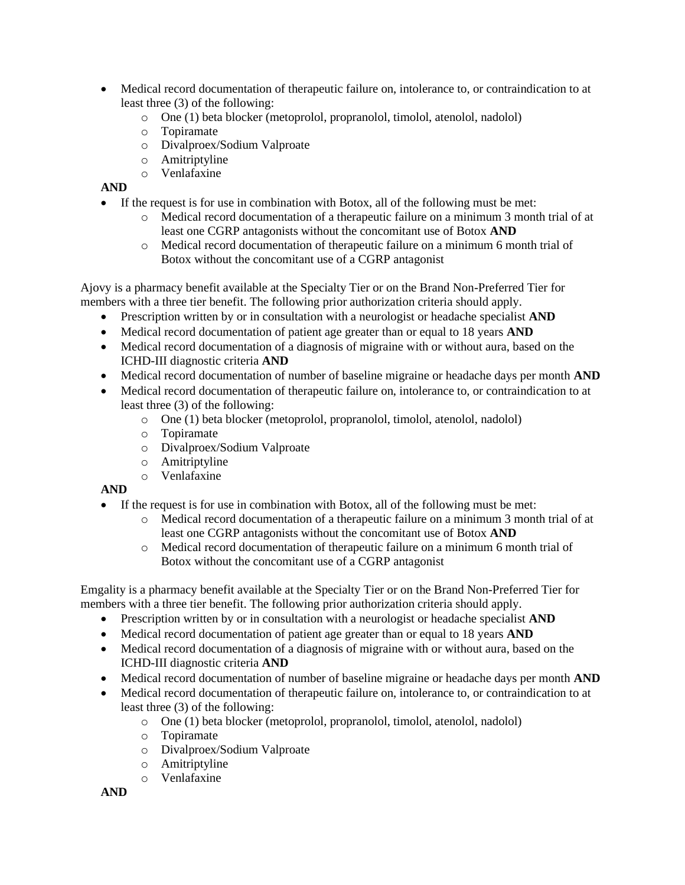- Medical record documentation of therapeutic failure on, intolerance to, or contraindication to at least three (3) of the following:
    - One (1) beta blocker (metoprolol, propranolol, timolol, atenolol, nadolol)
    - Topiramate
    - Divalproex/Sodium Valproate
    - Amitriptyline
    - Venlafaxine

**AND**

- If the request is for use in combination with Botox, all of the following must be met:
    - Medical record documentation of a therapeutic failure on a minimum 3 month trial of at least one CGRP antagonists without the concomitant use of Botox **AND**
    - Medical record documentation of therapeutic failure on a minimum 6 month trial of Botox without the concomitant use of a CGRP antagonist

Ajovy is a pharmacy benefit available at the Specialty Tier or on the Brand Non-Preferred Tier for members with a three tier benefit. The following prior authorization criteria should apply.

- Prescription written by or in consultation with a neurologist or headache specialist **AND**
- Medical record documentation of patient age greater than or equal to 18 years **AND**
- Medical record documentation of a diagnosis of migraine with or without aura, based on the ICHD-III diagnostic criteria **AND**
- Medical record documentation of number of baseline migraine or headache days per month **AND**
- Medical record documentation of therapeutic failure on, intolerance to, or contraindication to at least three (3) of the following:
    - One (1) beta blocker (metoprolol, propranolol, timolol, atenolol, nadolol)
    - Topiramate
    - Divalproex/Sodium Valproate
    - Amitriptyline
    - Venlafaxine

**AND**

- If the request is for use in combination with Botox, all of the following must be met:
    - Medical record documentation of a therapeutic failure on a minimum 3 month trial of at least one CGRP antagonists without the concomitant use of Botox **AND**
    - Medical record documentation of therapeutic failure on a minimum 6 month trial of Botox without the concomitant use of a CGRP antagonist

Emgality is a pharmacy benefit available at the Specialty Tier or on the Brand Non-Preferred Tier for members with a three tier benefit. The following prior authorization criteria should apply.

- Prescription written by or in consultation with a neurologist or headache specialist **AND**
- Medical record documentation of patient age greater than or equal to 18 years **AND**
- Medical record documentation of a diagnosis of migraine with or without aura, based on the ICHD-III diagnostic criteria **AND**
- Medical record documentation of number of baseline migraine or headache days per month **AND**
- Medical record documentation of therapeutic failure on, intolerance to, or contraindication to at least three (3) of the following:
    - One (1) beta blocker (metoprolol, propranolol, timolol, atenolol, nadolol)
    - Topiramate
    - Divalproex/Sodium Valproate
    - Amitriptyline
    - Venlafaxine

**AND**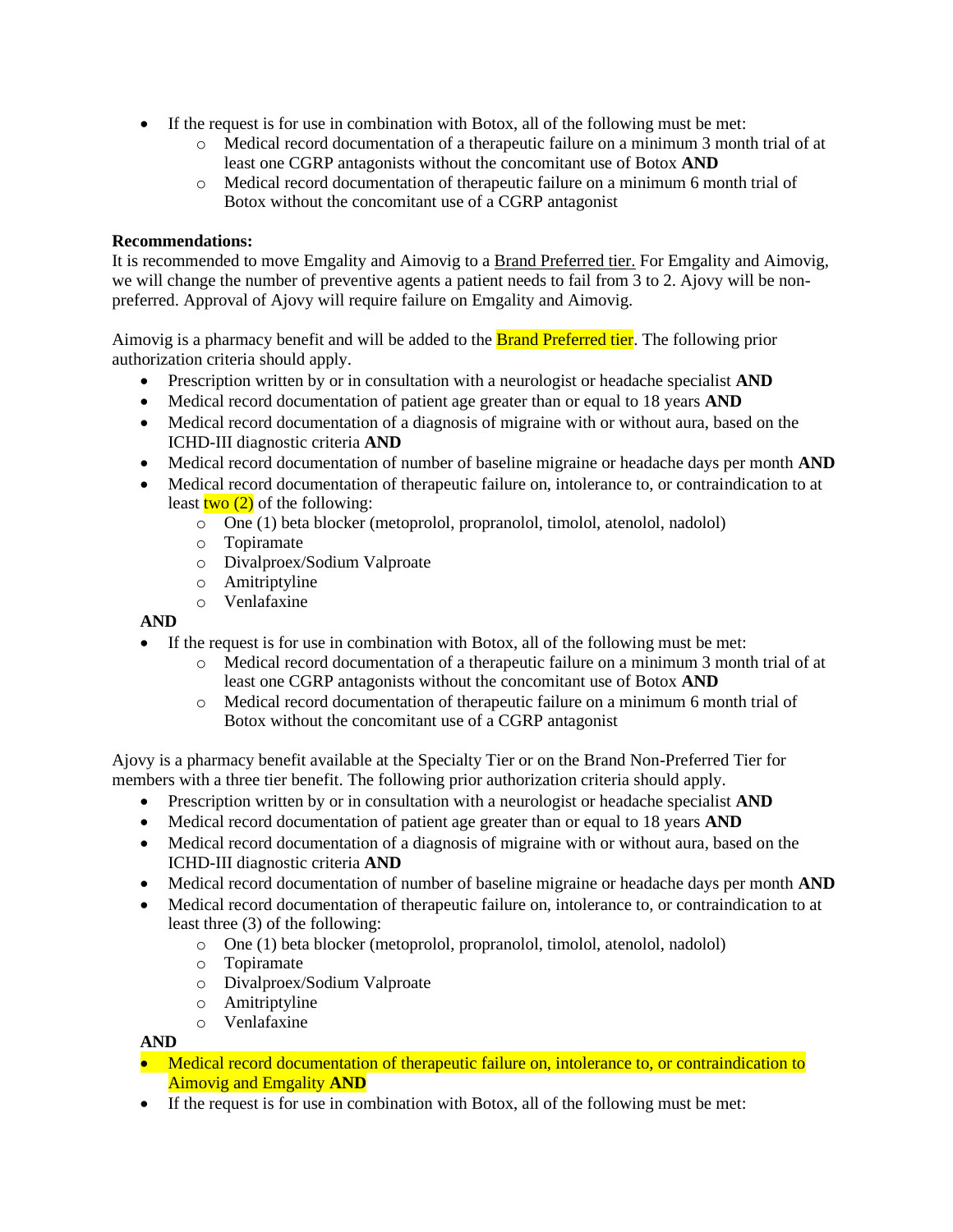- If the request is for use in combination with Botox, all of the following must be met:
  - Medical record documentation of a therapeutic failure on a minimum 3 month trial of at least one CGRP antagonists without the concomitant use of Botox **AND**
  - Medical record documentation of therapeutic failure on a minimum 6 month trial of Botox without the concomitant use of a CGRP antagonist

**Recommendations:**
It is recommended to move Emgality and Aimovig to a Brand Preferred tier. For Emgality and Aimovig, we will change the number of preventive agents a patient needs to fail from 3 to 2. Ajovy will be non-preferred. Approval of Ajovy will require failure on Emgality and Aimovig.

Aimovig is a pharmacy benefit and will be added to the Brand Preferred tier. The following prior authorization criteria should apply.

- Prescription written by or in consultation with a neurologist or headache specialist **AND**
- Medical record documentation of patient age greater than or equal to 18 years **AND**
- Medical record documentation of a diagnosis of migraine with or without aura, based on the ICHD-III diagnostic criteria **AND**
- Medical record documentation of number of baseline migraine or headache days per month **AND**
- Medical record documentation of therapeutic failure on, intolerance to, or contraindication to at least two (2) of the following:
  - One (1) beta blocker (metoprolol, propranolol, timolol, atenolol, nadolol)
  - Topiramate
  - Divalproex/Sodium Valproate
  - Amitriptyline
  - Venlafaxine

  **AND**
- If the request is for use in combination with Botox, all of the following must be met:
  - Medical record documentation of a therapeutic failure on a minimum 3 month trial of at least one CGRP antagonists without the concomitant use of Botox **AND**
  - Medical record documentation of therapeutic failure on a minimum 6 month trial of Botox without the concomitant use of a CGRP antagonist

Ajovy is a pharmacy benefit available at the Specialty Tier or on the Brand Non-Preferred Tier for members with a three tier benefit. The following prior authorization criteria should apply.

- Prescription written by or in consultation with a neurologist or headache specialist **AND**
- Medical record documentation of patient age greater than or equal to 18 years **AND**
- Medical record documentation of a diagnosis of migraine with or without aura, based on the ICHD-III diagnostic criteria **AND**
- Medical record documentation of number of baseline migraine or headache days per month **AND**
- Medical record documentation of therapeutic failure on, intolerance to, or contraindication to at least three (3) of the following:
  - One (1) beta blocker (metoprolol, propranolol, timolol, atenolol, nadolol)
  - Topiramate
  - Divalproex/Sodium Valproate
  - Amitriptyline
  - Venlafaxine

  **AND**
- Medical record documentation of therapeutic failure on, intolerance to, or contraindication to Aimovig and Emgality **AND**
- If the request is for use in combination with Botox, all of the following must be met: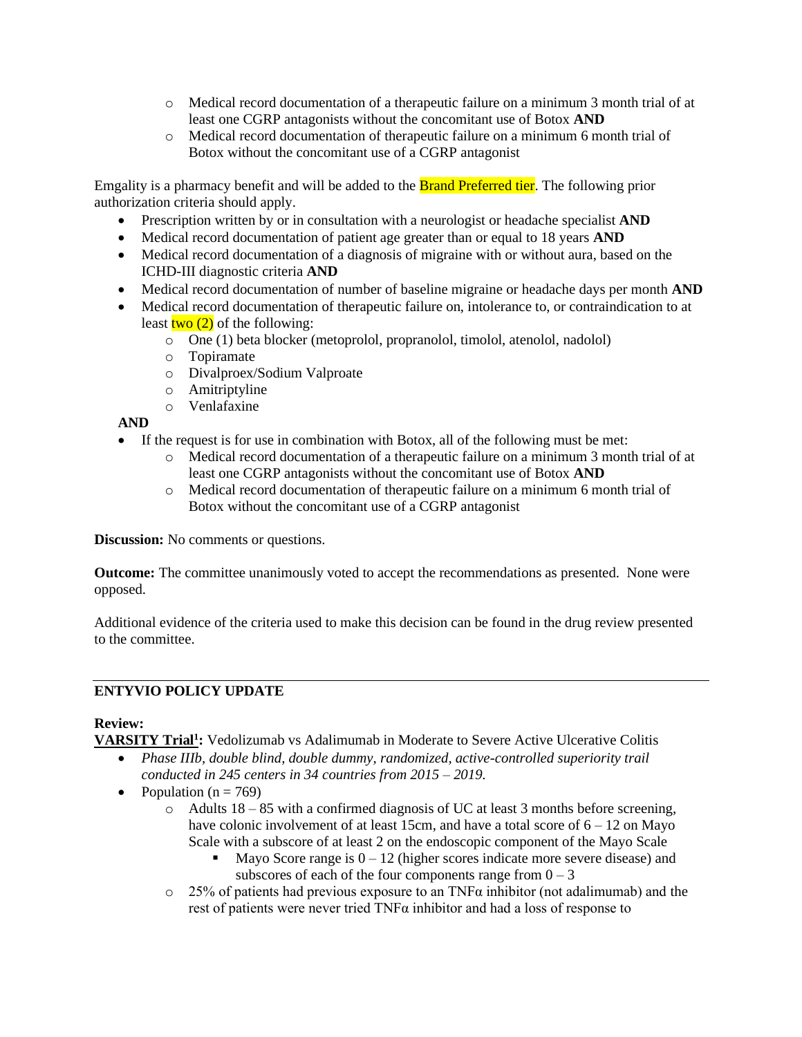- Medical record documentation of a therapeutic failure on a minimum 3 month trial of at least one CGRP antagonists without the concomitant use of Botox **AND**
  - Medical record documentation of therapeutic failure on a minimum 6 month trial of Botox without the concomitant use of a CGRP antagonist

Emgality is a pharmacy benefit and will be added to the Brand Preferred tier. The following prior authorization criteria should apply.

- Prescription written by or in consultation with a neurologist or headache specialist **AND**
- Medical record documentation of patient age greater than or equal to 18 years **AND**
- Medical record documentation of a diagnosis of migraine with or without aura, based on the ICHD-III diagnostic criteria **AND**
- Medical record documentation of number of baseline migraine or headache days per month **AND**
- Medical record documentation of therapeutic failure on, intolerance to, or contraindication to at least two (2) of the following:
  - One (1) beta blocker (metoprolol, propranolol, timolol, atenolol, nadolol)
  - Topiramate
  - Divalproex/Sodium Valproate
  - Amitriptyline
  - Venlafaxine

**AND**

- If the request is for use in combination with Botox, all of the following must be met:
  - Medical record documentation of a therapeutic failure on a minimum 3 month trial of at least one CGRP antagonists without the concomitant use of Botox **AND**
  - Medical record documentation of therapeutic failure on a minimum 6 month trial of Botox without the concomitant use of a CGRP antagonist

**Discussion:** No comments or questions.

**Outcome:** The committee unanimously voted to accept the recommendations as presented. None were opposed.

Additional evidence of the criteria used to make this decision can be found in the drug review presented to the committee.

---

**ENTYVIO POLICY UPDATE**

**Review:**

**VARSITY Trial[1]:** Vedolizumab vs Adalimumab in Moderate to Severe Active Ulcerative Colitis

- *Phase IIIb, double blind, double dummy, randomized, active-controlled superiority trail conducted in 245 centers in 34 countries from 2015 – 2019.*
- Population (n = 769)
  - Adults 18 – 85 with a confirmed diagnosis of UC at least 3 months before screening, have colonic involvement of at least 15cm, and have a total score of 6 – 12 on Mayo Scale with a subscore of at least 2 on the endoscopic component of the Mayo Scale
    - Mayo Score range is 0 – 12 (higher scores indicate more severe disease) and subscores of each of the four components range from 0 – 3
  - 25% of patients had previous exposure to an TNFα inhibitor (not adalimumab) and the rest of patients were never tried TNFα inhibitor and had a loss of response to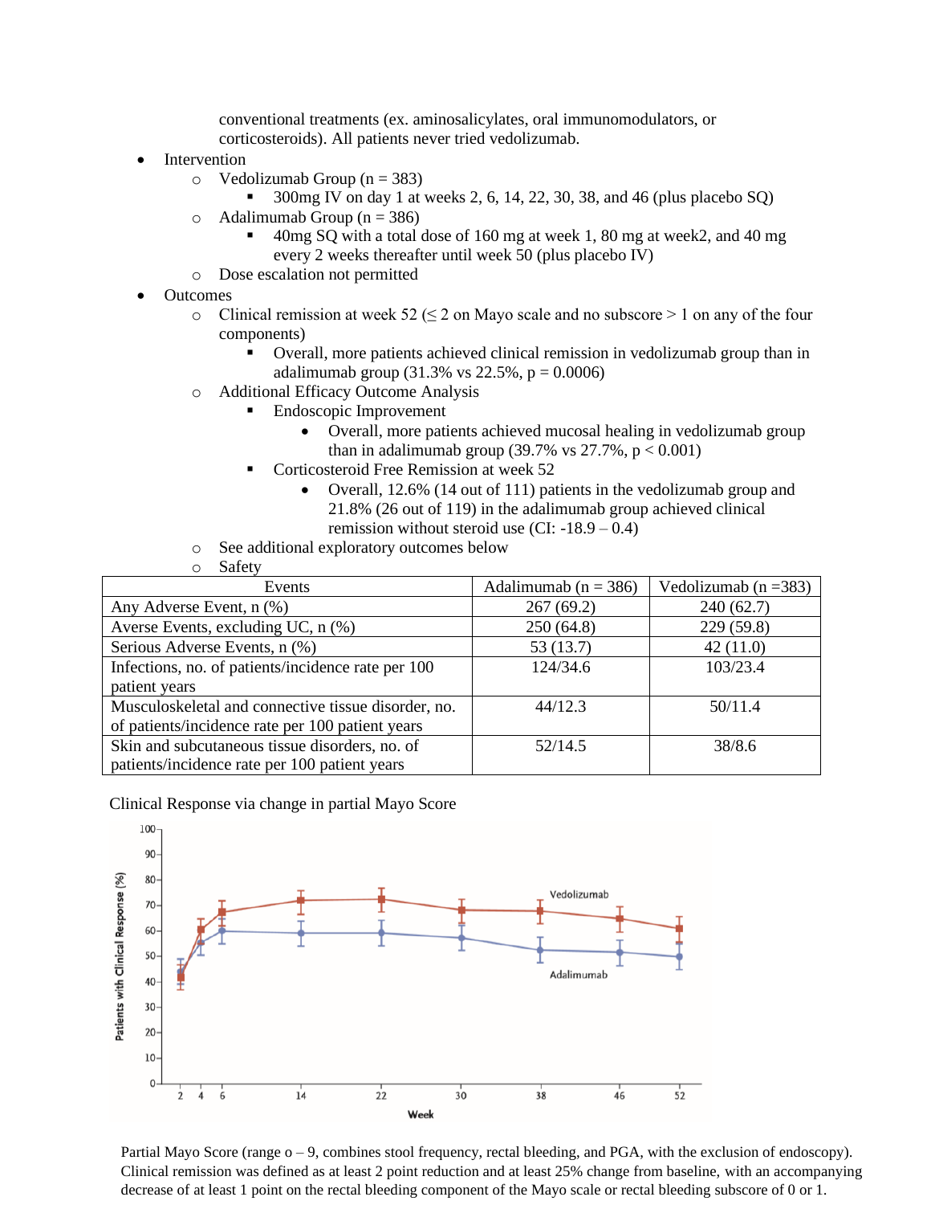conventional treatments (ex. aminosalicylates, oral immunomodulators, or corticosteroids). All patients never tried vedolizumab.

- Intervention
  - Vedolizumab Group (n = 383)
    - 300mg IV on day 1 at weeks 2, 6, 14, 22, 30, 38, and 46 (plus placebo SQ)
  - Adalimumab Group (n = 386)
    - 40mg SQ with a total dose of 160 mg at week 1, 80 mg at week2, and 40 mg every 2 weeks thereafter until week 50 (plus placebo IV)
  - Dose escalation not permitted
- Outcomes
  - Clinical remission at week 52 (≤ 2 on Mayo scale and no subscore > 1 on any of the four components)
    - Overall, more patients achieved clinical remission in vedolizumab group than in adalimumab group (31.3% vs 22.5%, p = 0.0006)
  - Additional Efficacy Outcome Analysis
    - Endoscopic Improvement
      - Overall, more patients achieved mucosal healing in vedolizumab group than in adalimumab group (39.7% vs 27.7%, p < 0.001)
    - Corticosteroid Free Remission at week 52
      - Overall, 12.6% (14 out of 111) patients in the vedolizumab group and 21.8% (26 out of 119) in the adalimumab group achieved clinical remission without steroid use (CI: -18.9 – 0.4)
  - See additional exploratory outcomes below
  - Safety

| Events | Adalimumab (n = 386) | Vedolizumab (n =383) |
|---|---|---|
| Any Adverse Event, n (%) | 267 (69.2) | 240 (62.7) |
| Averse Events, excluding UC, n (%) | 250 (64.8) | 229 (59.8) |
| Serious Adverse Events, n (%) | 53 (13.7) | 42 (11.0) |
| Infections, no. of patients/incidence rate per 100 patient years | 124/34.6 | 103/23.4 |
| Musculoskeletal and connective tissue disorder, no. of patients/incidence rate per 100 patient years | 44/12.3 | 50/11.4 |
| Skin and subcutaneous tissue disorders, no. of patients/incidence rate per 100 patient years | 52/14.5 | 38/8.6 |

Clinical Response via change in partial Mayo Score

Partial Mayo Score (range o – 9, combines stool frequency, rectal bleeding, and PGA, with the exclusion of endoscopy). Clinical remission was defined as at least 2 point reduction and at least 25% change from baseline, with an accompanying decrease of at least 1 point on the rectal bleeding component of the Mayo scale or rectal bleeding subscore of 0 or 1.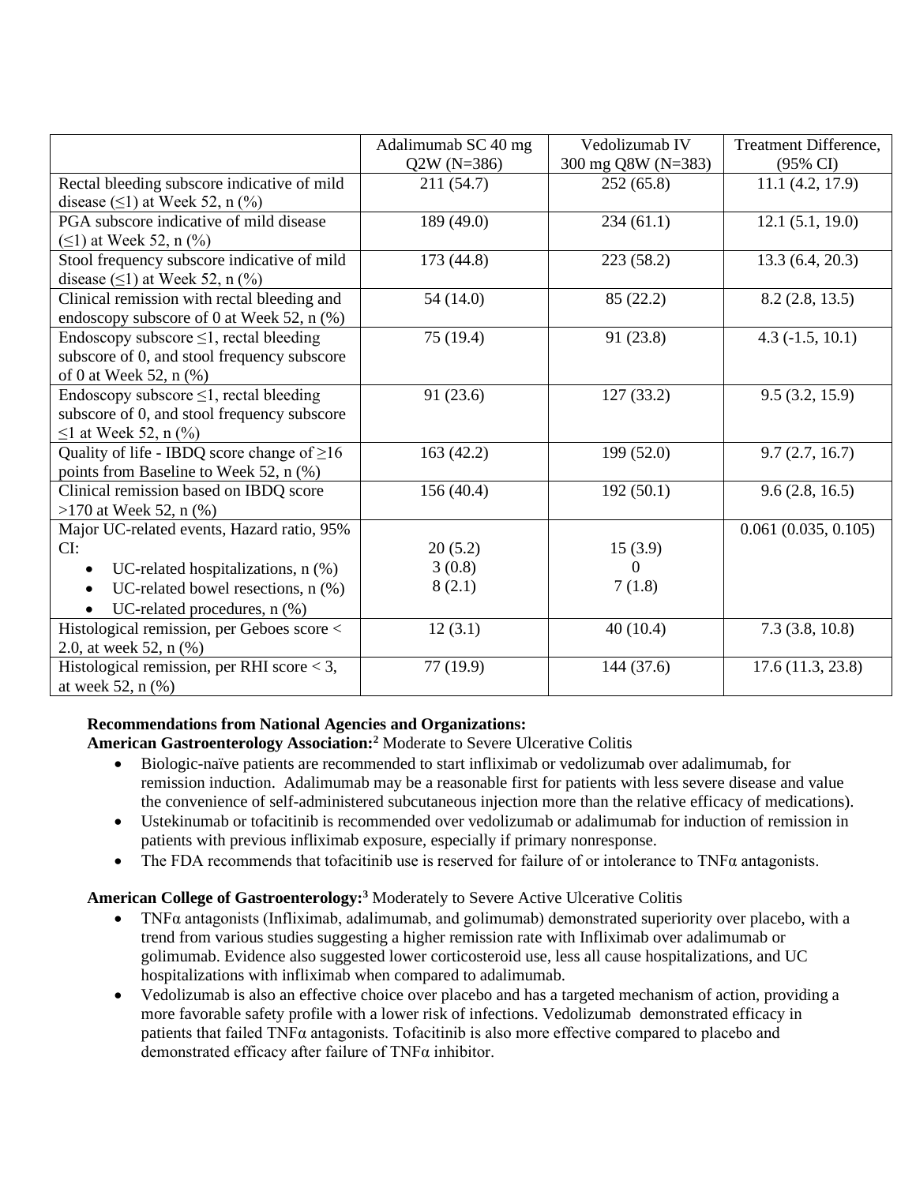| | Adalimumab SC 40 mg Q2W (N=386) | Vedolizumab IV 300 mg Q8W (N=383) | Treatment Difference, (95% CI) |
|---|---|---|---|
| Rectal bleeding subscore indicative of mild disease (≤1) at Week 52, n (%) | 211 (54.7) | 252 (65.8) | 11.1 (4.2, 17.9) |
| PGA subscore indicative of mild disease (≤1) at Week 52, n (%) | 189 (49.0) | 234 (61.1) | 12.1 (5.1, 19.0) |
| Stool frequency subscore indicative of mild disease (≤1) at Week 52, n (%) | 173 (44.8) | 223 (58.2) | 13.3 (6.4, 20.3) |
| Clinical remission with rectal bleeding and endoscopy subscore of 0 at Week 52, n (%) | 54 (14.0) | 85 (22.2) | 8.2 (2.8, 13.5) |
| Endoscopy subscore ≤1, rectal bleeding subscore of 0, and stool frequency subscore of 0 at Week 52, n (%) | 75 (19.4) | 91 (23.8) | 4.3 (-1.5, 10.1) |
| Endoscopy subscore ≤1, rectal bleeding subscore of 0, and stool frequency subscore ≤1 at Week 52, n (%) | 91 (23.6) | 127 (33.2) | 9.5 (3.2, 15.9) |
| Quality of life - IBDQ score change of ≥16 points from Baseline to Week 52, n (%) | 163 (42.2) | 199 (52.0) | 9.7 (2.7, 16.7) |
| Clinical remission based on IBDQ score >170 at Week 52, n (%) | 156 (40.4) | 192 (50.1) | 9.6 (2.8, 16.5) |
| Major UC-related events, Hazard ratio, 95% CI: | | | 0.061 (0.035, 0.105) |
| • UC-related hospitalizations, n (%) | 20 (5.2) | 15 (3.9) | |
| • UC-related bowel resections, n (%) | 3 (0.8) | 0 | |
| • UC-related procedures, n (%) | 8 (2.1) | 7 (1.8) | |
| Histological remission, per Geboes score < 2.0, at week 52, n (%) | 12 (3.1) | 40 (10.4) | 7.3 (3.8, 10.8) |
| Histological remission, per RHI score < 3, at week 52, n (%) | 77 (19.9) | 144 (37.6) | 17.6 (11.3, 23.8) |

**Recommendations from National Agencies and Organizations:**

**American Gastroenterology Association:[2]** Moderate to Severe Ulcerative Colitis

- Biologic-naïve patients are recommended to start infliximab or vedolizumab over adalimumab, for remission induction. Adalimumab may be a reasonable first for patients with less severe disease and value the convenience of self-administered subcutaneous injection more than the relative efficacy of medications).
- Ustekinumab or tofacitinib is recommended over vedolizumab or adalimumab for induction of remission in patients with previous infliximab exposure, especially if primary nonresponse.
- The FDA recommends that tofacitinib use is reserved for failure of or intolerance to TNFα antagonists.

**American College of Gastroenterology:[3]** Moderately to Severe Active Ulcerative Colitis

- TNFα antagonists (Infliximab, adalimumab, and golimumab) demonstrated superiority over placebo, with a trend from various studies suggesting a higher remission rate with Infliximab over adalimumab or golimumab. Evidence also suggested lower corticosteroid use, less all cause hospitalizations, and UC hospitalizations with infliximab when compared to adalimumab.
- Vedolizumab is also an effective choice over placebo and has a targeted mechanism of action, providing a more favorable safety profile with a lower risk of infections. Vedolizumab demonstrated efficacy in patients that failed TNFα antagonists. Tofacitinib is also more effective compared to placebo and demonstrated efficacy after failure of TNFα inhibitor.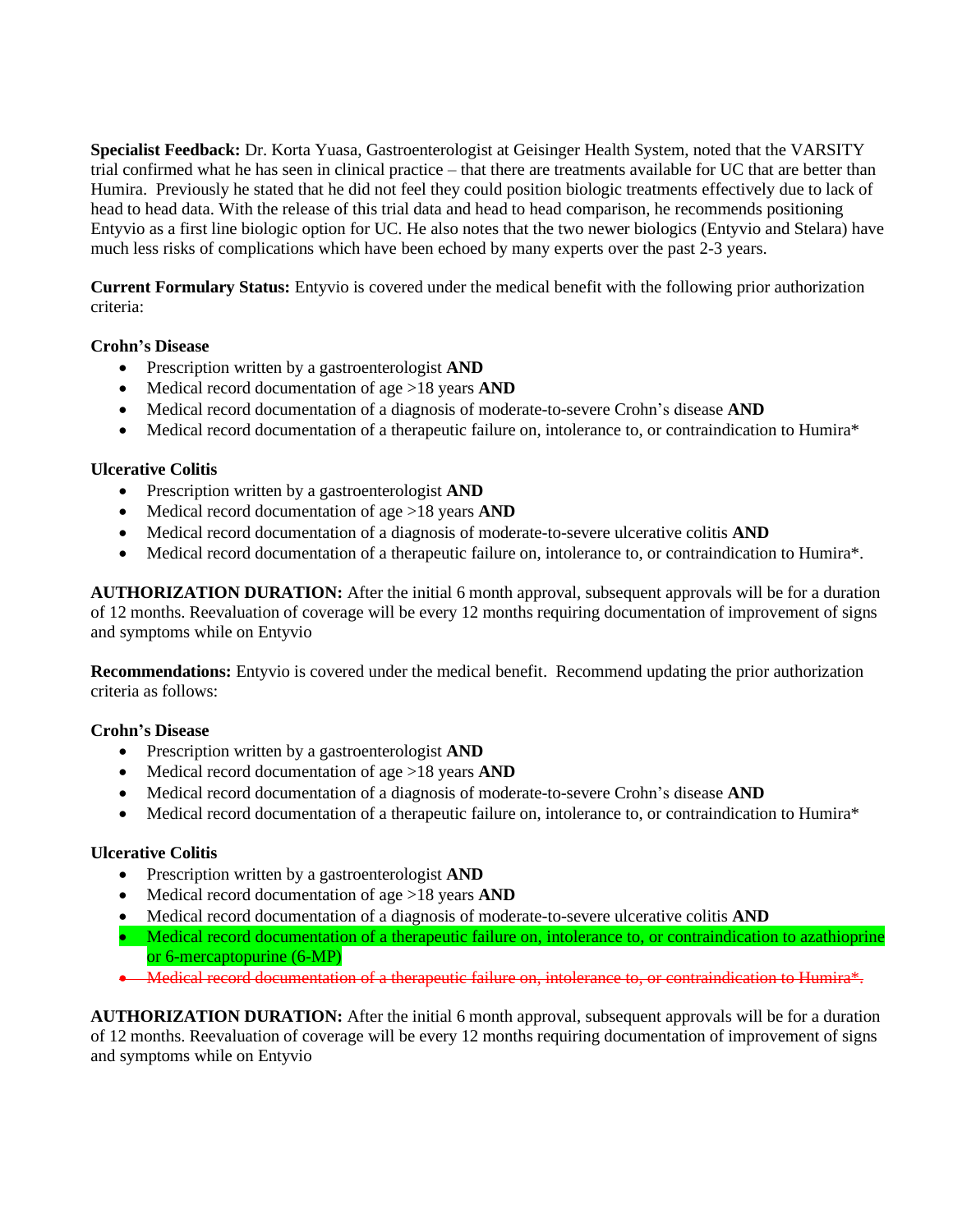**Specialist Feedback:** Dr. Korta Yuasa, Gastroenterologist at Geisinger Health System, noted that the VARSITY trial confirmed what he has seen in clinical practice – that there are treatments available for UC that are better than Humira. Previously he stated that he did not feel they could position biologic treatments effectively due to lack of head to head data. With the release of this trial data and head to head comparison, he recommends positioning Entyvio as a first line biologic option for UC. He also notes that the two newer biologics (Entyvio and Stelara) have much less risks of complications which have been echoed by many experts over the past 2-3 years.

**Current Formulary Status:** Entyvio is covered under the medical benefit with the following prior authorization criteria:

**Crohn's Disease**

- Prescription written by a gastroenterologist **AND**
- Medical record documentation of age >18 years **AND**
- Medical record documentation of a diagnosis of moderate-to-severe Crohn's disease **AND**
- Medical record documentation of a therapeutic failure on, intolerance to, or contraindication to Humira*

**Ulcerative Colitis**

- Prescription written by a gastroenterologist **AND**
- Medical record documentation of age >18 years **AND**
- Medical record documentation of a diagnosis of moderate-to-severe ulcerative colitis **AND**
- Medical record documentation of a therapeutic failure on, intolerance to, or contraindication to Humira*.

**AUTHORIZATION DURATION:** After the initial 6 month approval, subsequent approvals will be for a duration of 12 months. Reevaluation of coverage will be every 12 months requiring documentation of improvement of signs and symptoms while on Entyvio

**Recommendations:** Entyvio is covered under the medical benefit. Recommend updating the prior authorization criteria as follows:

**Crohn's Disease**

- Prescription written by a gastroenterologist **AND**
- Medical record documentation of age >18 years **AND**
- Medical record documentation of a diagnosis of moderate-to-severe Crohn's disease **AND**
- Medical record documentation of a therapeutic failure on, intolerance to, or contraindication to Humira*

**Ulcerative Colitis**

- Prescription written by a gastroenterologist **AND**
- Medical record documentation of age >18 years **AND**
- Medical record documentation of a diagnosis of moderate-to-severe ulcerative colitis **AND**
- Medical record documentation of a therapeutic failure on, intolerance to, or contraindication to azathioprine or 6-mercaptopurine (6-MP)
- ~~Medical record documentation of a therapeutic failure on, intolerance to, or contraindication to Humira*.~~

**AUTHORIZATION DURATION:** After the initial 6 month approval, subsequent approvals will be for a duration of 12 months. Reevaluation of coverage will be every 12 months requiring documentation of improvement of signs and symptoms while on Entyvio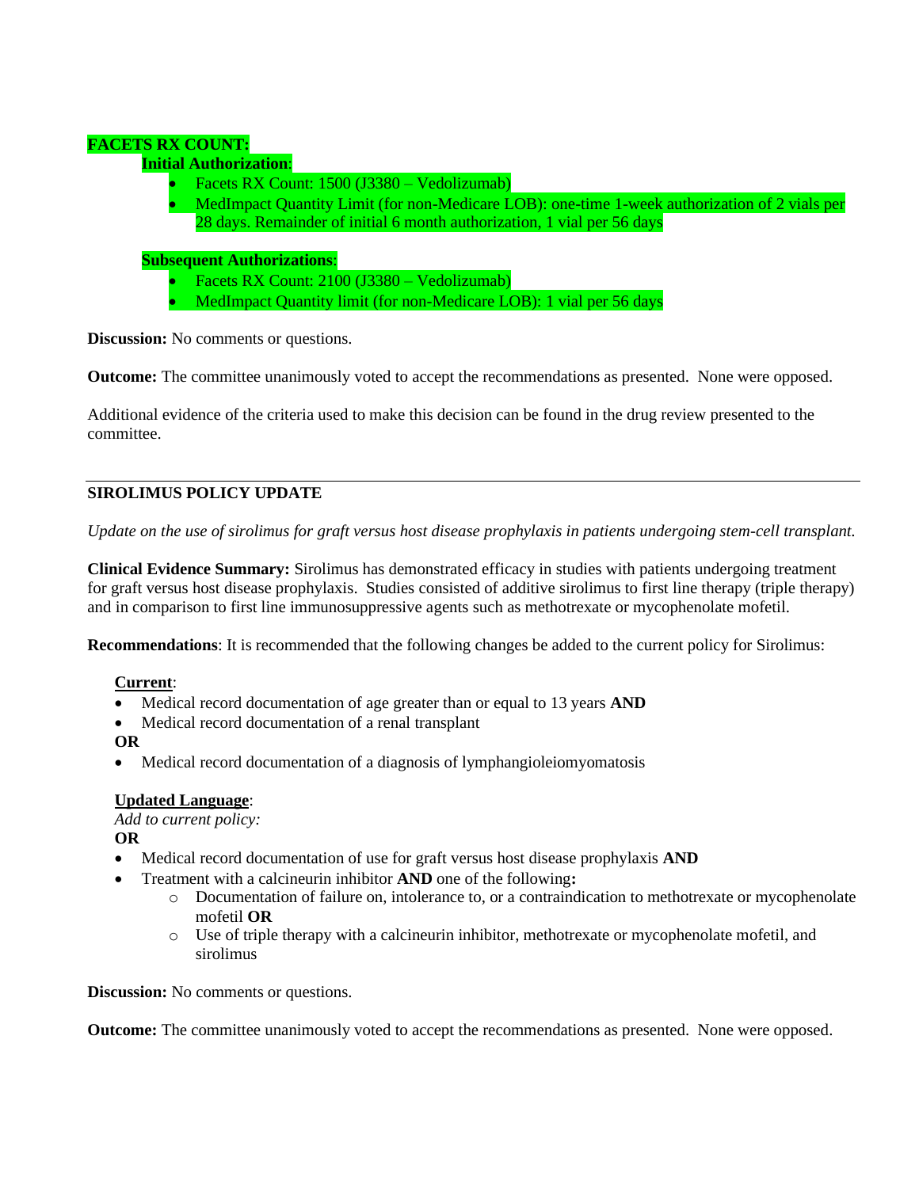**FACETS RX COUNT:**

**Initial Authorization**:

- Facets RX Count: 1500 (J3380 – Vedolizumab)
- MedImpact Quantity Limit (for non-Medicare LOB): one-time 1-week authorization of 2 vials per 28 days. Remainder of initial 6 month authorization, 1 vial per 56 days

**Subsequent Authorizations**:

- Facets RX Count: 2100 (J3380 – Vedolizumab)
- MedImpact Quantity limit (for non-Medicare LOB): 1 vial per 56 days

**Discussion:** No comments or questions.

**Outcome:** The committee unanimously voted to accept the recommendations as presented. None were opposed.

Additional evidence of the criteria used to make this decision can be found in the drug review presented to the committee.

---

**SIROLIMUS POLICY UPDATE**

*Update on the use of sirolimus for graft versus host disease prophylaxis in patients undergoing stem-cell transplant.*

**Clinical Evidence Summary:** Sirolimus has demonstrated efficacy in studies with patients undergoing treatment for graft versus host disease prophylaxis. Studies consisted of additive sirolimus to first line therapy (triple therapy) and in comparison to first line immunosuppressive agents such as methotrexate or mycophenolate mofetil.

**Recommendations**: It is recommended that the following changes be added to the current policy for Sirolimus:

**Current**:

- Medical record documentation of age greater than or equal to 13 years **AND**
- Medical record documentation of a renal transplant

**OR**

- Medical record documentation of a diagnosis of lymphangioleiomyomatosis

**Updated Language**:

*Add to current policy:*

**OR**

- Medical record documentation of use for graft versus host disease prophylaxis **AND**
- Treatment with a calcineurin inhibitor **AND** one of the following**:**
  - Documentation of failure on, intolerance to, or a contraindication to methotrexate or mycophenolate mofetil **OR**
  - Use of triple therapy with a calcineurin inhibitor, methotrexate or mycophenolate mofetil, and sirolimus

**Discussion:** No comments or questions.

**Outcome:** The committee unanimously voted to accept the recommendations as presented. None were opposed.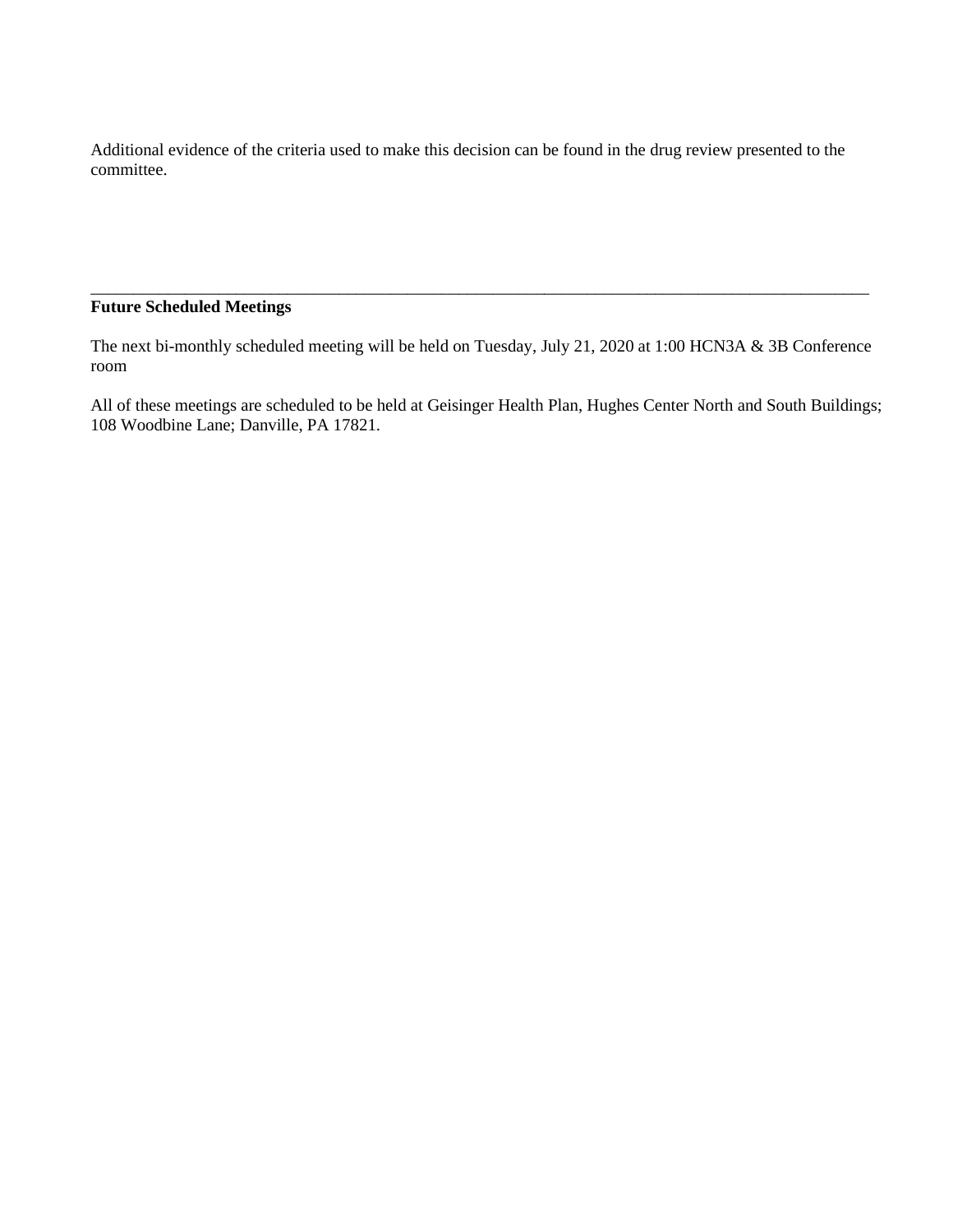Additional evidence of the criteria used to make this decision can be found in the drug review presented to the committee.

---

**Future Scheduled Meetings**

The next bi-monthly scheduled meeting will be held on Tuesday, July 21, 2020 at 1:00 HCN3A & 3B Conference room

All of these meetings are scheduled to be held at Geisinger Health Plan, Hughes Center North and South Buildings; 108 Woodbine Lane; Danville, PA 17821.